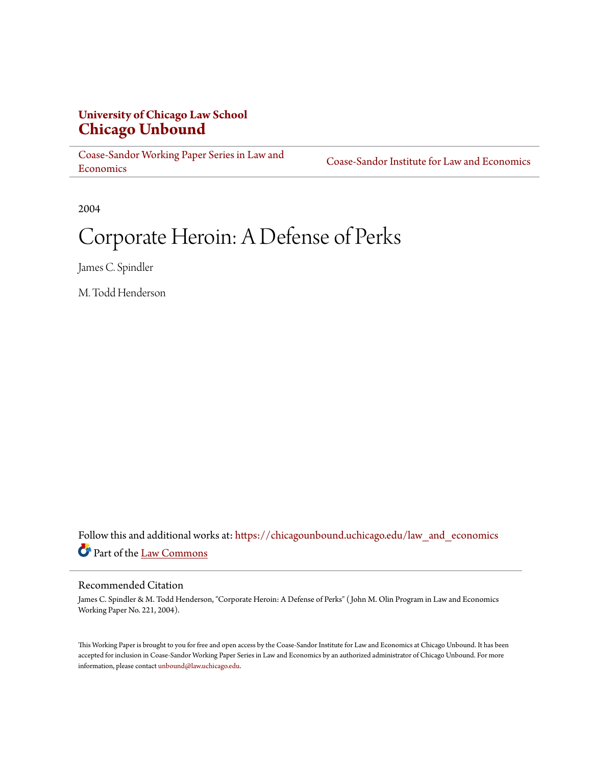**University of Chicago Law School**
**Chicago Unbound**

Coase-Sandor Working Paper Series in Law and Economics | Coase-Sandor Institute for Law and Economics

2004

# Corporate Heroin: A Defense of Perks

James C. Spindler

M. Todd Henderson

Follow this and additional works at: https://chicagounbound.uchicago.edu/law_and_economics

Part of the Law Commons

## Recommended Citation

James C. Spindler & M. Todd Henderson, "Corporate Heroin: A Defense of Perks" (John M. Olin Program in Law and Economics Working Paper No. 221, 2004).

This Working Paper is brought to you for free and open access by the Coase-Sandor Institute for Law and Economics at Chicago Unbound. It has been accepted for inclusion in Coase-Sandor Working Paper Series in Law and Economics by an authorized administrator of Chicago Unbound. For more information, please contact unbound@law.uchicago.edu.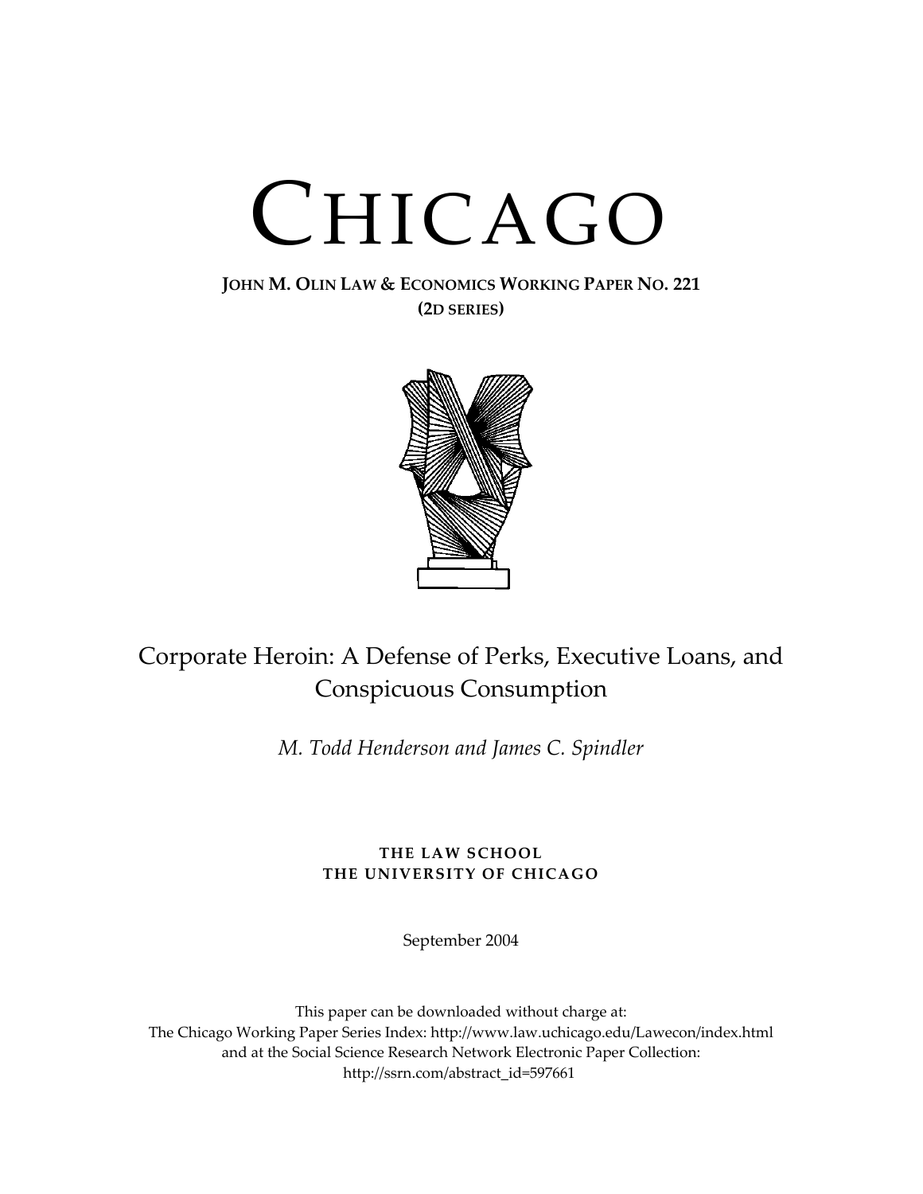# CHICAGO

**JOHN M. OLIN LAW & ECONOMICS WORKING PAPER NO. 221**
**(2D SERIES)**

## Corporate Heroin: A Defense of Perks, Executive Loans, and Conspicuous Consumption

*M. Todd Henderson and James C. Spindler*

**THE LAW SCHOOL**
**THE UNIVERSITY OF CHICAGO**

September 2004

This paper can be downloaded without charge at:
The Chicago Working Paper Series Index: http://www.law.uchicago.edu/Lawecon/index.html
and at the Social Science Research Network Electronic Paper Collection:
http://ssrn.com/abstract_id=597661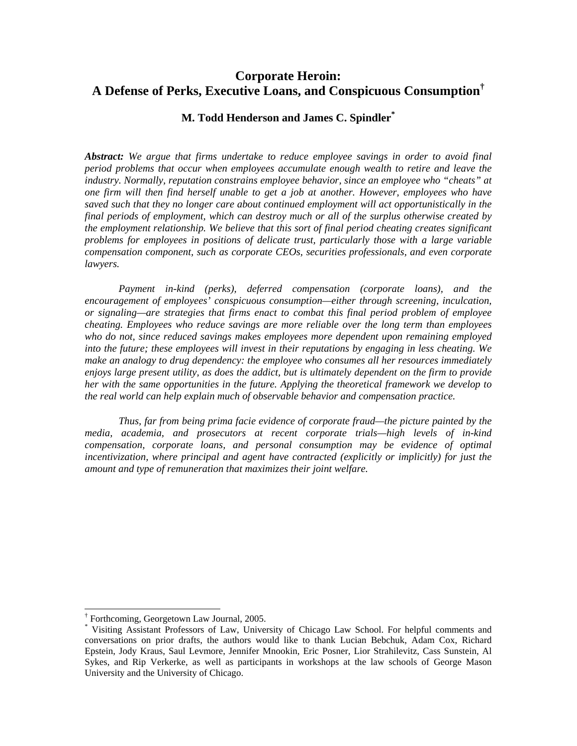# Corporate Heroin: A Defense of Perks, Executive Loans, and Conspicuous Consumption[†]

**M. Todd Henderson and James C. Spindler[*]**

***Abstract:*** *We argue that firms undertake to reduce employee savings in order to avoid final period problems that occur when employees accumulate enough wealth to retire and leave the industry. Normally, reputation constrains employee behavior, since an employee who "cheats" at one firm will then find herself unable to get a job at another. However, employees who have saved such that they no longer care about continued employment will act opportunistically in the final periods of employment, which can destroy much or all of the surplus otherwise created by the employment relationship. We believe that this sort of final period cheating creates significant problems for employees in positions of delicate trust, particularly those with a large variable compensation component, such as corporate CEOs, securities professionals, and even corporate lawyers.*

*Payment in-kind (perks), deferred compensation (corporate loans), and the encouragement of employees' conspicuous consumption—either through screening, inculcation, or signaling—are strategies that firms enact to combat this final period problem of employee cheating. Employees who reduce savings are more reliable over the long term than employees who do not, since reduced savings makes employees more dependent upon remaining employed into the future; these employees will invest in their reputations by engaging in less cheating. We make an analogy to drug dependency: the employee who consumes all her resources immediately enjoys large present utility, as does the addict, but is ultimately dependent on the firm to provide her with the same opportunities in the future. Applying the theoretical framework we develop to the real world can help explain much of observable behavior and compensation practice.*

*Thus, far from being prima facie evidence of corporate fraud—the picture painted by the media, academia, and prosecutors at recent corporate trials—high levels of in-kind compensation, corporate loans, and personal consumption may be evidence of optimal incentivization, where principal and agent have contracted (explicitly or implicitly) for just the amount and type of remuneration that maximizes their joint welfare.*

---

[†] Forthcoming, Georgetown Law Journal, 2005.

[*] Visiting Assistant Professors of Law, University of Chicago Law School. For helpful comments and conversations on prior drafts, the authors would like to thank Lucian Bebchuk, Adam Cox, Richard Epstein, Jody Kraus, Saul Levmore, Jennifer Mnookin, Eric Posner, Lior Strahilevitz, Cass Sunstein, Al Sykes, and Rip Verkerke, as well as participants in workshops at the law schools of George Mason University and the University of Chicago.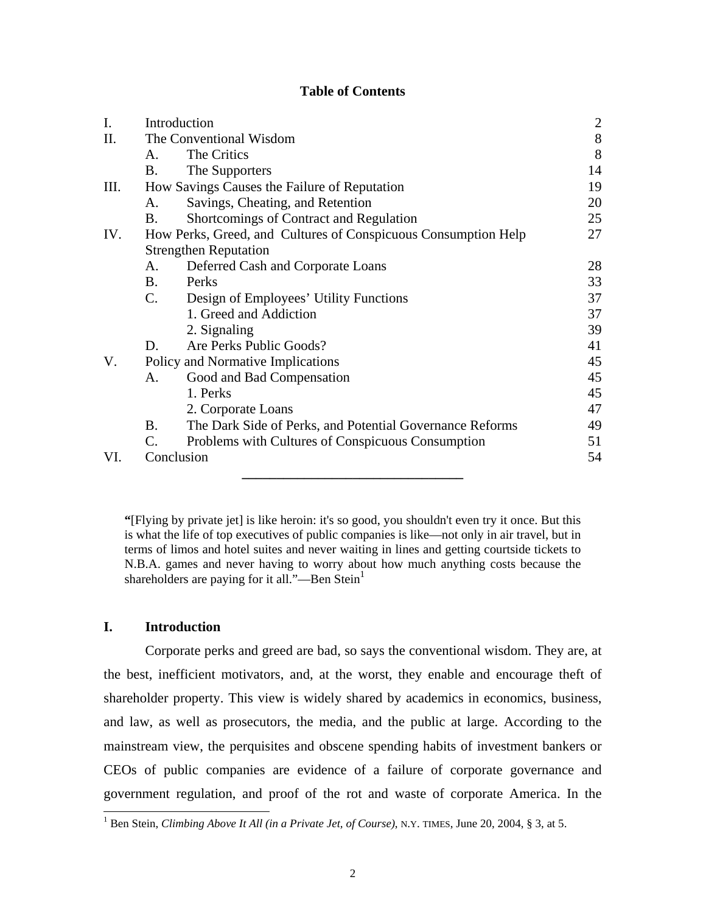**Table of Contents**

| | | | |
|---|---|---|---|
| I. | Introduction | | 2 |
| II. | The Conventional Wisdom | | 8 |
| | A. | The Critics | 8 |
| | B. | The Supporters | 14 |
| III. | How Savings Causes the Failure of Reputation | | 19 |
| | A. | Savings, Cheating, and Retention | 20 |
| | B. | Shortcomings of Contract and Regulation | 25 |
| IV. | How Perks, Greed, and Cultures of Conspicuous Consumption Help Strengthen Reputation | | 27 |
| | A. | Deferred Cash and Corporate Loans | 28 |
| | B. | Perks | 33 |
| | C. | Design of Employees' Utility Functions | 37 |
| | | 1. Greed and Addiction | 37 |
| | | 2. Signaling | 39 |
| | D. | Are Perks Public Goods? | 41 |
| V. | Policy and Normative Implications | | 45 |
| | A. | Good and Bad Compensation | 45 |
| | | 1. Perks | 45 |
| | | 2. Corporate Loans | 47 |
| | B. | The Dark Side of Perks, and Potential Governance Reforms | 49 |
| | C. | Problems with Cultures of Conspicuous Consumption | 51 |
| VI. | Conclusion | | 54 |

---

> **"**[Flying by private jet] is like heroin: it's so good, you shouldn't even try it once. But this is what the life of top executives of public companies is like—not only in air travel, but in terms of limos and hotel suites and never waiting in lines and getting courtside tickets to N.B.A. games and never having to worry about how much anything costs because the shareholders are paying for it all."—Ben Stein[1]

## I. Introduction

Corporate perks and greed are bad, so says the conventional wisdom. They are, at the best, inefficient motivators, and, at the worst, they enable and encourage theft of shareholder property. This view is widely shared by academics in economics, business, and law, as well as prosecutors, the media, and the public at large. According to the mainstream view, the perquisites and obscene spending habits of investment bankers or CEOs of public companies are evidence of a failure of corporate governance and government regulation, and proof of the rot and waste of corporate America. In the

---

[1] Ben Stein, *Climbing Above It All (in a Private Jet, of Course)*, N.Y. TIMES, June 20, 2004, § 3, at 5.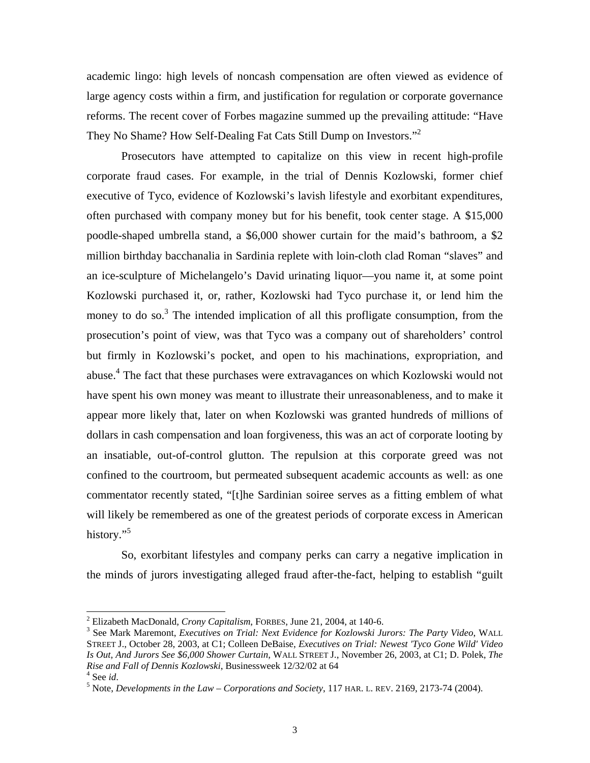academic lingo: high levels of noncash compensation are often viewed as evidence of large agency costs within a firm, and justification for regulation or corporate governance reforms. The recent cover of Forbes magazine summed up the prevailing attitude: "Have They No Shame? How Self-Dealing Fat Cats Still Dump on Investors."[2]

Prosecutors have attempted to capitalize on this view in recent high-profile corporate fraud cases. For example, in the trial of Dennis Kozlowski, former chief executive of Tyco, evidence of Kozlowski's lavish lifestyle and exorbitant expenditures, often purchased with company money but for his benefit, took center stage. A $15,000 poodle-shaped umbrella stand, a $6,000 shower curtain for the maid's bathroom, a $2 million birthday bacchanalia in Sardinia replete with loin-cloth clad Roman "slaves" and an ice-sculpture of Michelangelo's David urinating liquor—you name it, at some point Kozlowski purchased it, or, rather, Kozlowski had Tyco purchase it, or lend him the money to do so.[3] The intended implication of all this profligate consumption, from the prosecution's point of view, was that Tyco was a company out of shareholders' control but firmly in Kozlowski's pocket, and open to his machinations, expropriation, and abuse.[4] The fact that these purchases were extravagances on which Kozlowski would not have spent his own money was meant to illustrate their unreasonableness, and to make it appear more likely that, later on when Kozlowski was granted hundreds of millions of dollars in cash compensation and loan forgiveness, this was an act of corporate looting by an insatiable, out-of-control glutton. The repulsion at this corporate greed was not confined to the courtroom, but permeated subsequent academic accounts as well: as one commentator recently stated, "[t]he Sardinian soiree serves as a fitting emblem of what will likely be remembered as one of the greatest periods of corporate excess in American history."[5]

So, exorbitant lifestyles and company perks can carry a negative implication in the minds of jurors investigating alleged fraud after-the-fact, helping to establish "guilt

---

[2] Elizabeth MacDonald, *Crony Capitalism*, FORBES, June 21, 2004, at 140-6.

[3] See Mark Maremont, *Executives on Trial: Next Evidence for Kozlowski Jurors: The Party Video*, WALL STREET J., October 28, 2003, at C1; Colleen DeBaise, *Executives on Trial: Newest 'Tyco Gone Wild' Video Is Out, And Jurors See $6,000 Shower Curtain*, WALL STREET J., November 26, 2003, at C1; D. Polek, *The Rise and Fall of Dennis Kozlowski*, Businessweek 12/32/02 at 64

[4] See *id*.

[5] Note, *Developments in the Law – Corporations and Society*, 117 HAR. L. REV. 2169, 2173-74 (2004).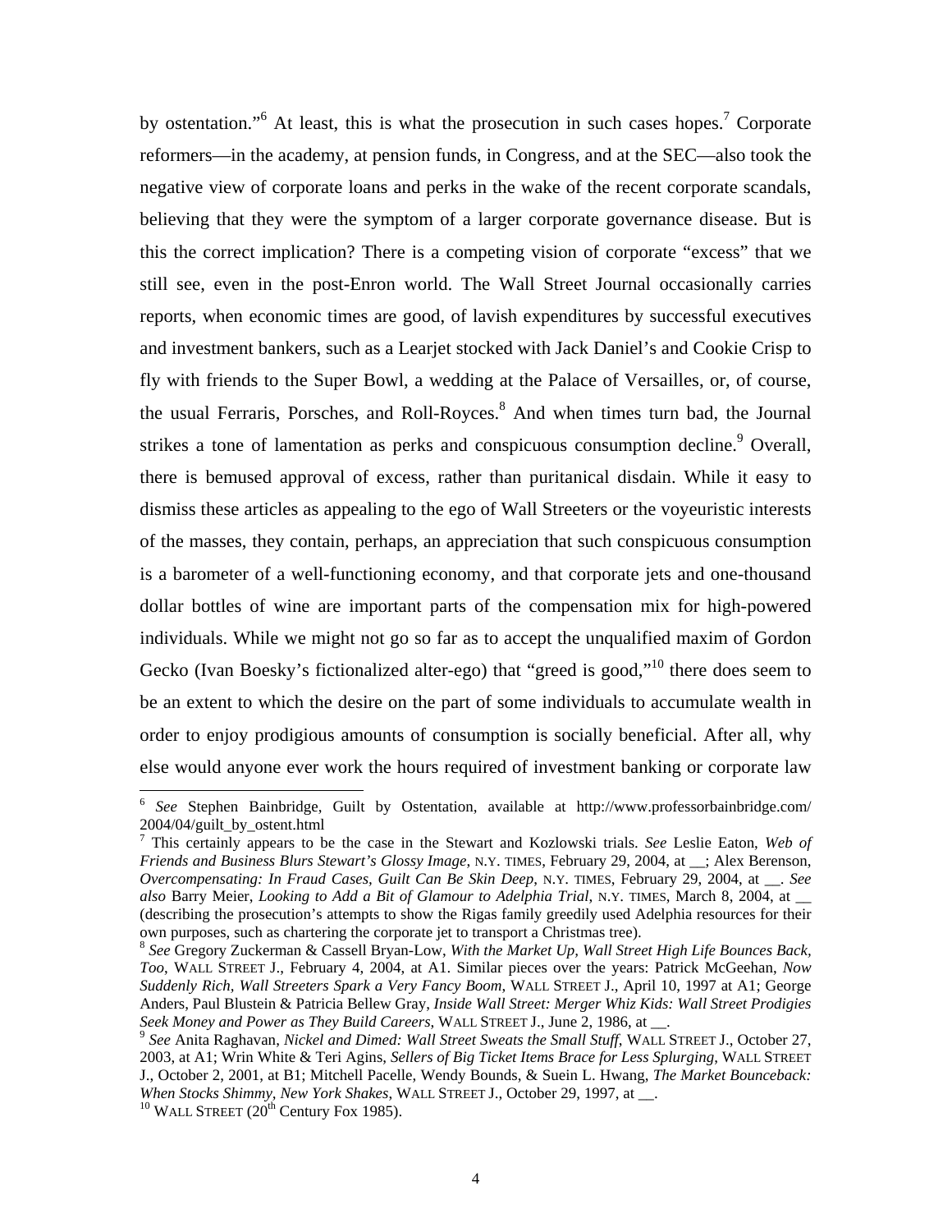by ostentation."[6] At least, this is what the prosecution in such cases hopes.[7] Corporate reformers—in the academy, at pension funds, in Congress, and at the SEC—also took the negative view of corporate loans and perks in the wake of the recent corporate scandals, believing that they were the symptom of a larger corporate governance disease. But is this the correct implication? There is a competing vision of corporate "excess" that we still see, even in the post-Enron world. The Wall Street Journal occasionally carries reports, when economic times are good, of lavish expenditures by successful executives and investment bankers, such as a Learjet stocked with Jack Daniel's and Cookie Crisp to fly with friends to the Super Bowl, a wedding at the Palace of Versailles, or, of course, the usual Ferraris, Porsches, and Roll-Royces.[8] And when times turn bad, the Journal strikes a tone of lamentation as perks and conspicuous consumption decline.[9] Overall, there is bemused approval of excess, rather than puritanical disdain. While it easy to dismiss these articles as appealing to the ego of Wall Streeters or the voyeuristic interests of the masses, they contain, perhaps, an appreciation that such conspicuous consumption is a barometer of a well-functioning economy, and that corporate jets and one-thousand dollar bottles of wine are important parts of the compensation mix for high-powered individuals. While we might not go so far as to accept the unqualified maxim of Gordon Gecko (Ivan Boesky's fictionalized alter-ego) that "greed is good,"[10] there does seem to be an extent to which the desire on the part of some individuals to accumulate wealth in order to enjoy prodigious amounts of consumption is socially beneficial. After all, why else would anyone ever work the hours required of investment banking or corporate law

---

[6] *See* Stephen Bainbridge, Guilt by Ostentation, available at http://www.professorbainbridge.com/2004/04/guilt_by_ostent.html

[7] This certainly appears to be the case in the Stewart and Kozlowski trials. *See* Leslie Eaton, *Web of Friends and Business Blurs Stewart's Glossy Image*, N.Y. TIMES, February 29, 2004, at __; Alex Berenson, *Overcompensating: In Fraud Cases, Guilt Can Be Skin Deep*, N.Y. TIMES, February 29, 2004, at __. *See also* Barry Meier, *Looking to Add a Bit of Glamour to Adelphia Trial*, N.Y. TIMES, March 8, 2004, at __ (describing the prosecution's attempts to show the Rigas family greedily used Adelphia resources for their own purposes, such as chartering the corporate jet to transport a Christmas tree).

[8] *See* Gregory Zuckerman & Cassell Bryan-Low, *With the Market Up, Wall Street High Life Bounces Back, Too*, WALL STREET J., February 4, 2004, at A1. Similar pieces over the years: Patrick McGeehan, *Now Suddenly Rich, Wall Streeters Spark a Very Fancy Boom*, WALL STREET J., April 10, 1997 at A1; George Anders, Paul Blustein & Patricia Bellew Gray, *Inside Wall Street: Merger Whiz Kids: Wall Street Prodigies Seek Money and Power as They Build Careers*, WALL STREET J., June 2, 1986, at __.

[9] *See* Anita Raghavan, *Nickel and Dimed: Wall Street Sweats the Small Stuff*, WALL STREET J., October 27, 2003, at A1; Wrin White & Teri Agins, *Sellers of Big Ticket Items Brace for Less Splurging*, WALL STREET J., October 2, 2001, at B1; Mitchell Pacelle, Wendy Bounds, & Suein L. Hwang, *The Market Bounceback: When Stocks Shimmy, New York Shakes*, WALL STREET J., October 29, 1997, at __.

[10] WALL STREET (20th Century Fox 1985).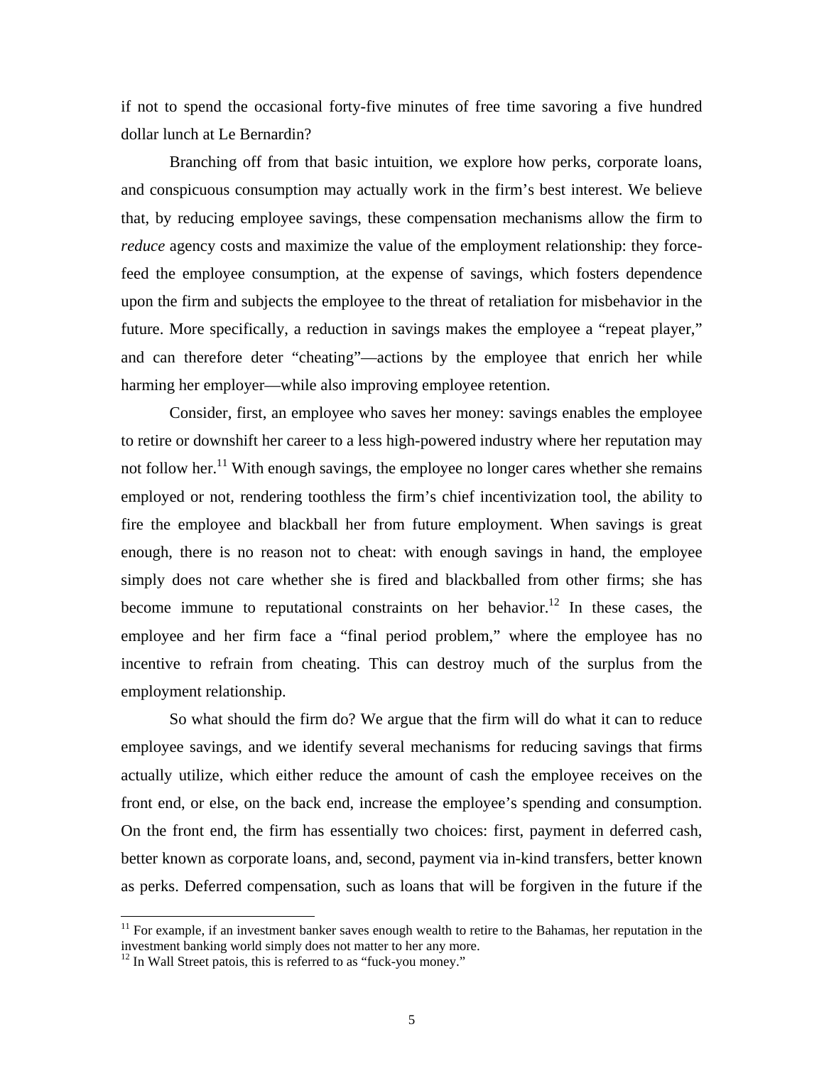if not to spend the occasional forty-five minutes of free time savoring a five hundred dollar lunch at Le Bernardin?

Branching off from that basic intuition, we explore how perks, corporate loans, and conspicuous consumption may actually work in the firm's best interest. We believe that, by reducing employee savings, these compensation mechanisms allow the firm to *reduce* agency costs and maximize the value of the employment relationship: they force-feed the employee consumption, at the expense of savings, which fosters dependence upon the firm and subjects the employee to the threat of retaliation for misbehavior in the future. More specifically, a reduction in savings makes the employee a "repeat player," and can therefore deter "cheating"—actions by the employee that enrich her while harming her employer—while also improving employee retention.

Consider, first, an employee who saves her money: savings enables the employee to retire or downshift her career to a less high-powered industry where her reputation may not follow her.[11] With enough savings, the employee no longer cares whether she remains employed or not, rendering toothless the firm's chief incentivization tool, the ability to fire the employee and blackball her from future employment. When savings is great enough, there is no reason not to cheat: with enough savings in hand, the employee simply does not care whether she is fired and blackballed from other firms; she has become immune to reputational constraints on her behavior.[12] In these cases, the employee and her firm face a "final period problem," where the employee has no incentive to refrain from cheating. This can destroy much of the surplus from the employment relationship.

So what should the firm do? We argue that the firm will do what it can to reduce employee savings, and we identify several mechanisms for reducing savings that firms actually utilize, which either reduce the amount of cash the employee receives on the front end, or else, on the back end, increase the employee's spending and consumption. On the front end, the firm has essentially two choices: first, payment in deferred cash, better known as corporate loans, and, second, payment via in-kind transfers, better known as perks. Deferred compensation, such as loans that will be forgiven in the future if the

[11] For example, if an investment banker saves enough wealth to retire to the Bahamas, her reputation in the investment banking world simply does not matter to her any more.

[12] In Wall Street patois, this is referred to as "fuck-you money."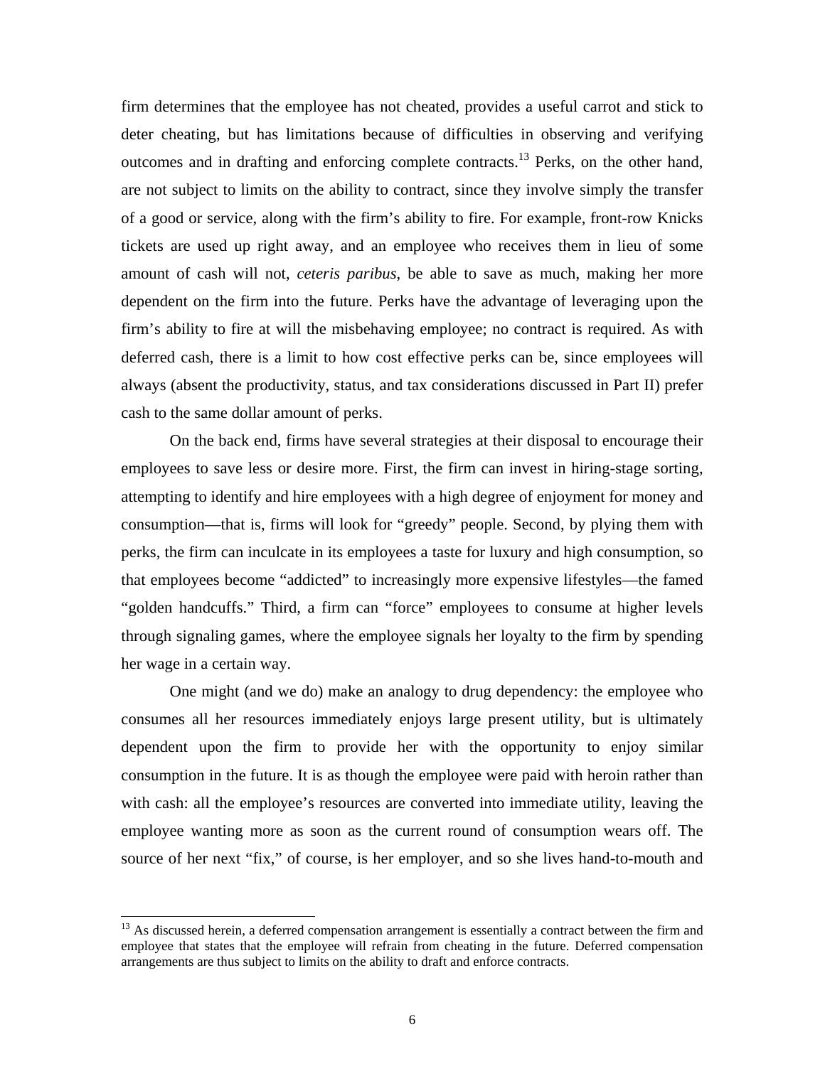firm determines that the employee has not cheated, provides a useful carrot and stick to deter cheating, but has limitations because of difficulties in observing and verifying outcomes and in drafting and enforcing complete contracts.[13] Perks, on the other hand, are not subject to limits on the ability to contract, since they involve simply the transfer of a good or service, along with the firm's ability to fire. For example, front-row Knicks tickets are used up right away, and an employee who receives them in lieu of some amount of cash will not, *ceteris paribus*, be able to save as much, making her more dependent on the firm into the future. Perks have the advantage of leveraging upon the firm's ability to fire at will the misbehaving employee; no contract is required. As with deferred cash, there is a limit to how cost effective perks can be, since employees will always (absent the productivity, status, and tax considerations discussed in Part II) prefer cash to the same dollar amount of perks.

On the back end, firms have several strategies at their disposal to encourage their employees to save less or desire more. First, the firm can invest in hiring-stage sorting, attempting to identify and hire employees with a high degree of enjoyment for money and consumption—that is, firms will look for "greedy" people. Second, by plying them with perks, the firm can inculcate in its employees a taste for luxury and high consumption, so that employees become "addicted" to increasingly more expensive lifestyles—the famed "golden handcuffs." Third, a firm can "force" employees to consume at higher levels through signaling games, where the employee signals her loyalty to the firm by spending her wage in a certain way.

One might (and we do) make an analogy to drug dependency: the employee who consumes all her resources immediately enjoys large present utility, but is ultimately dependent upon the firm to provide her with the opportunity to enjoy similar consumption in the future. It is as though the employee were paid with heroin rather than with cash: all the employee's resources are converted into immediate utility, leaving the employee wanting more as soon as the current round of consumption wears off. The source of her next "fix," of course, is her employer, and so she lives hand-to-mouth and

[13] As discussed herein, a deferred compensation arrangement is essentially a contract between the firm and employee that states that the employee will refrain from cheating in the future. Deferred compensation arrangements are thus subject to limits on the ability to draft and enforce contracts.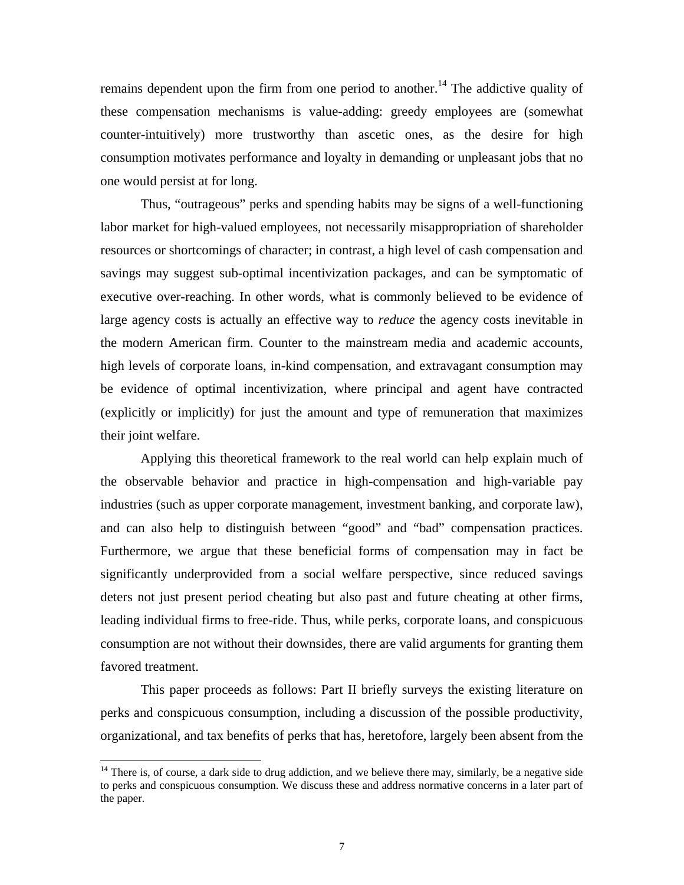remains dependent upon the firm from one period to another.[14] The addictive quality of these compensation mechanisms is value-adding: greedy employees are (somewhat counter-intuitively) more trustworthy than ascetic ones, as the desire for high consumption motivates performance and loyalty in demanding or unpleasant jobs that no one would persist at for long.

Thus, "outrageous" perks and spending habits may be signs of a well-functioning labor market for high-valued employees, not necessarily misappropriation of shareholder resources or shortcomings of character; in contrast, a high level of cash compensation and savings may suggest sub-optimal incentivization packages, and can be symptomatic of executive over-reaching. In other words, what is commonly believed to be evidence of large agency costs is actually an effective way to *reduce* the agency costs inevitable in the modern American firm. Counter to the mainstream media and academic accounts, high levels of corporate loans, in-kind compensation, and extravagant consumption may be evidence of optimal incentivization, where principal and agent have contracted (explicitly or implicitly) for just the amount and type of remuneration that maximizes their joint welfare.

Applying this theoretical framework to the real world can help explain much of the observable behavior and practice in high-compensation and high-variable pay industries (such as upper corporate management, investment banking, and corporate law), and can also help to distinguish between "good" and "bad" compensation practices. Furthermore, we argue that these beneficial forms of compensation may in fact be significantly underprovided from a social welfare perspective, since reduced savings deters not just present period cheating but also past and future cheating at other firms, leading individual firms to free-ride. Thus, while perks, corporate loans, and conspicuous consumption are not without their downsides, there are valid arguments for granting them favored treatment.

This paper proceeds as follows: Part II briefly surveys the existing literature on perks and conspicuous consumption, including a discussion of the possible productivity, organizational, and tax benefits of perks that has, heretofore, largely been absent from the

---

[14] There is, of course, a dark side to drug addiction, and we believe there may, similarly, be a negative side to perks and conspicuous consumption. We discuss these and address normative concerns in a later part of the paper.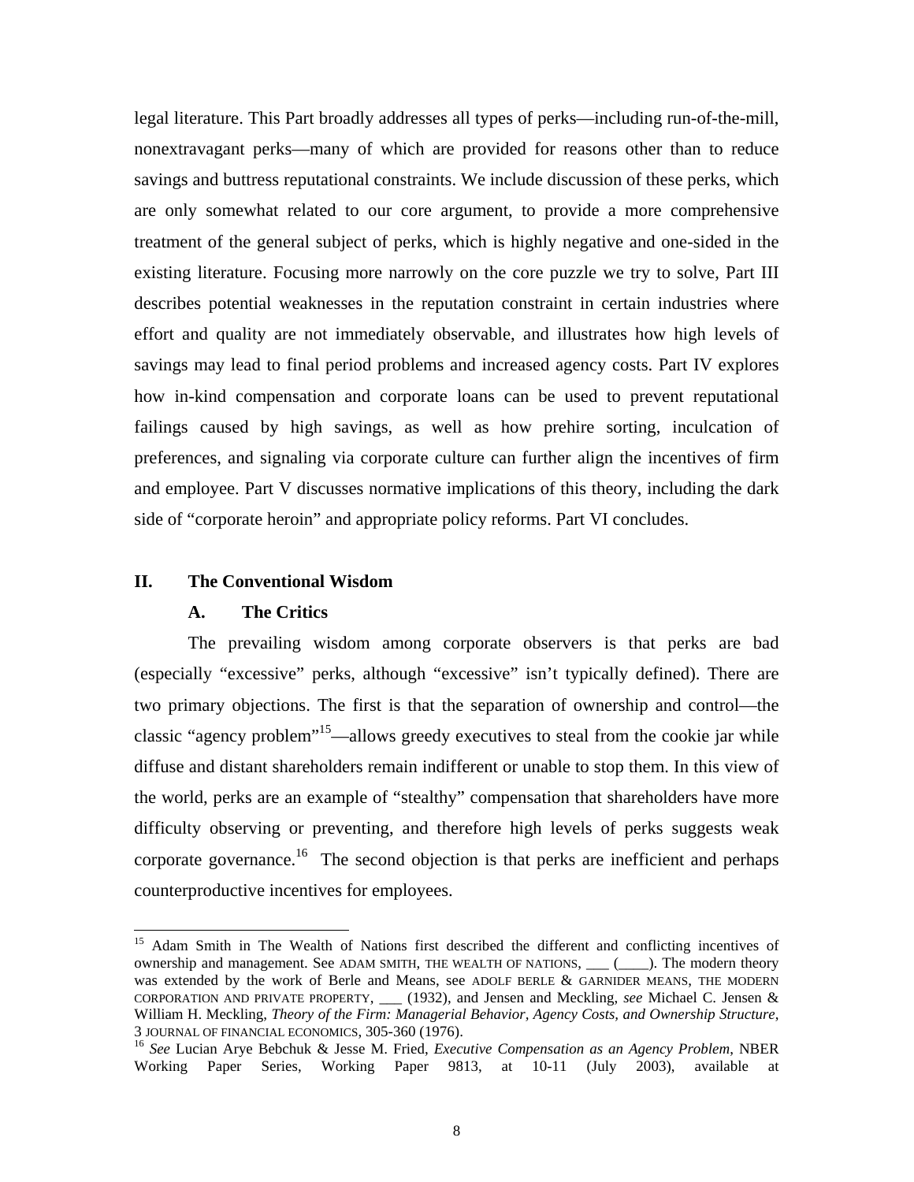legal literature. This Part broadly addresses all types of perks—including run-of-the-mill, nonextravagant perks—many of which are provided for reasons other than to reduce savings and buttress reputational constraints. We include discussion of these perks, which are only somewhat related to our core argument, to provide a more comprehensive treatment of the general subject of perks, which is highly negative and one-sided in the existing literature. Focusing more narrowly on the core puzzle we try to solve, Part III describes potential weaknesses in the reputation constraint in certain industries where effort and quality are not immediately observable, and illustrates how high levels of savings may lead to final period problems and increased agency costs. Part IV explores how in-kind compensation and corporate loans can be used to prevent reputational failings caused by high savings, as well as how prehire sorting, inculcation of preferences, and signaling via corporate culture can further align the incentives of firm and employee. Part V discusses normative implications of this theory, including the dark side of "corporate heroin" and appropriate policy reforms. Part VI concludes.

## II. The Conventional Wisdom

### A. The Critics

The prevailing wisdom among corporate observers is that perks are bad (especially "excessive" perks, although "excessive" isn't typically defined). There are two primary objections. The first is that the separation of ownership and control—the classic "agency problem"[15]—allows greedy executives to steal from the cookie jar while diffuse and distant shareholders remain indifferent or unable to stop them. In this view of the world, perks are an example of "stealthy" compensation that shareholders have more difficulty observing or preventing, and therefore high levels of perks suggests weak corporate governance.[16] The second objection is that perks are inefficient and perhaps counterproductive incentives for employees.

---

[15] Adam Smith in The Wealth of Nations first described the different and conflicting incentives of ownership and management. See ADAM SMITH, THE WEALTH OF NATIONS, ___ (____). The modern theory was extended by the work of Berle and Means, see ADOLF BERLE & GARNIDER MEANS, THE MODERN CORPORATION AND PRIVATE PROPERTY, ___ (1932), and Jensen and Meckling, *see* Michael C. Jensen & William H. Meckling, *Theory of the Firm: Managerial Behavior, Agency Costs, and Ownership Structure*, 3 JOURNAL OF FINANCIAL ECONOMICS, 305-360 (1976).

[16] *See* Lucian Arye Bebchuk & Jesse M. Fried, *Executive Compensation as an Agency Problem*, NBER Working Paper Series, Working Paper 9813, at 10-11 (July 2003), available at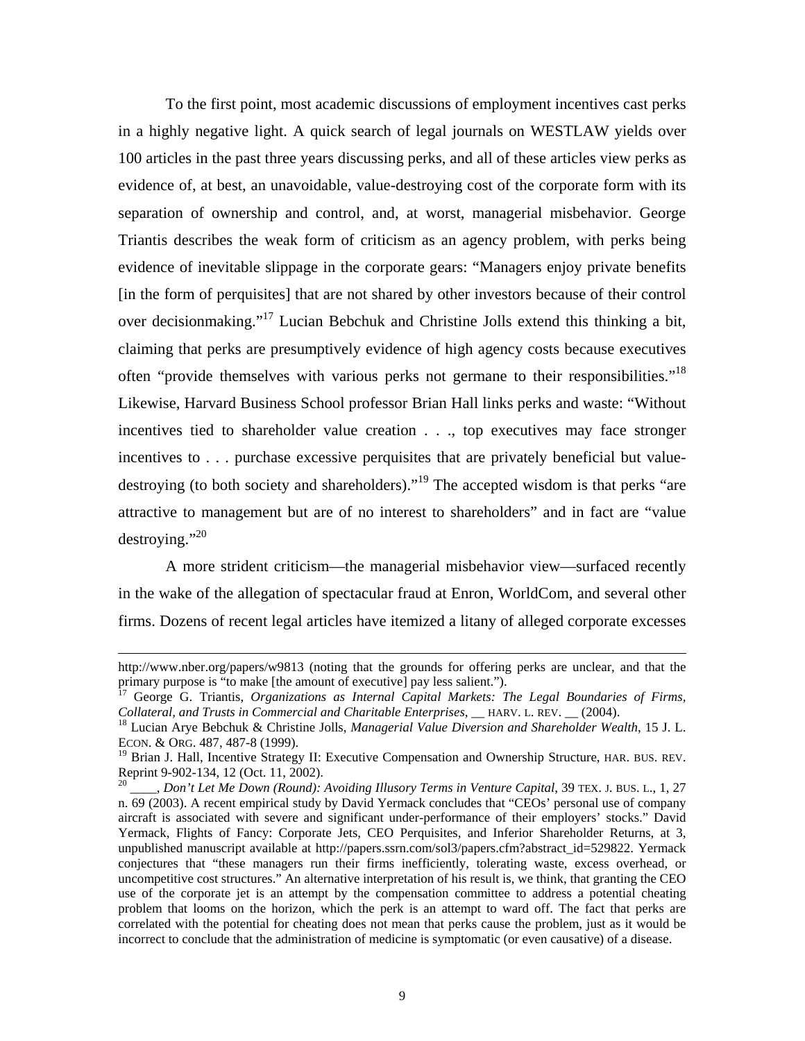To the first point, most academic discussions of employment incentives cast perks in a highly negative light. A quick search of legal journals on WESTLAW yields over 100 articles in the past three years discussing perks, and all of these articles view perks as evidence of, at best, an unavoidable, value-destroying cost of the corporate form with its separation of ownership and control, and, at worst, managerial misbehavior. George Triantis describes the weak form of criticism as an agency problem, with perks being evidence of inevitable slippage in the corporate gears: "Managers enjoy private benefits [in the form of perquisites] that are not shared by other investors because of their control over decisionmaking."[17] Lucian Bebchuk and Christine Jolls extend this thinking a bit, claiming that perks are presumptively evidence of high agency costs because executives often "provide themselves with various perks not germane to their responsibilities."[18] Likewise, Harvard Business School professor Brian Hall links perks and waste: "Without incentives tied to shareholder value creation . . ., top executives may face stronger incentives to . . . purchase excessive perquisites that are privately beneficial but value-destroying (to both society and shareholders)."[19] The accepted wisdom is that perks "are attractive to management but are of no interest to shareholders" and in fact are "value destroying."[20]

A more strident criticism—the managerial misbehavior view—surfaced recently in the wake of the allegation of spectacular fraud at Enron, WorldCom, and several other firms. Dozens of recent legal articles have itemized a litany of alleged corporate excesses

---

http://www.nber.org/papers/w9813 (noting that the grounds for offering perks are unclear, and that the primary purpose is "to make [the amount of executive] pay less salient.").

[17] George G. Triantis, *Organizations as Internal Capital Markets: The Legal Boundaries of Firms, Collateral, and Trusts in Commercial and Charitable Enterprises*, __ HARV. L. REV. __ (2004).

[18] Lucian Arye Bebchuk & Christine Jolls, *Managerial Value Diversion and Shareholder Wealth*, 15 J. L. ECON. & ORG. 487, 487-8 (1999).

[19] Brian J. Hall, Incentive Strategy II: Executive Compensation and Ownership Structure, HAR. BUS. REV. Reprint 9-902-134, 12 (Oct. 11, 2002).

[20] ____, *Don't Let Me Down (Round): Avoiding Illusory Terms in Venture Capital*, 39 TEX. J. BUS. L., 1, 27 n. 69 (2003). A recent empirical study by David Yermack concludes that "CEOs' personal use of company aircraft is associated with severe and significant under-performance of their employers' stocks." David Yermack, Flights of Fancy: Corporate Jets, CEO Perquisites, and Inferior Shareholder Returns, at 3, unpublished manuscript available at http://papers.ssrn.com/sol3/papers.cfm?abstract_id=529822. Yermack conjectures that "these managers run their firms inefficiently, tolerating waste, excess overhead, or uncompetitive cost structures." An alternative interpretation of his result is, we think, that granting the CEO use of the corporate jet is an attempt by the compensation committee to address a potential cheating problem that looms on the horizon, which the perk is an attempt to ward off. The fact that perks are correlated with the potential for cheating does not mean that perks cause the problem, just as it would be incorrect to conclude that the administration of medicine is symptomatic (or even causative) of a disease.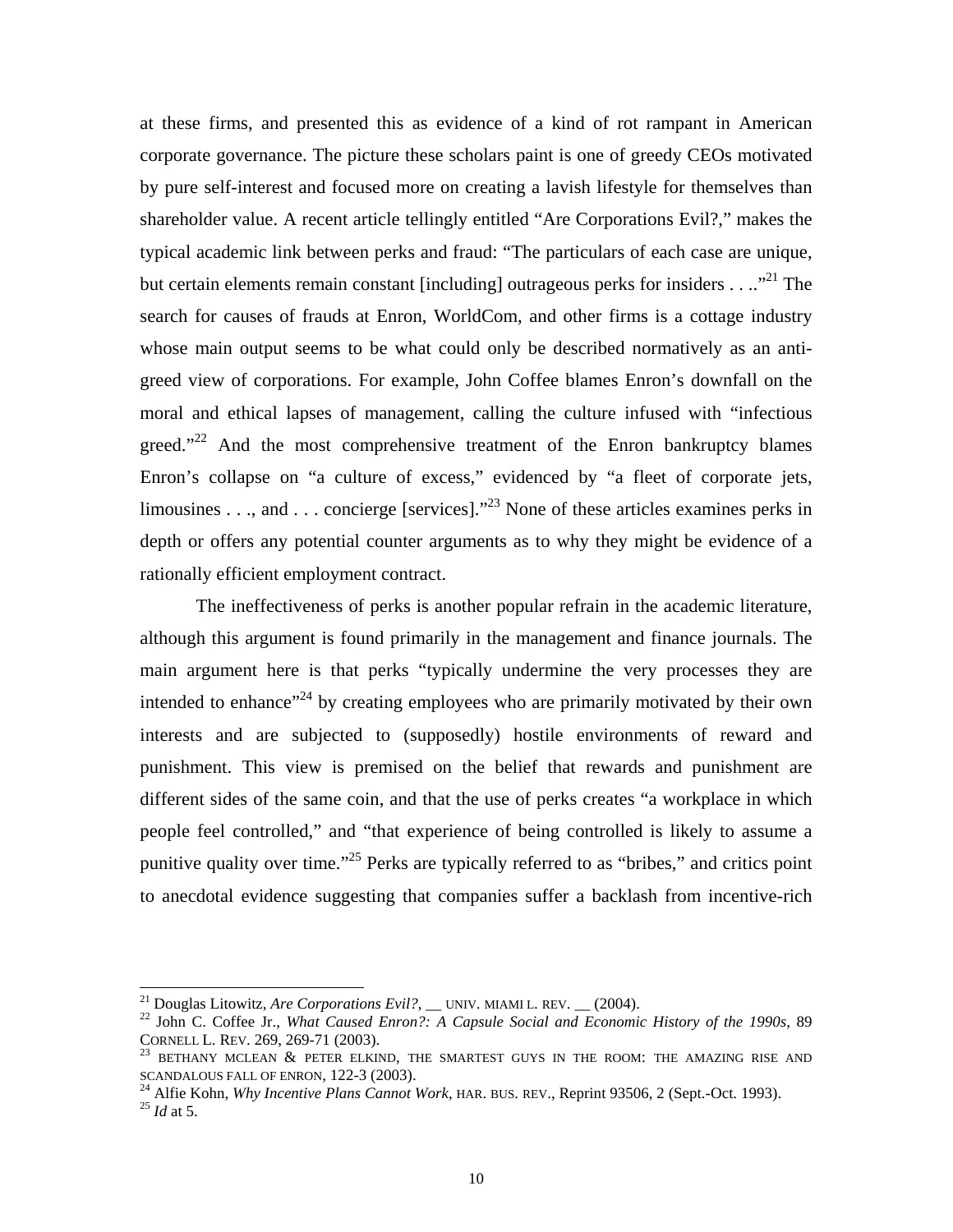at these firms, and presented this as evidence of a kind of rot rampant in American corporate governance. The picture these scholars paint is one of greedy CEOs motivated by pure self-interest and focused more on creating a lavish lifestyle for themselves than shareholder value. A recent article tellingly entitled "Are Corporations Evil?," makes the typical academic link between perks and fraud: "The particulars of each case are unique, but certain elements remain constant [including] outrageous perks for insiders . . ..."[21] The search for causes of frauds at Enron, WorldCom, and other firms is a cottage industry whose main output seems to be what could only be described normatively as an anti-greed view of corporations. For example, John Coffee blames Enron's downfall on the moral and ethical lapses of management, calling the culture infused with "infectious greed."[22] And the most comprehensive treatment of the Enron bankruptcy blames Enron's collapse on "a culture of excess," evidenced by "a fleet of corporate jets, limousines . . ., and . . . concierge [services]."[23] None of these articles examines perks in depth or offers any potential counter arguments as to why they might be evidence of a rationally efficient employment contract.

The ineffectiveness of perks is another popular refrain in the academic literature, although this argument is found primarily in the management and finance journals. The main argument here is that perks "typically undermine the very processes they are intended to enhance"[24] by creating employees who are primarily motivated by their own interests and are subjected to (supposedly) hostile environments of reward and punishment. This view is premised on the belief that rewards and punishment are different sides of the same coin, and that the use of perks creates "a workplace in which people feel controlled," and "that experience of being controlled is likely to assume a punitive quality over time."[25] Perks are typically referred to as "bribes," and critics point to anecdotal evidence suggesting that companies suffer a backlash from incentive-rich

---

[21] Douglas Litowitz, *Are Corporations Evil?*, __ UNIV. MIAMI L. REV. __ (2004).

[22] John C. Coffee Jr., *What Caused Enron?: A Capsule Social and Economic History of the 1990s*, 89 CORNELL L. REV. 269, 269-71 (2003).

[23] BETHANY MCLEAN & PETER ELKIND, THE SMARTEST GUYS IN THE ROOM: THE AMAZING RISE AND SCANDALOUS FALL OF ENRON, 122-3 (2003).

[24] Alfie Kohn, *Why Incentive Plans Cannot Work*, HAR. BUS. REV., Reprint 93506, 2 (Sept.-Oct. 1993).

[25] *Id* at 5.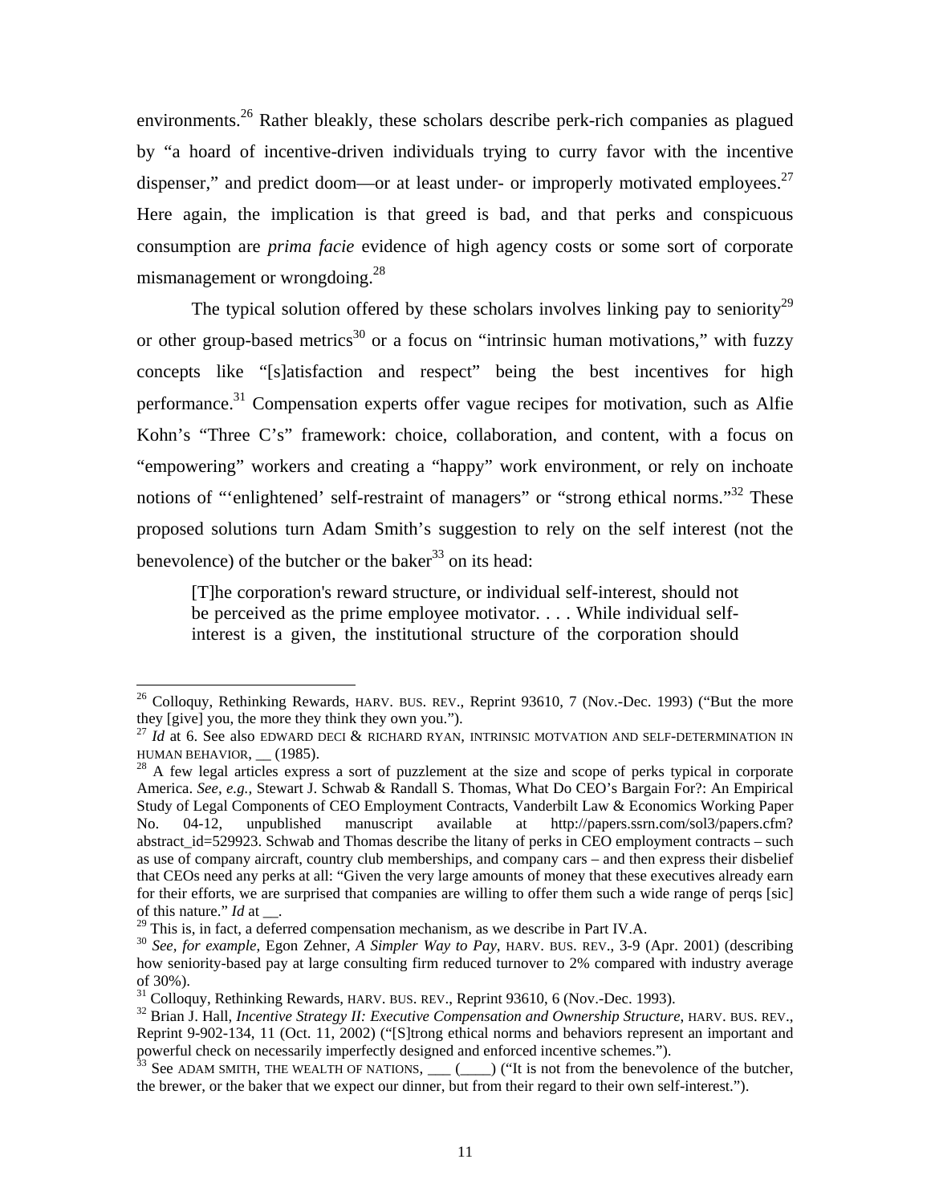environments.[26] Rather bleakly, these scholars describe perk-rich companies as plagued by "a hoard of incentive-driven individuals trying to curry favor with the incentive dispenser," and predict doom—or at least under- or improperly motivated employees.[27] Here again, the implication is that greed is bad, and that perks and conspicuous consumption are *prima facie* evidence of high agency costs or some sort of corporate mismanagement or wrongdoing.[28]

The typical solution offered by these scholars involves linking pay to seniority[29] or other group-based metrics[30] or a focus on "intrinsic human motivations," with fuzzy concepts like "[s]atisfaction and respect" being the best incentives for high performance.[31] Compensation experts offer vague recipes for motivation, such as Alfie Kohn's "Three C's" framework: choice, collaboration, and content, with a focus on "empowering" workers and creating a "happy" work environment, or rely on inchoate notions of "'enlightened' self-restraint of managers" or "strong ethical norms."[32] These proposed solutions turn Adam Smith's suggestion to rely on the self interest (not the benevolence) of the butcher or the baker[33] on its head:

> [T]he corporation's reward structure, or individual self-interest, should not be perceived as the prime employee motivator. . . . While individual self-interest is a given, the institutional structure of the corporation should

---

[26] Colloquy, Rethinking Rewards, HARV. BUS. REV., Reprint 93610, 7 (Nov.-Dec. 1993) ("But the more they [give] you, the more they think they own you.").

[27] *Id* at 6. See also EDWARD DECI & RICHARD RYAN, INTRINSIC MOTVATION AND SELF-DETERMINATION IN HUMAN BEHAVIOR, __ (1985).

[28] A few legal articles express a sort of puzzlement at the size and scope of perks typical in corporate America. *See, e.g.,* Stewart J. Schwab & Randall S. Thomas, What Do CEO's Bargain For?: An Empirical Study of Legal Components of CEO Employment Contracts, Vanderbilt Law & Economics Working Paper No. 04-12, unpublished manuscript available at http://papers.ssrn.com/sol3/papers.cfm?abstract_id=529923. Schwab and Thomas describe the litany of perks in CEO employment contracts – such as use of company aircraft, country club memberships, and company cars – and then express their disbelief that CEOs need any perks at all: "Given the very large amounts of money that these executives already earn for their efforts, we are surprised that companies are willing to offer them such a wide range of perqs [sic] of this nature." *Id* at __.

[29] This is, in fact, a deferred compensation mechanism, as we describe in Part IV.A.

[30] *See, for example,* Egon Zehner, *A Simpler Way to Pay*, HARV. BUS. REV., 3-9 (Apr. 2001) (describing how seniority-based pay at large consulting firm reduced turnover to 2% compared with industry average of 30%).

[31] Colloquy, Rethinking Rewards, HARV. BUS. REV., Reprint 93610, 6 (Nov.-Dec. 1993).

[32] Brian J. Hall, *Incentive Strategy II: Executive Compensation and Ownership Structure*, HARV. BUS. REV., Reprint 9-902-134, 11 (Oct. 11, 2002) ("[S]trong ethical norms and behaviors represent an important and powerful check on necessarily imperfectly designed and enforced incentive schemes.").

[33] See ADAM SMITH, THE WEALTH OF NATIONS, ___ (____) ("It is not from the benevolence of the butcher, the brewer, or the baker that we expect our dinner, but from their regard to their own self-interest.").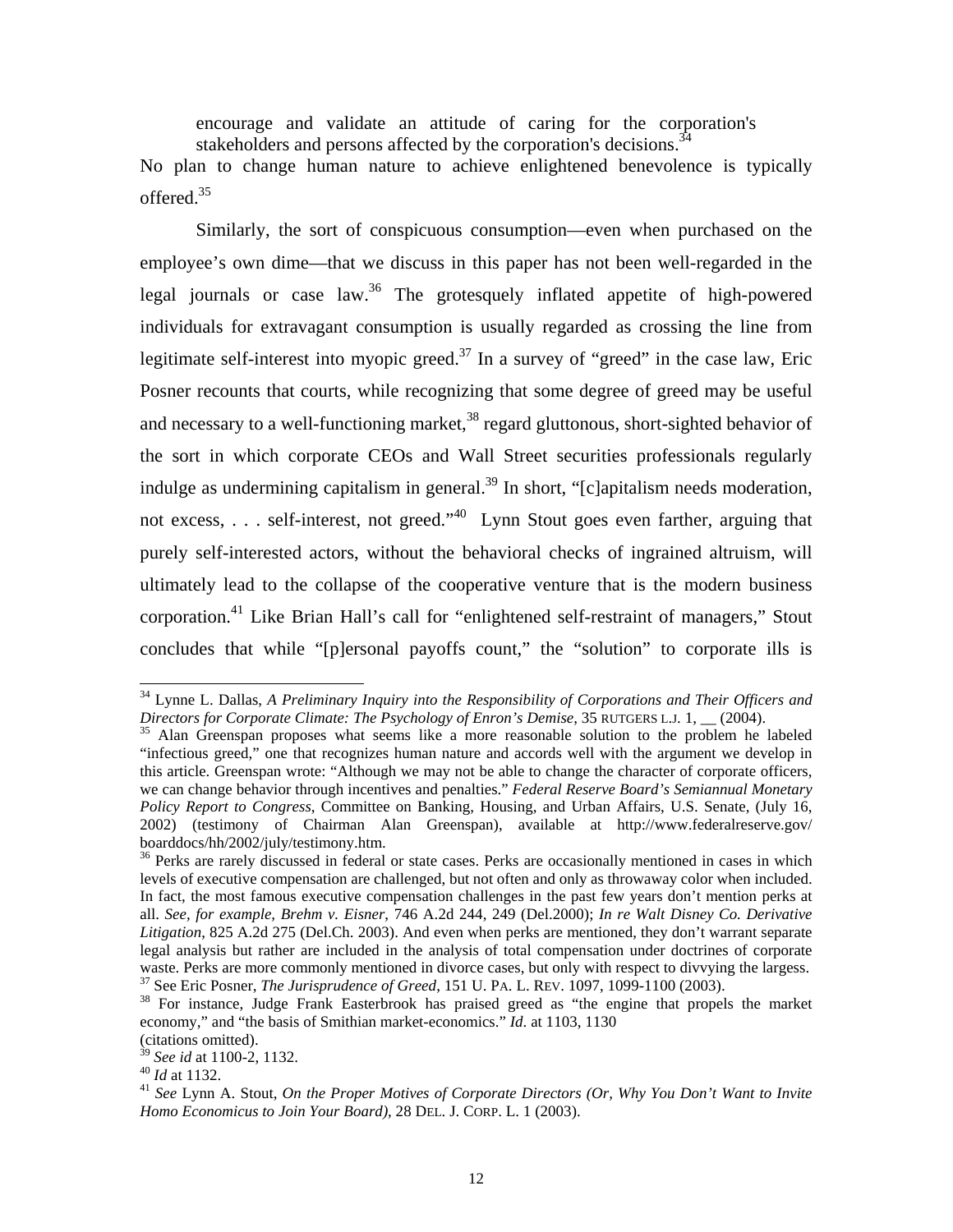> encourage and validate an attitude of caring for the corporation's stakeholders and persons affected by the corporation's decisions.[34]

No plan to change human nature to achieve enlightened benevolence is typically offered.[35]

Similarly, the sort of conspicuous consumption—even when purchased on the employee's own dime—that we discuss in this paper has not been well-regarded in the legal journals or case law.[36] The grotesquely inflated appetite of high-powered individuals for extravagant consumption is usually regarded as crossing the line from legitimate self-interest into myopic greed.[37] In a survey of "greed" in the case law, Eric Posner recounts that courts, while recognizing that some degree of greed may be useful and necessary to a well-functioning market,[38] regard gluttonous, short-sighted behavior of the sort in which corporate CEOs and Wall Street securities professionals regularly indulge as undermining capitalism in general.[39] In short, "[c]apitalism needs moderation, not excess, . . . self-interest, not greed."[40] Lynn Stout goes even farther, arguing that purely self-interested actors, without the behavioral checks of ingrained altruism, will ultimately lead to the collapse of the cooperative venture that is the modern business corporation.[41] Like Brian Hall's call for "enlightened self-restraint of managers," Stout concludes that while "[p]ersonal payoffs count," the "solution" to corporate ills is

---

[34] Lynne L. Dallas, *A Preliminary Inquiry into the Responsibility of Corporations and Their Officers and Directors for Corporate Climate: The Psychology of Enron's Demise*, 35 RUTGERS L.J. 1, __ (2004).

[35] Alan Greenspan proposes what seems like a more reasonable solution to the problem he labeled "infectious greed," one that recognizes human nature and accords well with the argument we develop in this article. Greenspan wrote: "Although we may not be able to change the character of corporate officers, we can change behavior through incentives and penalties." *Federal Reserve Board's Semiannual Monetary Policy Report to Congress*, Committee on Banking, Housing, and Urban Affairs, U.S. Senate, (July 16, 2002) (testimony of Chairman Alan Greenspan), available at http://www.federalreserve.gov/boarddocs/hh/2002/july/testimony.htm.

[36] Perks are rarely discussed in federal or state cases. Perks are occasionally mentioned in cases in which levels of executive compensation are challenged, but not often and only as throwaway color when included. In fact, the most famous executive compensation challenges in the past few years don't mention perks at all. *See, for example, Brehm v. Eisner*, 746 A.2d 244, 249 (Del.2000); *In re Walt Disney Co. Derivative Litigation*, 825 A.2d 275 (Del.Ch. 2003). And even when perks are mentioned, they don't warrant separate legal analysis but rather are included in the analysis of total compensation under doctrines of corporate waste. Perks are more commonly mentioned in divorce cases, but only with respect to divvying the largess.

[37] See Eric Posner, *The Jurisprudence of Greed*, 151 U. PA. L. REV. 1097, 1099-1100 (2003).

[38] For instance, Judge Frank Easterbrook has praised greed as "the engine that propels the market economy," and "the basis of Smithian market-economics." *Id*. at 1103, 1130 (citations omitted).

[39] *See id* at 1100-2, 1132.

[40] *Id* at 1132.

[41] *See* Lynn A. Stout, *On the Proper Motives of Corporate Directors (Or, Why You Don't Want to Invite Homo Economicus to Join Your Board)*, 28 DEL. J. CORP. L. 1 (2003).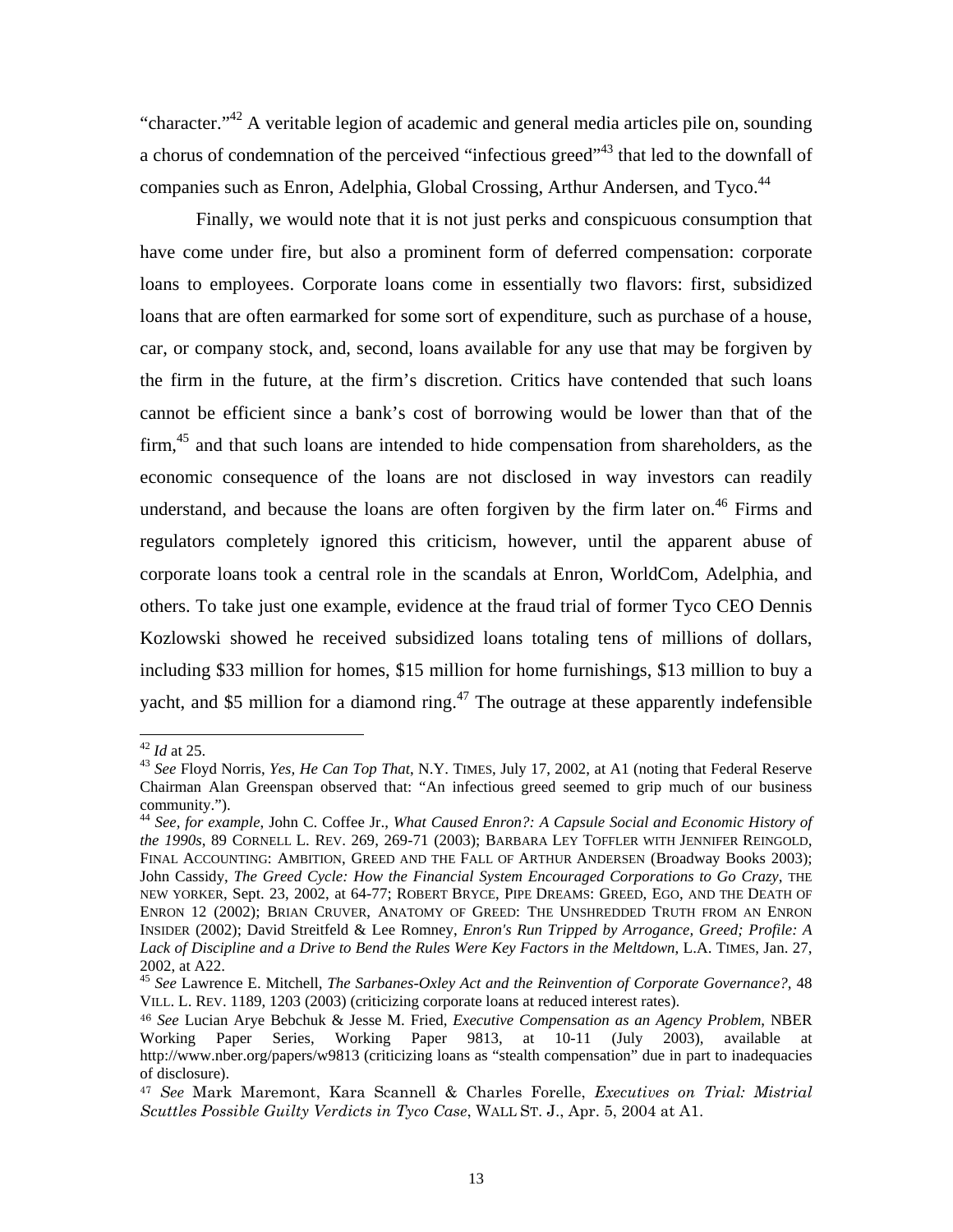"character."[42] A veritable legion of academic and general media articles pile on, sounding a chorus of condemnation of the perceived "infectious greed"[43] that led to the downfall of companies such as Enron, Adelphia, Global Crossing, Arthur Andersen, and Tyco.[44]

Finally, we would note that it is not just perks and conspicuous consumption that have come under fire, but also a prominent form of deferred compensation: corporate loans to employees. Corporate loans come in essentially two flavors: first, subsidized loans that are often earmarked for some sort of expenditure, such as purchase of a house, car, or company stock, and, second, loans available for any use that may be forgiven by the firm in the future, at the firm's discretion. Critics have contended that such loans cannot be efficient since a bank's cost of borrowing would be lower than that of the firm,[45] and that such loans are intended to hide compensation from shareholders, as the economic consequence of the loans are not disclosed in way investors can readily understand, and because the loans are often forgiven by the firm later on.[46] Firms and regulators completely ignored this criticism, however, until the apparent abuse of corporate loans took a central role in the scandals at Enron, WorldCom, Adelphia, and others. To take just one example, evidence at the fraud trial of former Tyco CEO Dennis Kozlowski showed he received subsidized loans totaling tens of millions of dollars, including $33 million for homes, $15 million for home furnishings, $13 million to buy a yacht, and $5 million for a diamond ring.[47] The outrage at these apparently indefensible

---

[42] *Id* at 25.

[43] *See* Floyd Norris, *Yes, He Can Top That*, N.Y. TIMES, July 17, 2002, at A1 (noting that Federal Reserve Chairman Alan Greenspan observed that: "An infectious greed seemed to grip much of our business community.").

[44] *See, for example*, John C. Coffee Jr., *What Caused Enron?: A Capsule Social and Economic History of the 1990s*, 89 CORNELL L. REV. 269, 269-71 (2003); BARBARA LEY TOFFLER WITH JENNIFER REINGOLD, FINAL ACCOUNTING: AMBITION, GREED AND THE FALL OF ARTHUR ANDERSEN (Broadway Books 2003); John Cassidy, *The Greed Cycle: How the Financial System Encouraged Corporations to Go Crazy*, THE NEW YORKER, Sept. 23, 2002, at 64-77; ROBERT BRYCE, PIPE DREAMS: GREED, EGO, AND THE DEATH OF ENRON 12 (2002); BRIAN CRUVER, ANATOMY OF GREED: THE UNSHREDDED TRUTH FROM AN ENRON INSIDER (2002); David Streitfeld & Lee Romney, *Enron's Run Tripped by Arrogance, Greed; Profile: A Lack of Discipline and a Drive to Bend the Rules Were Key Factors in the Meltdown*, L.A. TIMES, Jan. 27, 2002, at A22.

[45] *See* Lawrence E. Mitchell, *The Sarbanes-Oxley Act and the Reinvention of Corporate Governance?*, 48 VILL. L. REV. 1189, 1203 (2003) (criticizing corporate loans at reduced interest rates).

[46] *See* Lucian Arye Bebchuk & Jesse M. Fried, *Executive Compensation as an Agency Problem*, NBER Working Paper Series, Working Paper 9813, at 10-11 (July 2003), available at http://www.nber.org/papers/w9813 (criticizing loans as "stealth compensation" due in part to inadequacies of disclosure).

[47] *See* Mark Maremont, Kara Scannell & Charles Forelle, *Executives on Trial: Mistrial Scuttles Possible Guilty Verdicts in Tyco Case*, WALL ST. J., Apr. 5, 2004 at A1.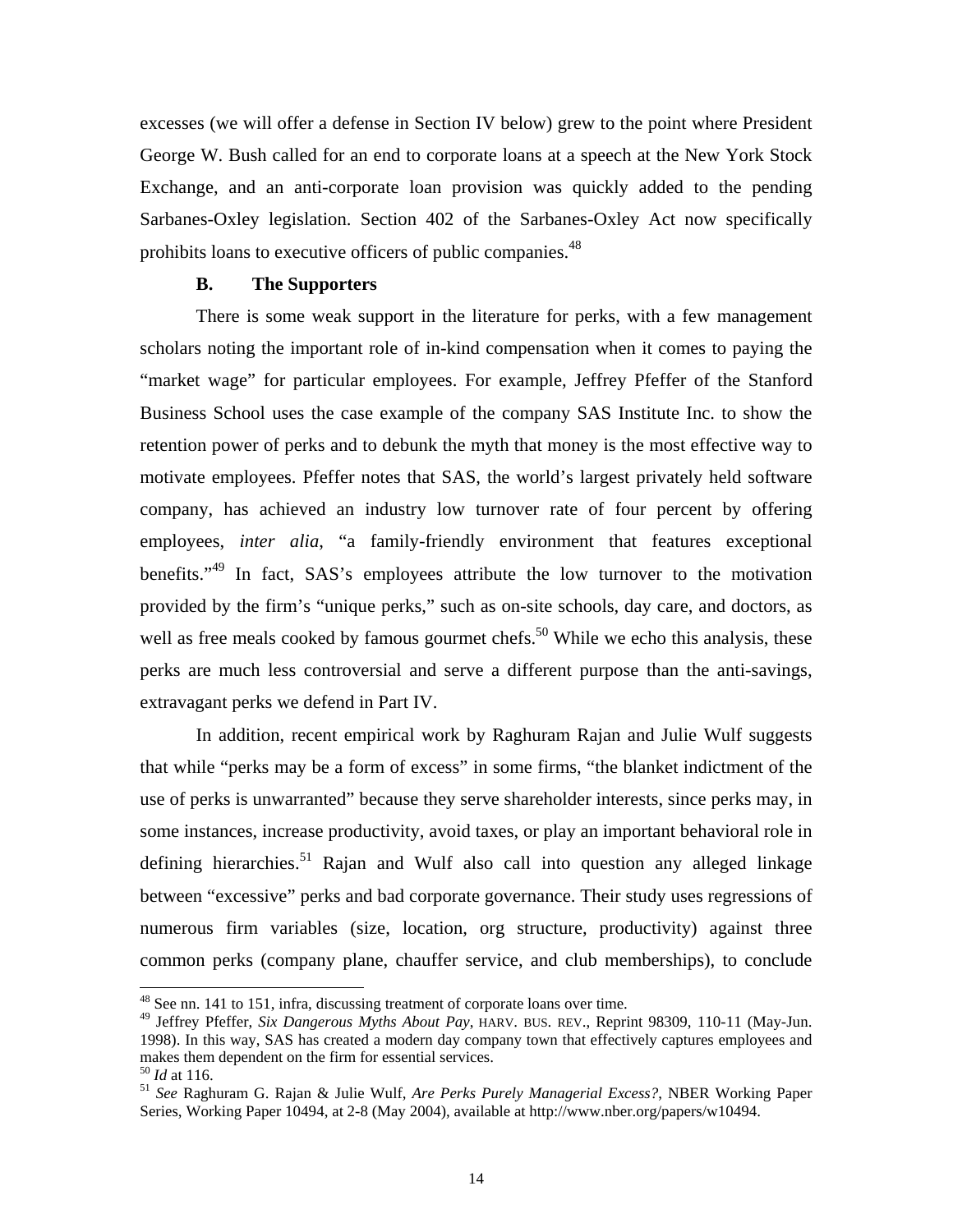excesses (we will offer a defense in Section IV below) grew to the point where President George W. Bush called for an end to corporate loans at a speech at the New York Stock Exchange, and an anti-corporate loan provision was quickly added to the pending Sarbanes-Oxley legislation. Section 402 of the Sarbanes-Oxley Act now specifically prohibits loans to executive officers of public companies.[48]

### B. The Supporters

There is some weak support in the literature for perks, with a few management scholars noting the important role of in-kind compensation when it comes to paying the "market wage" for particular employees. For example, Jeffrey Pfeffer of the Stanford Business School uses the case example of the company SAS Institute Inc. to show the retention power of perks and to debunk the myth that money is the most effective way to motivate employees. Pfeffer notes that SAS, the world's largest privately held software company, has achieved an industry low turnover rate of four percent by offering employees, *inter alia*, "a family-friendly environment that features exceptional benefits."[49] In fact, SAS's employees attribute the low turnover to the motivation provided by the firm's "unique perks," such as on-site schools, day care, and doctors, as well as free meals cooked by famous gourmet chefs.[50] While we echo this analysis, these perks are much less controversial and serve a different purpose than the anti-savings, extravagant perks we defend in Part IV.

In addition, recent empirical work by Raghuram Rajan and Julie Wulf suggests that while "perks may be a form of excess" in some firms, "the blanket indictment of the use of perks is unwarranted" because they serve shareholder interests, since perks may, in some instances, increase productivity, avoid taxes, or play an important behavioral role in defining hierarchies.[51] Rajan and Wulf also call into question any alleged linkage between "excessive" perks and bad corporate governance. Their study uses regressions of numerous firm variables (size, location, org structure, productivity) against three common perks (company plane, chauffer service, and club memberships), to conclude

---

[48] See nn. 141 to 151, infra, discussing treatment of corporate loans over time.

[49] Jeffrey Pfeffer, *Six Dangerous Myths About Pay*, HARV. BUS. REV., Reprint 98309, 110-11 (May-Jun. 1998). In this way, SAS has created a modern day company town that effectively captures employees and makes them dependent on the firm for essential services.

[50] *Id* at 116.

[51] *See* Raghuram G. Rajan & Julie Wulf, *Are Perks Purely Managerial Excess?*, NBER Working Paper Series, Working Paper 10494, at 2-8 (May 2004), available at http://www.nber.org/papers/w10494.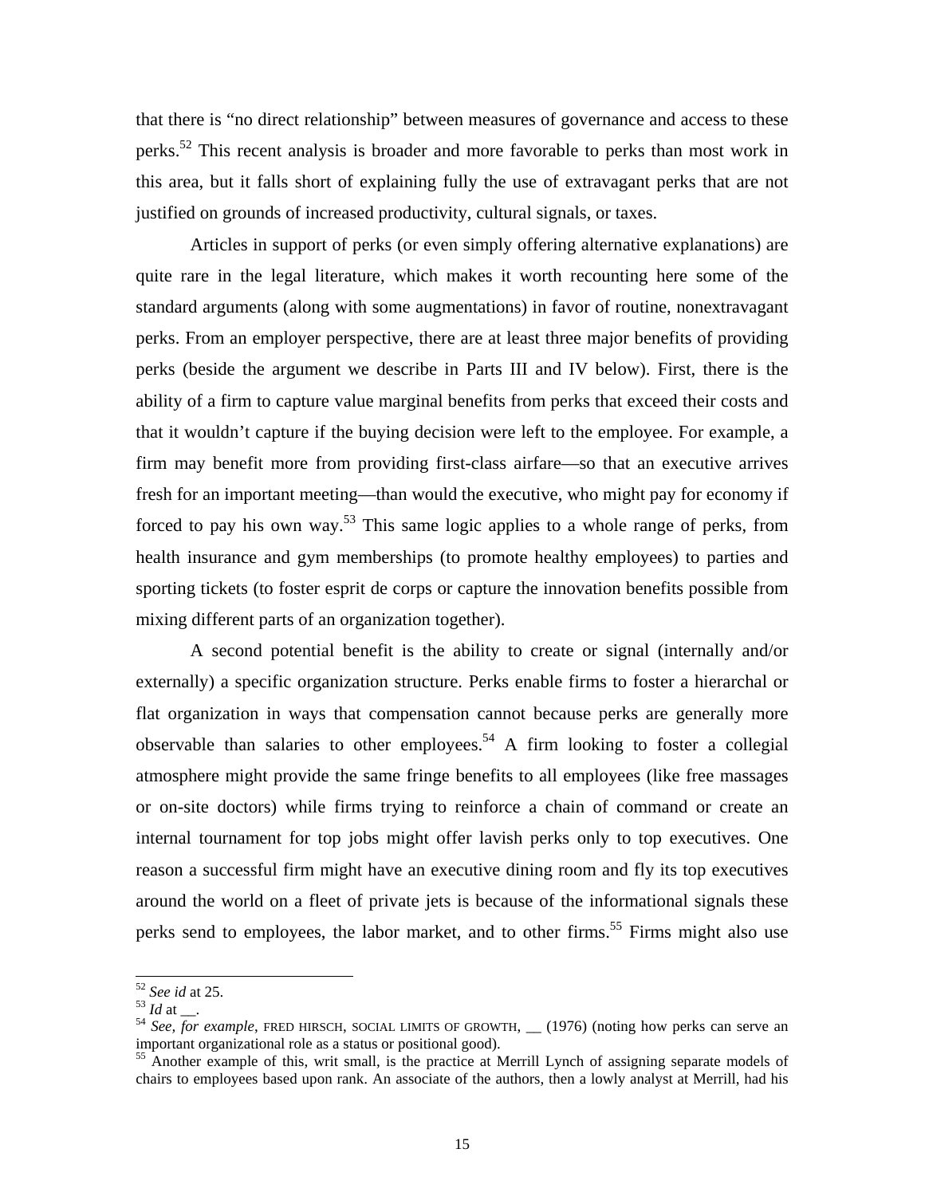that there is "no direct relationship" between measures of governance and access to these perks.[52] This recent analysis is broader and more favorable to perks than most work in this area, but it falls short of explaining fully the use of extravagant perks that are not justified on grounds of increased productivity, cultural signals, or taxes.

Articles in support of perks (or even simply offering alternative explanations) are quite rare in the legal literature, which makes it worth recounting here some of the standard arguments (along with some augmentations) in favor of routine, nonextravagant perks. From an employer perspective, there are at least three major benefits of providing perks (beside the argument we describe in Parts III and IV below). First, there is the ability of a firm to capture value marginal benefits from perks that exceed their costs and that it wouldn't capture if the buying decision were left to the employee. For example, a firm may benefit more from providing first-class airfare—so that an executive arrives fresh for an important meeting—than would the executive, who might pay for economy if forced to pay his own way.[53] This same logic applies to a whole range of perks, from health insurance and gym memberships (to promote healthy employees) to parties and sporting tickets (to foster esprit de corps or capture the innovation benefits possible from mixing different parts of an organization together).

A second potential benefit is the ability to create or signal (internally and/or externally) a specific organization structure. Perks enable firms to foster a hierarchal or flat organization in ways that compensation cannot because perks are generally more observable than salaries to other employees.[54] A firm looking to foster a collegial atmosphere might provide the same fringe benefits to all employees (like free massages or on-site doctors) while firms trying to reinforce a chain of command or create an internal tournament for top jobs might offer lavish perks only to top executives. One reason a successful firm might have an executive dining room and fly its top executives around the world on a fleet of private jets is because of the informational signals these perks send to employees, the labor market, and to other firms.[55] Firms might also use

---

[52] *See id* at 25.

[53] *Id* at __.

[54] *See, for example*, FRED HIRSCH, SOCIAL LIMITS OF GROWTH, __ (1976) (noting how perks can serve an important organizational role as a status or positional good).

[55] Another example of this, writ small, is the practice at Merrill Lynch of assigning separate models of chairs to employees based upon rank. An associate of the authors, then a lowly analyst at Merrill, had his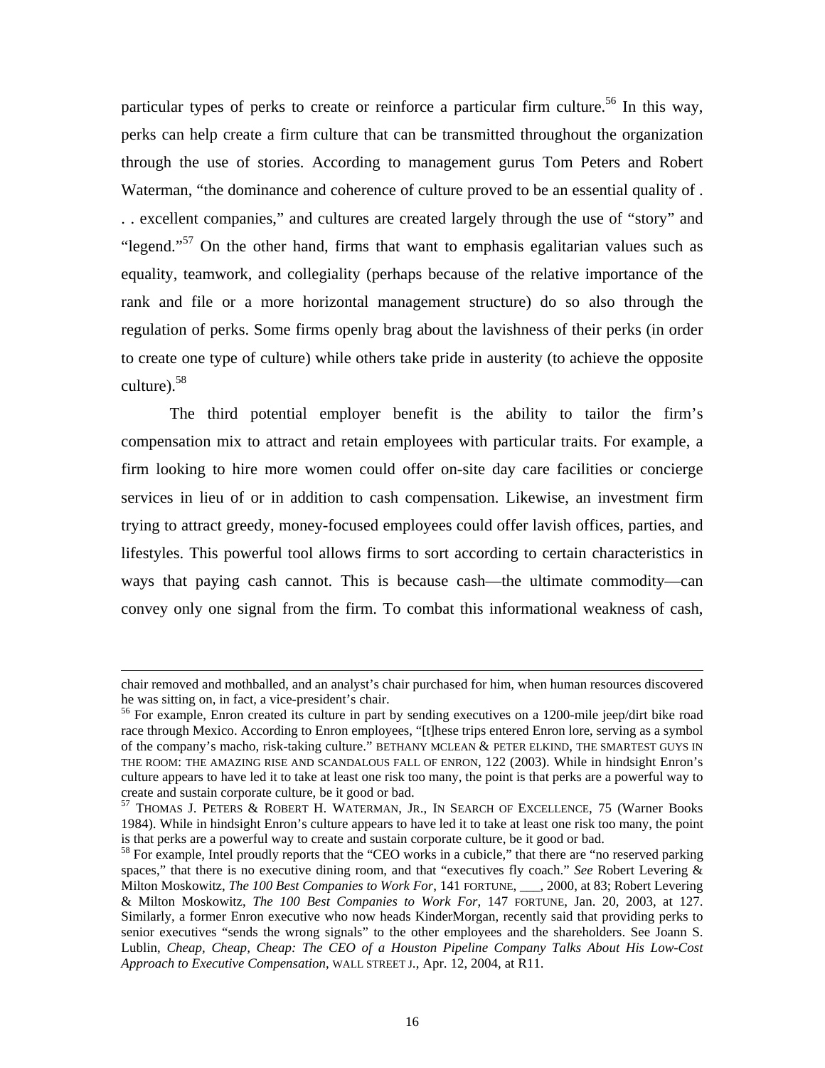particular types of perks to create or reinforce a particular firm culture.[56] In this way, perks can help create a firm culture that can be transmitted throughout the organization through the use of stories. According to management gurus Tom Peters and Robert Waterman, "the dominance and coherence of culture proved to be an essential quality of . . . excellent companies," and cultures are created largely through the use of "story" and "legend."[57] On the other hand, firms that want to emphasis egalitarian values such as equality, teamwork, and collegiality (perhaps because of the relative importance of the rank and file or a more horizontal management structure) do so also through the regulation of perks. Some firms openly brag about the lavishness of their perks (in order to create one type of culture) while others take pride in austerity (to achieve the opposite culture).[58]

The third potential employer benefit is the ability to tailor the firm's compensation mix to attract and retain employees with particular traits. For example, a firm looking to hire more women could offer on-site day care facilities or concierge services in lieu of or in addition to cash compensation. Likewise, an investment firm trying to attract greedy, money-focused employees could offer lavish offices, parties, and lifestyles. This powerful tool allows firms to sort according to certain characteristics in ways that paying cash cannot. This is because cash—the ultimate commodity—can convey only one signal from the firm. To combat this informational weakness of cash,

---

chair removed and mothballed, and an analyst's chair purchased for him, when human resources discovered he was sitting on, in fact, a vice-president's chair.

[56] For example, Enron created its culture in part by sending executives on a 1200-mile jeep/dirt bike road race through Mexico. According to Enron employees, "[t]hese trips entered Enron lore, serving as a symbol of the company's macho, risk-taking culture." BETHANY MCLEAN & PETER ELKIND, THE SMARTEST GUYS IN THE ROOM: THE AMAZING RISE AND SCANDALOUS FALL OF ENRON, 122 (2003). While in hindsight Enron's culture appears to have led it to take at least one risk too many, the point is that perks are a powerful way to create and sustain corporate culture, be it good or bad.

[57] THOMAS J. PETERS & ROBERT H. WATERMAN, JR., IN SEARCH OF EXCELLENCE, 75 (Warner Books 1984). While in hindsight Enron's culture appears to have led it to take at least one risk too many, the point is that perks are a powerful way to create and sustain corporate culture, be it good or bad.

[58] For example, Intel proudly reports that the "CEO works in a cubicle," that there are "no reserved parking spaces," that there is no executive dining room, and that "executives fly coach." *See* Robert Levering & Milton Moskowitz, *The 100 Best Companies to Work For*, 141 FORTUNE, ___, 2000, at 83; Robert Levering & Milton Moskowitz, *The 100 Best Companies to Work For*, 147 FORTUNE, Jan. 20, 2003, at 127. Similarly, a former Enron executive who now heads KinderMorgan, recently said that providing perks to senior executives "sends the wrong signals" to the other employees and the shareholders. See Joann S. Lublin, *Cheap, Cheap, Cheap: The CEO of a Houston Pipeline Company Talks About His Low-Cost Approach to Executive Compensation*, WALL STREET J., Apr. 12, 2004, at R11.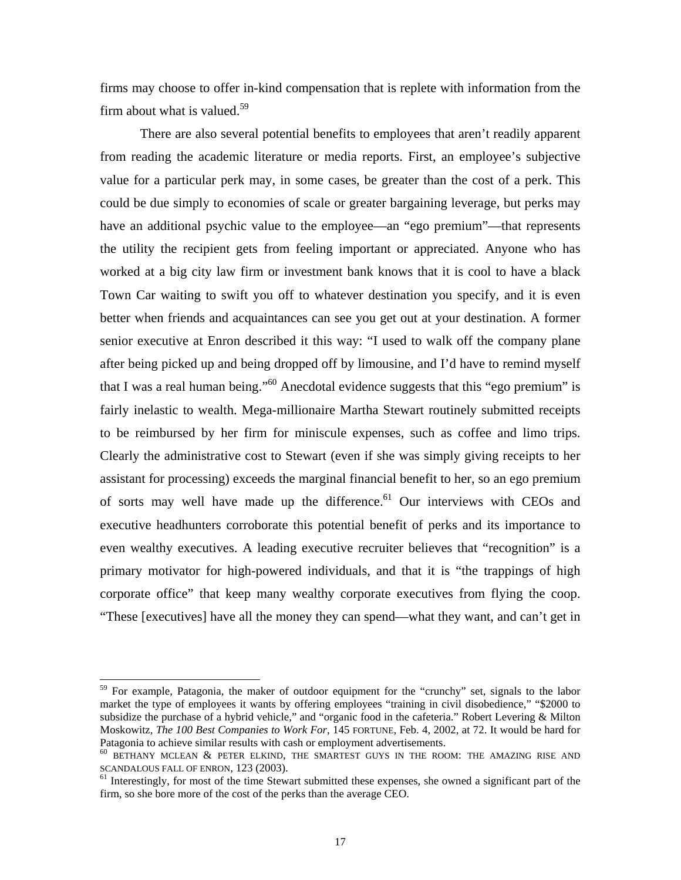firms may choose to offer in-kind compensation that is replete with information from the firm about what is valued.[59]

There are also several potential benefits to employees that aren't readily apparent from reading the academic literature or media reports. First, an employee's subjective value for a particular perk may, in some cases, be greater than the cost of a perk. This could be due simply to economies of scale or greater bargaining leverage, but perks may have an additional psychic value to the employee—an "ego premium"—that represents the utility the recipient gets from feeling important or appreciated. Anyone who has worked at a big city law firm or investment bank knows that it is cool to have a black Town Car waiting to swift you off to whatever destination you specify, and it is even better when friends and acquaintances can see you get out at your destination. A former senior executive at Enron described it this way: "I used to walk off the company plane after being picked up and being dropped off by limousine, and I'd have to remind myself that I was a real human being."[60] Anecdotal evidence suggests that this "ego premium" is fairly inelastic to wealth. Mega-millionaire Martha Stewart routinely submitted receipts to be reimbursed by her firm for miniscule expenses, such as coffee and limo trips. Clearly the administrative cost to Stewart (even if she was simply giving receipts to her assistant for processing) exceeds the marginal financial benefit to her, so an ego premium of sorts may well have made up the difference.[61] Our interviews with CEOs and executive headhunters corroborate this potential benefit of perks and its importance to even wealthy executives. A leading executive recruiter believes that "recognition" is a primary motivator for high-powered individuals, and that it is "the trappings of high corporate office" that keep many wealthy corporate executives from flying the coop. "These [executives] have all the money they can spend—what they want, and can't get in

---

[59] For example, Patagonia, the maker of outdoor equipment for the "crunchy" set, signals to the labor market the type of employees it wants by offering employees "training in civil disobedience," "$2000 to subsidize the purchase of a hybrid vehicle," and "organic food in the cafeteria." Robert Levering & Milton Moskowitz, *The 100 Best Companies to Work For*, 145 FORTUNE, Feb. 4, 2002, at 72. It would be hard for Patagonia to achieve similar results with cash or employment advertisements.

[60] BETHANY MCLEAN & PETER ELKIND, THE SMARTEST GUYS IN THE ROOM: THE AMAZING RISE AND SCANDALOUS FALL OF ENRON, 123 (2003).

[61] Interestingly, for most of the time Stewart submitted these expenses, she owned a significant part of the firm, so she bore more of the cost of the perks than the average CEO.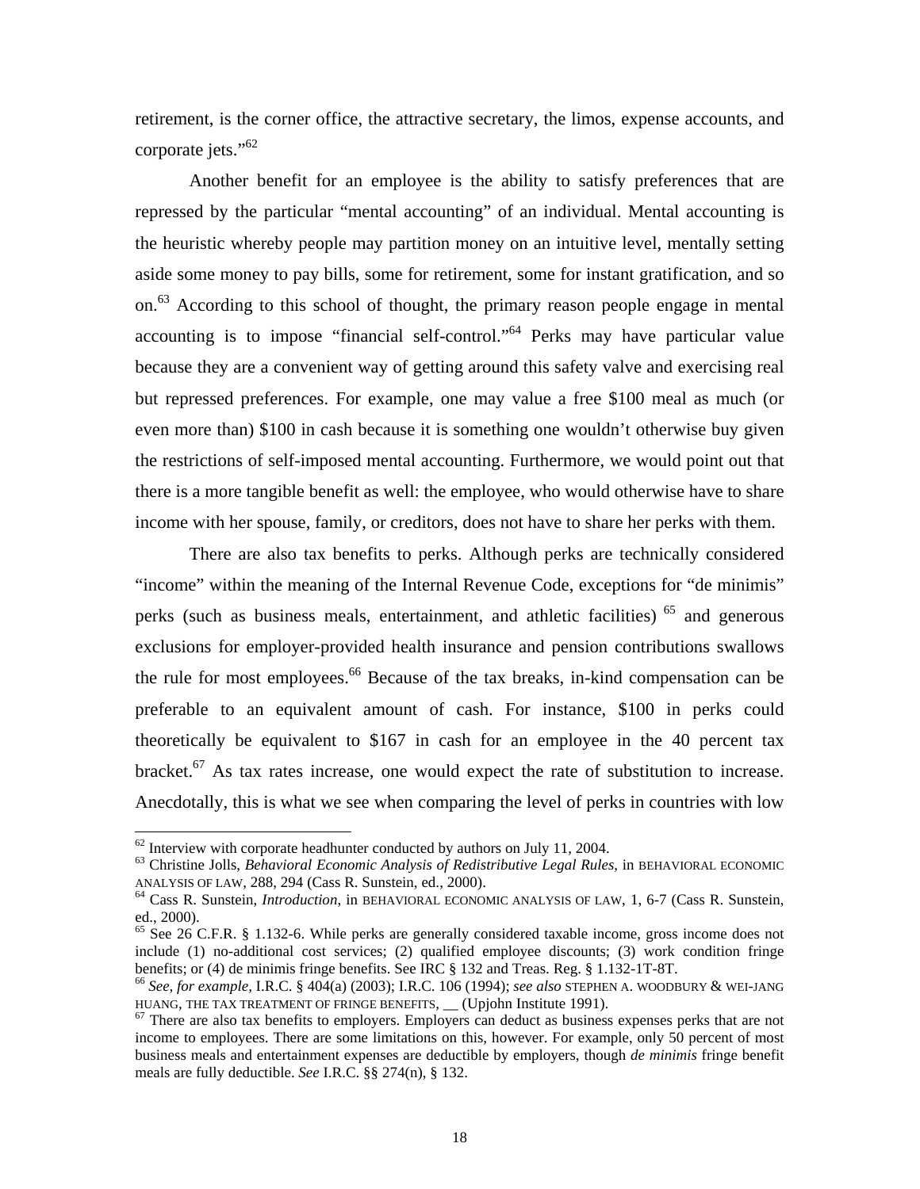retirement, is the corner office, the attractive secretary, the limos, expense accounts, and corporate jets."[62]

Another benefit for an employee is the ability to satisfy preferences that are repressed by the particular "mental accounting" of an individual. Mental accounting is the heuristic whereby people may partition money on an intuitive level, mentally setting aside some money to pay bills, some for retirement, some for instant gratification, and so on.[63] According to this school of thought, the primary reason people engage in mental accounting is to impose "financial self-control."[64] Perks may have particular value because they are a convenient way of getting around this safety valve and exercising real but repressed preferences. For example, one may value a free $100 meal as much (or even more than) $100 in cash because it is something one wouldn't otherwise buy given the restrictions of self-imposed mental accounting. Furthermore, we would point out that there is a more tangible benefit as well: the employee, who would otherwise have to share income with her spouse, family, or creditors, does not have to share her perks with them.

There are also tax benefits to perks. Although perks are technically considered "income" within the meaning of the Internal Revenue Code, exceptions for "de minimis" perks (such as business meals, entertainment, and athletic facilities) [65] and generous exclusions for employer-provided health insurance and pension contributions swallows the rule for most employees.[66] Because of the tax breaks, in-kind compensation can be preferable to an equivalent amount of cash. For instance, $100 in perks could theoretically be equivalent to $167 in cash for an employee in the 40 percent tax bracket.[67] As tax rates increase, one would expect the rate of substitution to increase. Anecdotally, this is what we see when comparing the level of perks in countries with low

---

[62] Interview with corporate headhunter conducted by authors on July 11, 2004.

[63] Christine Jolls, *Behavioral Economic Analysis of Redistributive Legal Rules*, in BEHAVIORAL ECONOMIC ANALYSIS OF LAW, 288, 294 (Cass R. Sunstein, ed., 2000).

[64] Cass R. Sunstein, *Introduction*, in BEHAVIORAL ECONOMIC ANALYSIS OF LAW, 1, 6-7 (Cass R. Sunstein, ed., 2000).

[65] See 26 C.F.R. § 1.132-6. While perks are generally considered taxable income, gross income does not include (1) no-additional cost services; (2) qualified employee discounts; (3) work condition fringe benefits; or (4) de minimis fringe benefits. See IRC § 132 and Treas. Reg. § 1.132-1T-8T.

[66] *See, for example,* I.R.C. § 404(a) (2003); I.R.C. 106 (1994); *see also* STEPHEN A. WOODBURY & WEI-JANG HUANG, THE TAX TREATMENT OF FRINGE BENEFITS, __ (Upjohn Institute 1991).

[67] There are also tax benefits to employers. Employers can deduct as business expenses perks that are not income to employees. There are some limitations on this, however. For example, only 50 percent of most business meals and entertainment expenses are deductible by employers, though *de minimis* fringe benefit meals are fully deductible. *See* I.R.C. §§ 274(n), § 132.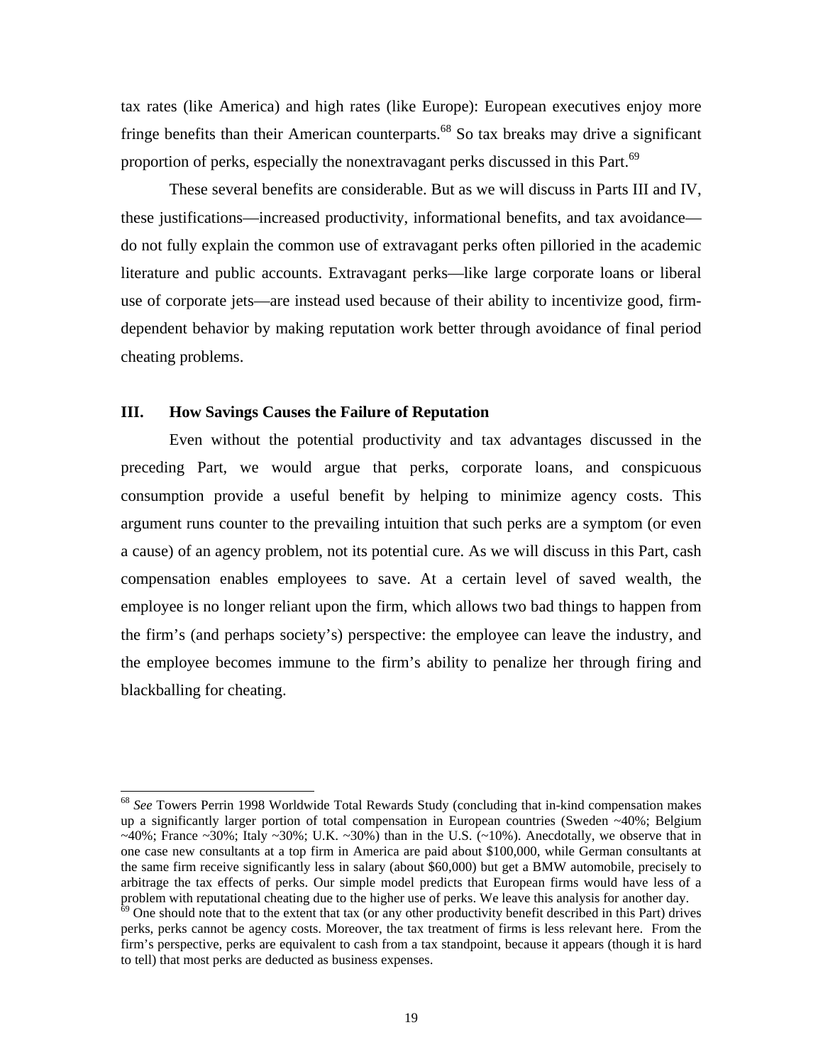tax rates (like America) and high rates (like Europe): European executives enjoy more fringe benefits than their American counterparts.[68] So tax breaks may drive a significant proportion of perks, especially the nonextravagant perks discussed in this Part.[69]

These several benefits are considerable. But as we will discuss in Parts III and IV, these justifications—increased productivity, informational benefits, and tax avoidance—do not fully explain the common use of extravagant perks often pilloried in the academic literature and public accounts. Extravagant perks—like large corporate loans or liberal use of corporate jets—are instead used because of their ability to incentivize good, firm-dependent behavior by making reputation work better through avoidance of final period cheating problems.

## III. How Savings Causes the Failure of Reputation

Even without the potential productivity and tax advantages discussed in the preceding Part, we would argue that perks, corporate loans, and conspicuous consumption provide a useful benefit by helping to minimize agency costs. This argument runs counter to the prevailing intuition that such perks are a symptom (or even a cause) of an agency problem, not its potential cure. As we will discuss in this Part, cash compensation enables employees to save. At a certain level of saved wealth, the employee is no longer reliant upon the firm, which allows two bad things to happen from the firm's (and perhaps society's) perspective: the employee can leave the industry, and the employee becomes immune to the firm's ability to penalize her through firing and blackballing for cheating.

---

[68] *See* Towers Perrin 1998 Worldwide Total Rewards Study (concluding that in-kind compensation makes up a significantly larger portion of total compensation in European countries (Sweden ~40%; Belgium ~40%; France ~30%; Italy ~30%; U.K. ~30%) than in the U.S. (~10%). Anecdotally, we observe that in one case new consultants at a top firm in America are paid about $100,000, while German consultants at the same firm receive significantly less in salary (about $60,000) but get a BMW automobile, precisely to arbitrage the tax effects of perks. Our simple model predicts that European firms would have less of a problem with reputational cheating due to the higher use of perks. We leave this analysis for another day.

[69] One should note that to the extent that tax (or any other productivity benefit described in this Part) drives perks, perks cannot be agency costs. Moreover, the tax treatment of firms is less relevant here. From the firm's perspective, perks are equivalent to cash from a tax standpoint, because it appears (though it is hard to tell) that most perks are deducted as business expenses.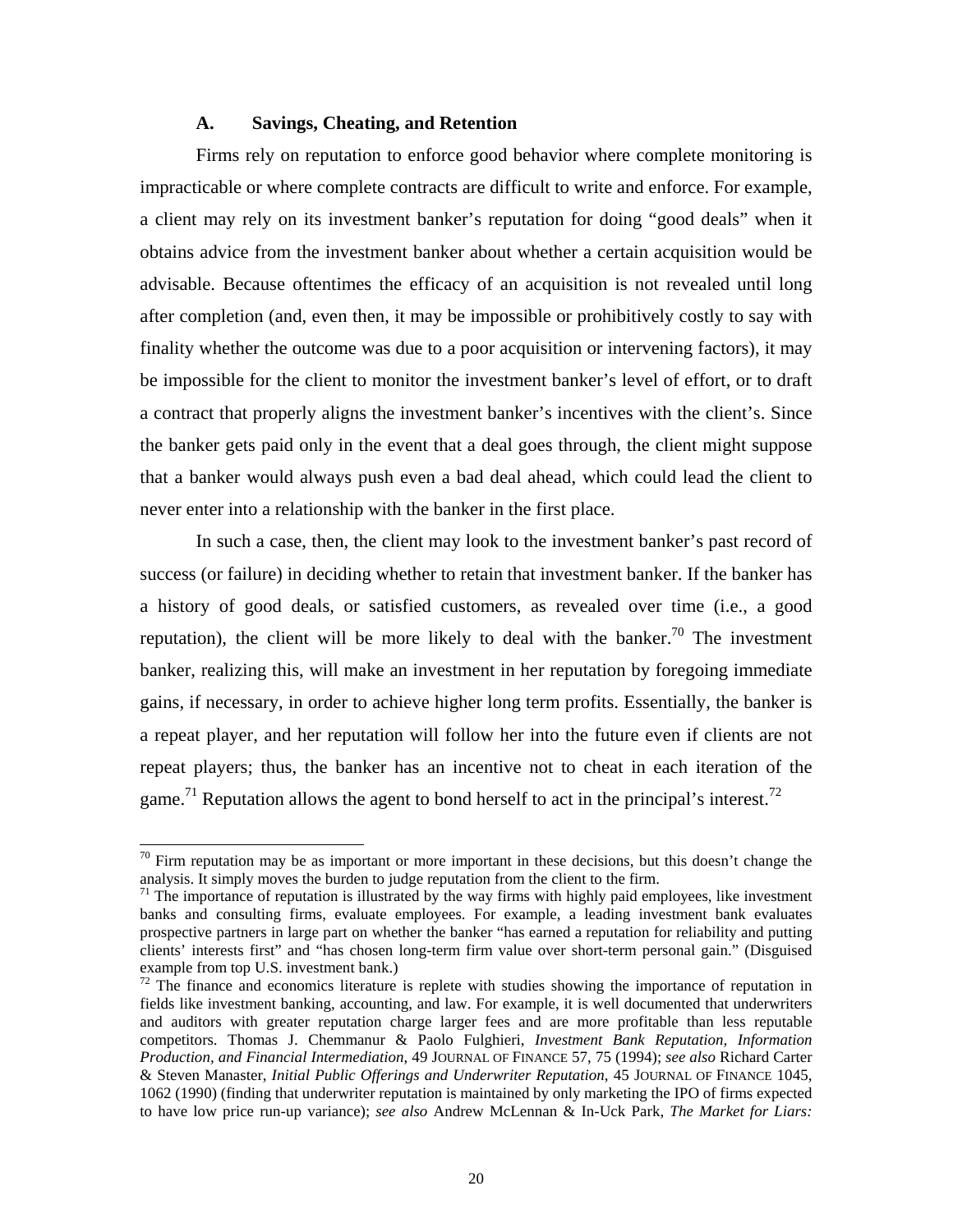### A. Savings, Cheating, and Retention

Firms rely on reputation to enforce good behavior where complete monitoring is impracticable or where complete contracts are difficult to write and enforce. For example, a client may rely on its investment banker's reputation for doing "good deals" when it obtains advice from the investment banker about whether a certain acquisition would be advisable. Because oftentimes the efficacy of an acquisition is not revealed until long after completion (and, even then, it may be impossible or prohibitively costly to say with finality whether the outcome was due to a poor acquisition or intervening factors), it may be impossible for the client to monitor the investment banker's level of effort, or to draft a contract that properly aligns the investment banker's incentives with the client's. Since the banker gets paid only in the event that a deal goes through, the client might suppose that a banker would always push even a bad deal ahead, which could lead the client to never enter into a relationship with the banker in the first place.

In such a case, then, the client may look to the investment banker's past record of success (or failure) in deciding whether to retain that investment banker. If the banker has a history of good deals, or satisfied customers, as revealed over time (i.e., a good reputation), the client will be more likely to deal with the banker.[70] The investment banker, realizing this, will make an investment in her reputation by foregoing immediate gains, if necessary, in order to achieve higher long term profits. Essentially, the banker is a repeat player, and her reputation will follow her into the future even if clients are not repeat players; thus, the banker has an incentive not to cheat in each iteration of the game.[71] Reputation allows the agent to bond herself to act in the principal's interest.[72]

---

[70] Firm reputation may be as important or more important in these decisions, but this doesn't change the analysis. It simply moves the burden to judge reputation from the client to the firm.

[71] The importance of reputation is illustrated by the way firms with highly paid employees, like investment banks and consulting firms, evaluate employees. For example, a leading investment bank evaluates prospective partners in large part on whether the banker "has earned a reputation for reliability and putting clients' interests first" and "has chosen long-term firm value over short-term personal gain." (Disguised example from top U.S. investment bank.)

[72] The finance and economics literature is replete with studies showing the importance of reputation in fields like investment banking, accounting, and law. For example, it is well documented that underwriters and auditors with greater reputation charge larger fees and are more profitable than less reputable competitors. Thomas J. Chemmanur & Paolo Fulghieri, *Investment Bank Reputation, Information Production, and Financial Intermediation*, 49 JOURNAL OF FINANCE 57, 75 (1994); *see also* Richard Carter & Steven Manaster, *Initial Public Offerings and Underwriter Reputation*, 45 JOURNAL OF FINANCE 1045, 1062 (1990) (finding that underwriter reputation is maintained by only marketing the IPO of firms expected to have low price run-up variance); *see also* Andrew McLennan & In-Uck Park, *The Market for Liars:*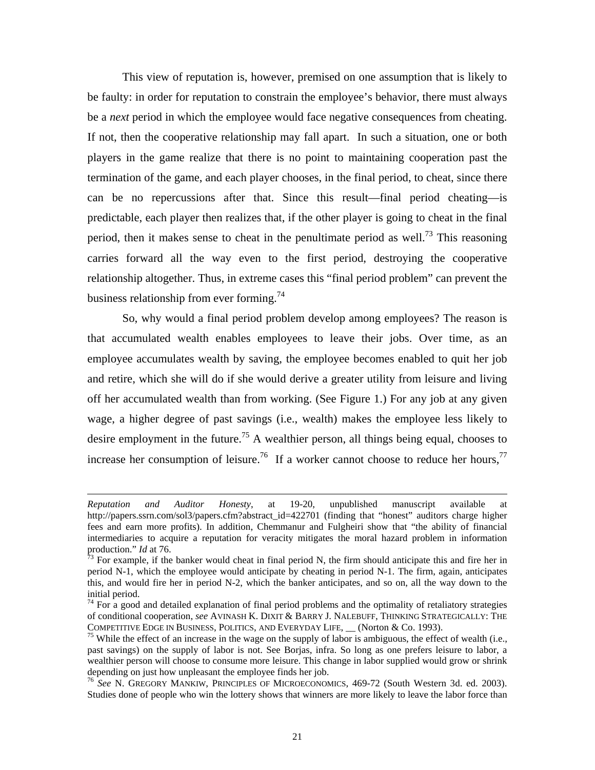This view of reputation is, however, premised on one assumption that is likely to be faulty: in order for reputation to constrain the employee's behavior, there must always be a *next* period in which the employee would face negative consequences from cheating. If not, then the cooperative relationship may fall apart. In such a situation, one or both players in the game realize that there is no point to maintaining cooperation past the termination of the game, and each player chooses, in the final period, to cheat, since there can be no repercussions after that. Since this result—final period cheating—is predictable, each player then realizes that, if the other player is going to cheat in the final period, then it makes sense to cheat in the penultimate period as well.[73] This reasoning carries forward all the way even to the first period, destroying the cooperative relationship altogether. Thus, in extreme cases this "final period problem" can prevent the business relationship from ever forming.[74]

So, why would a final period problem develop among employees? The reason is that accumulated wealth enables employees to leave their jobs. Over time, as an employee accumulates wealth by saving, the employee becomes enabled to quit her job and retire, which she will do if she would derive a greater utility from leisure and living off her accumulated wealth than from working. (See Figure 1.) For any job at any given wage, a higher degree of past savings (i.e., wealth) makes the employee less likely to desire employment in the future.[75] A wealthier person, all things being equal, chooses to increase her consumption of leisure.[76] If a worker cannot choose to reduce her hours,[77]

---

*Reputation and Auditor Honesty*, at 19-20, unpublished manuscript available at http://papers.ssrn.com/sol3/papers.cfm?abstract_id=422701 (finding that "honest" auditors charge higher fees and earn more profits). In addition, Chemmanur and Fulgheiri show that "the ability of financial intermediaries to acquire a reputation for veracity mitigates the moral hazard problem in information production." *Id* at 76.

[73] For example, if the banker would cheat in final period N, the firm should anticipate this and fire her in period N-1, which the employee would anticipate by cheating in period N-1. The firm, again, anticipates this, and would fire her in period N-2, which the banker anticipates, and so on, all the way down to the initial period.

[74] For a good and detailed explanation of final period problems and the optimality of retaliatory strategies of conditional cooperation, *see* AVINASH K. DIXIT & BARRY J. NALEBUFF, THINKING STRATEGICALLY: THE COMPETITIVE EDGE IN BUSINESS, POLITICS, AND EVERYDAY LIFE, __ (Norton & Co. 1993).

[75] While the effect of an increase in the wage on the supply of labor is ambiguous, the effect of wealth (i.e., past savings) on the supply of labor is not. See Borjas, infra. So long as one prefers leisure to labor, a wealthier person will choose to consume more leisure. This change in labor supplied would grow or shrink depending on just how unpleasant the employee finds her job.

[76] *See* N. GREGORY MANKIW, PRINCIPLES OF MICROECONOMICS, 469-72 (South Western 3d. ed. 2003). Studies done of people who win the lottery shows that winners are more likely to leave the labor force than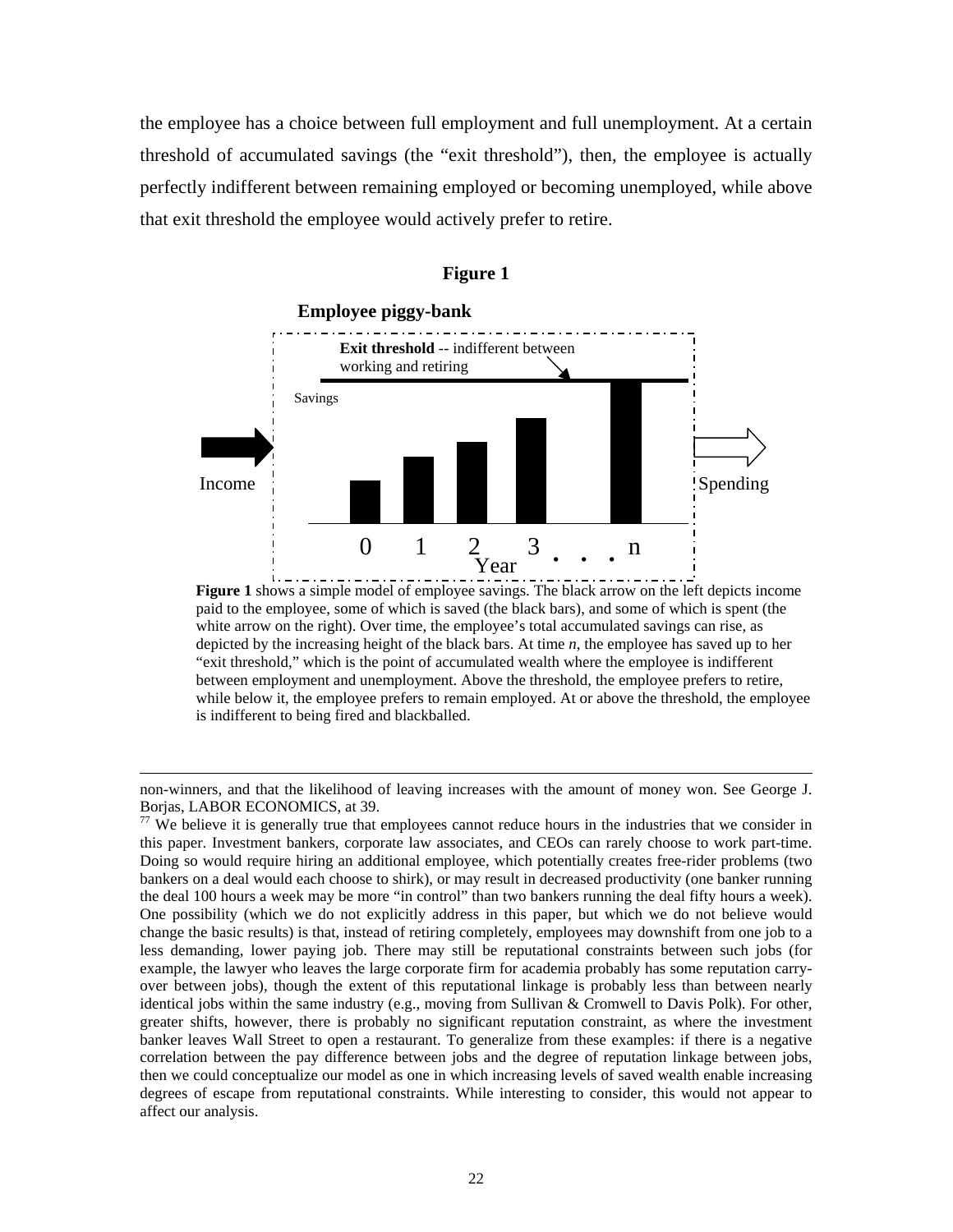the employee has a choice between full employment and full unemployment. At a certain threshold of accumulated savings (the "exit threshold"), then, the employee is actually perfectly indifferent between remaining employed or becoming unemployed, while above that exit threshold the employee would actively prefer to retire.

**Figure 1**

**Employee piggy-bank**

**Exit threshold** -- indifferent between working and retiring

Savings

Income

Spending

0 1 2 3 . . . n

Year

**Figure 1** shows a simple model of employee savings. The black arrow on the left depicts income paid to the employee, some of which is saved (the black bars), and some of which is spent (the white arrow on the right). Over time, the employee's total accumulated savings can rise, as depicted by the increasing height of the black bars. At time *n*, the employee has saved up to her "exit threshold," which is the point of accumulated wealth where the employee is indifferent between employment and unemployment. Above the threshold, the employee prefers to retire, while below it, the employee prefers to remain employed. At or above the threshold, the employee is indifferent to being fired and blackballed.

---

non-winners, and that the likelihood of leaving increases with the amount of money won. See George J. Borjas, LABOR ECONOMICS, at 39.

[77] We believe it is generally true that employees cannot reduce hours in the industries that we consider in this paper. Investment bankers, corporate law associates, and CEOs can rarely choose to work part-time. Doing so would require hiring an additional employee, which potentially creates free-rider problems (two bankers on a deal would each choose to shirk), or may result in decreased productivity (one banker running the deal 100 hours a week may be more "in control" than two bankers running the deal fifty hours a week). One possibility (which we do not explicitly address in this paper, but which we do not believe would change the basic results) is that, instead of retiring completely, employees may downshift from one job to a less demanding, lower paying job. There may still be reputational constraints between such jobs (for example, the lawyer who leaves the large corporate firm for academia probably has some reputation carry-over between jobs), though the extent of this reputational linkage is probably less than between nearly identical jobs within the same industry (e.g., moving from Sullivan & Cromwell to Davis Polk). For other, greater shifts, however, there is probably no significant reputation constraint, as where the investment banker leaves Wall Street to open a restaurant. To generalize from these examples: if there is a negative correlation between the pay difference between jobs and the degree of reputation linkage between jobs, then we could conceptualize our model as one in which increasing levels of saved wealth enable increasing degrees of escape from reputational constraints. While interesting to consider, this would not appear to affect our analysis.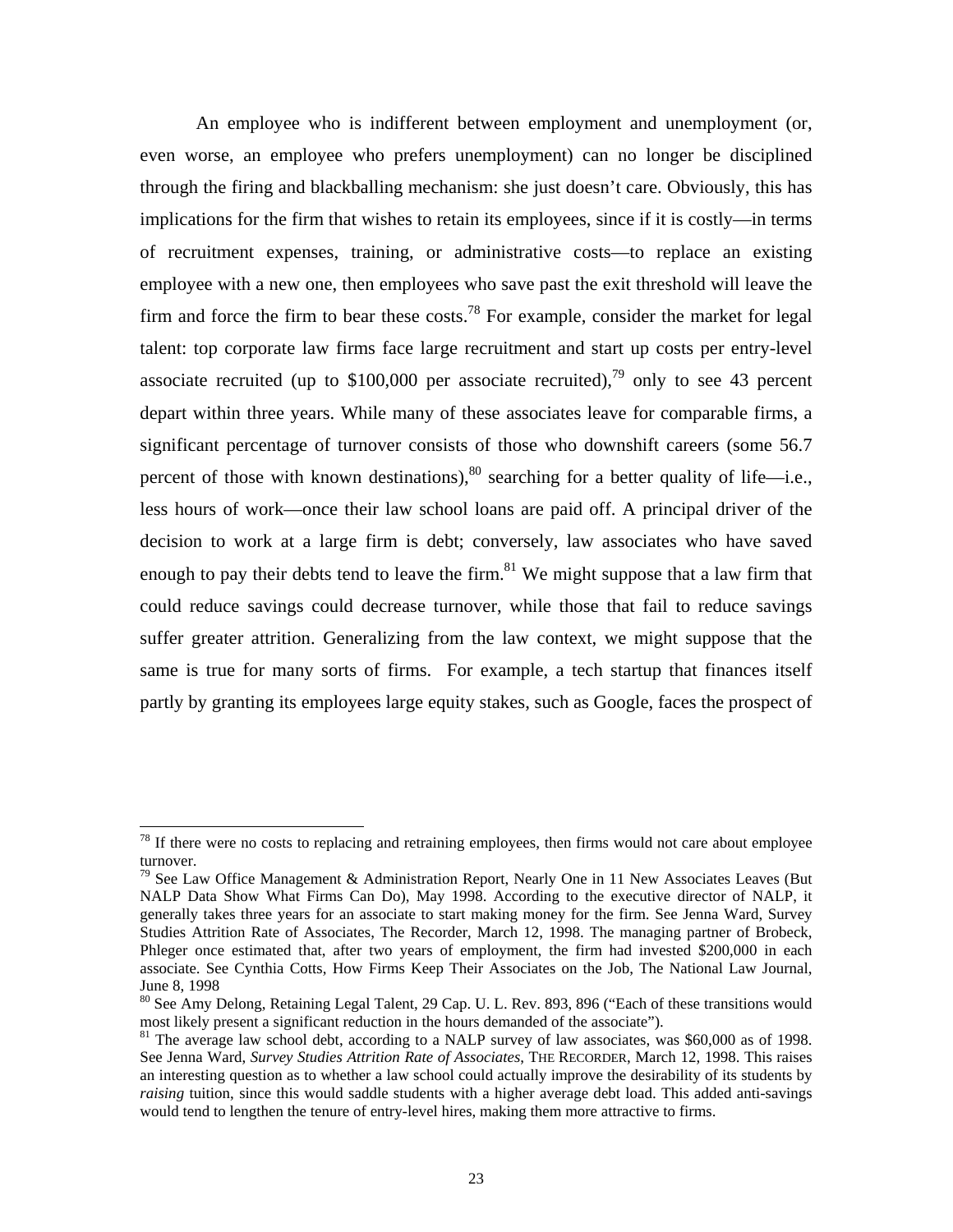An employee who is indifferent between employment and unemployment (or, even worse, an employee who prefers unemployment) can no longer be disciplined through the firing and blackballing mechanism: she just doesn't care. Obviously, this has implications for the firm that wishes to retain its employees, since if it is costly—in terms of recruitment expenses, training, or administrative costs—to replace an existing employee with a new one, then employees who save past the exit threshold will leave the firm and force the firm to bear these costs.[78] For example, consider the market for legal talent: top corporate law firms face large recruitment and start up costs per entry-level associate recruited (up to $100,000 per associate recruited),[79] only to see 43 percent depart within three years. While many of these associates leave for comparable firms, a significant percentage of turnover consists of those who downshift careers (some 56.7 percent of those with known destinations),[80] searching for a better quality of life—i.e., less hours of work—once their law school loans are paid off. A principal driver of the decision to work at a large firm is debt; conversely, law associates who have saved enough to pay their debts tend to leave the firm.[81] We might suppose that a law firm that could reduce savings could decrease turnover, while those that fail to reduce savings suffer greater attrition. Generalizing from the law context, we might suppose that the same is true for many sorts of firms. For example, a tech startup that finances itself partly by granting its employees large equity stakes, such as Google, faces the prospect of

---

[78] If there were no costs to replacing and retraining employees, then firms would not care about employee turnover.

[79] See Law Office Management & Administration Report, Nearly One in 11 New Associates Leaves (But NALP Data Show What Firms Can Do), May 1998. According to the executive director of NALP, it generally takes three years for an associate to start making money for the firm. See Jenna Ward, Survey Studies Attrition Rate of Associates, The Recorder, March 12, 1998. The managing partner of Brobeck, Phleger once estimated that, after two years of employment, the firm had invested $200,000 in each associate. See Cynthia Cotts, How Firms Keep Their Associates on the Job, The National Law Journal, June 8, 1998

[80] See Amy Delong, Retaining Legal Talent, 29 Cap. U. L. Rev. 893, 896 ("Each of these transitions would most likely present a significant reduction in the hours demanded of the associate").

[81] The average law school debt, according to a NALP survey of law associates, was $60,000 as of 1998. See Jenna Ward, *Survey Studies Attrition Rate of Associates*, THE RECORDER, March 12, 1998. This raises an interesting question as to whether a law school could actually improve the desirability of its students by *raising* tuition, since this would saddle students with a higher average debt load. This added anti-savings would tend to lengthen the tenure of entry-level hires, making them more attractive to firms.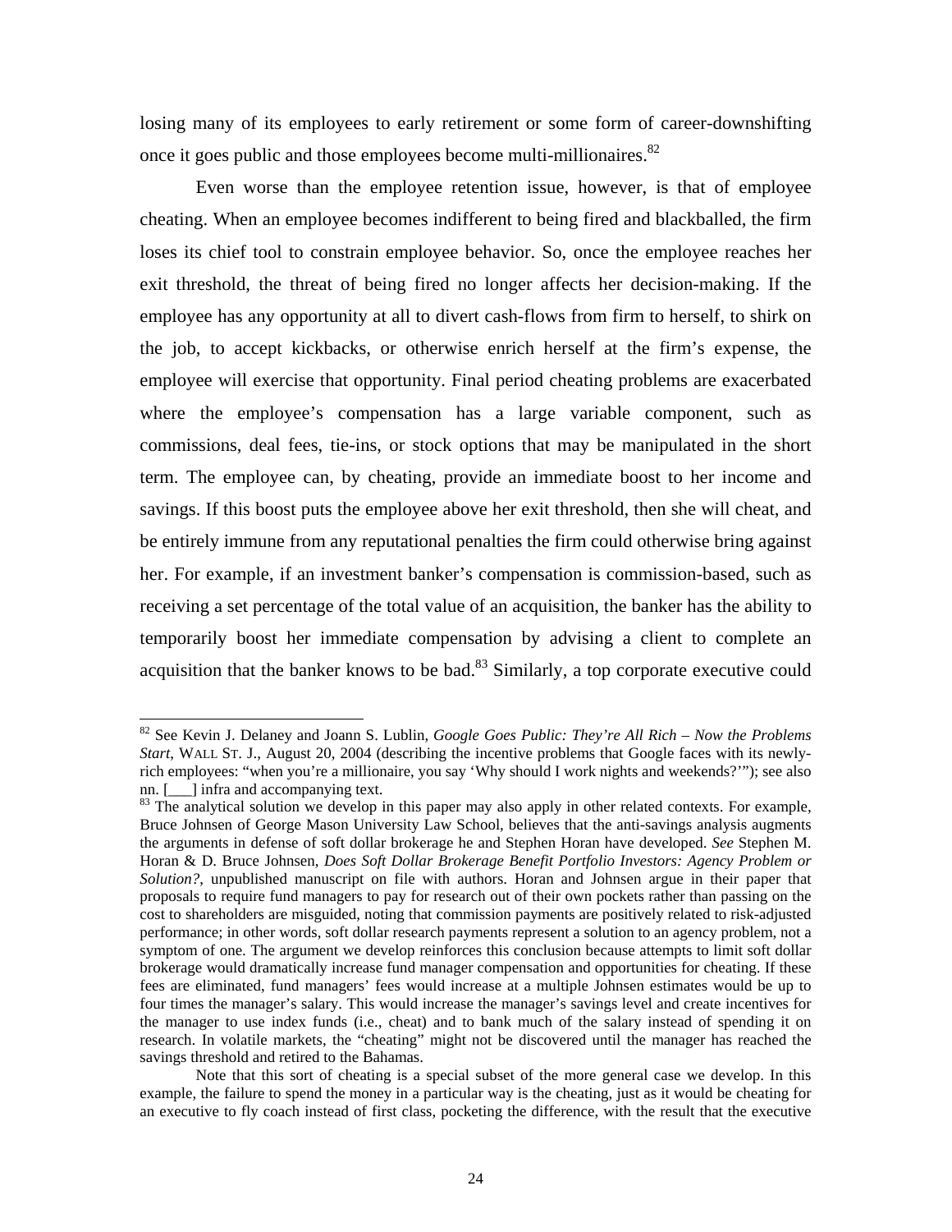losing many of its employees to early retirement or some form of career-downshifting once it goes public and those employees become multi-millionaires.[82]

Even worse than the employee retention issue, however, is that of employee cheating. When an employee becomes indifferent to being fired and blackballed, the firm loses its chief tool to constrain employee behavior. So, once the employee reaches her exit threshold, the threat of being fired no longer affects her decision-making. If the employee has any opportunity at all to divert cash-flows from firm to herself, to shirk on the job, to accept kickbacks, or otherwise enrich herself at the firm's expense, the employee will exercise that opportunity. Final period cheating problems are exacerbated where the employee's compensation has a large variable component, such as commissions, deal fees, tie-ins, or stock options that may be manipulated in the short term. The employee can, by cheating, provide an immediate boost to her income and savings. If this boost puts the employee above her exit threshold, then she will cheat, and be entirely immune from any reputational penalties the firm could otherwise bring against her. For example, if an investment banker's compensation is commission-based, such as receiving a set percentage of the total value of an acquisition, the banker has the ability to temporarily boost her immediate compensation by advising a client to complete an acquisition that the banker knows to be bad.[83] Similarly, a top corporate executive could

---

[82] See Kevin J. Delaney and Joann S. Lublin, *Google Goes Public: They're All Rich – Now the Problems Start*, WALL ST. J., August 20, 2004 (describing the incentive problems that Google faces with its newly-rich employees: "when you're a millionaire, you say 'Why should I work nights and weekends?'"); see also nn. [___] infra and accompanying text.

[83] The analytical solution we develop in this paper may also apply in other related contexts. For example, Bruce Johnsen of George Mason University Law School, believes that the anti-savings analysis augments the arguments in defense of soft dollar brokerage he and Stephen Horan have developed. *See* Stephen M. Horan & D. Bruce Johnsen, *Does Soft Dollar Brokerage Benefit Portfolio Investors: Agency Problem or Solution?*, unpublished manuscript on file with authors. Horan and Johnsen argue in their paper that proposals to require fund managers to pay for research out of their own pockets rather than passing on the cost to shareholders are misguided, noting that commission payments are positively related to risk-adjusted performance; in other words, soft dollar research payments represent a solution to an agency problem, not a symptom of one. The argument we develop reinforces this conclusion because attempts to limit soft dollar brokerage would dramatically increase fund manager compensation and opportunities for cheating. If these fees are eliminated, fund managers' fees would increase at a multiple Johnsen estimates would be up to four times the manager's salary. This would increase the manager's savings level and create incentives for the manager to use index funds (i.e., cheat) and to bank much of the salary instead of spending it on research. In volatile markets, the "cheating" might not be discovered until the manager has reached the savings threshold and retired to the Bahamas.

Note that this sort of cheating is a special subset of the more general case we develop. In this example, the failure to spend the money in a particular way is the cheating, just as it would be cheating for an executive to fly coach instead of first class, pocketing the difference, with the result that the executive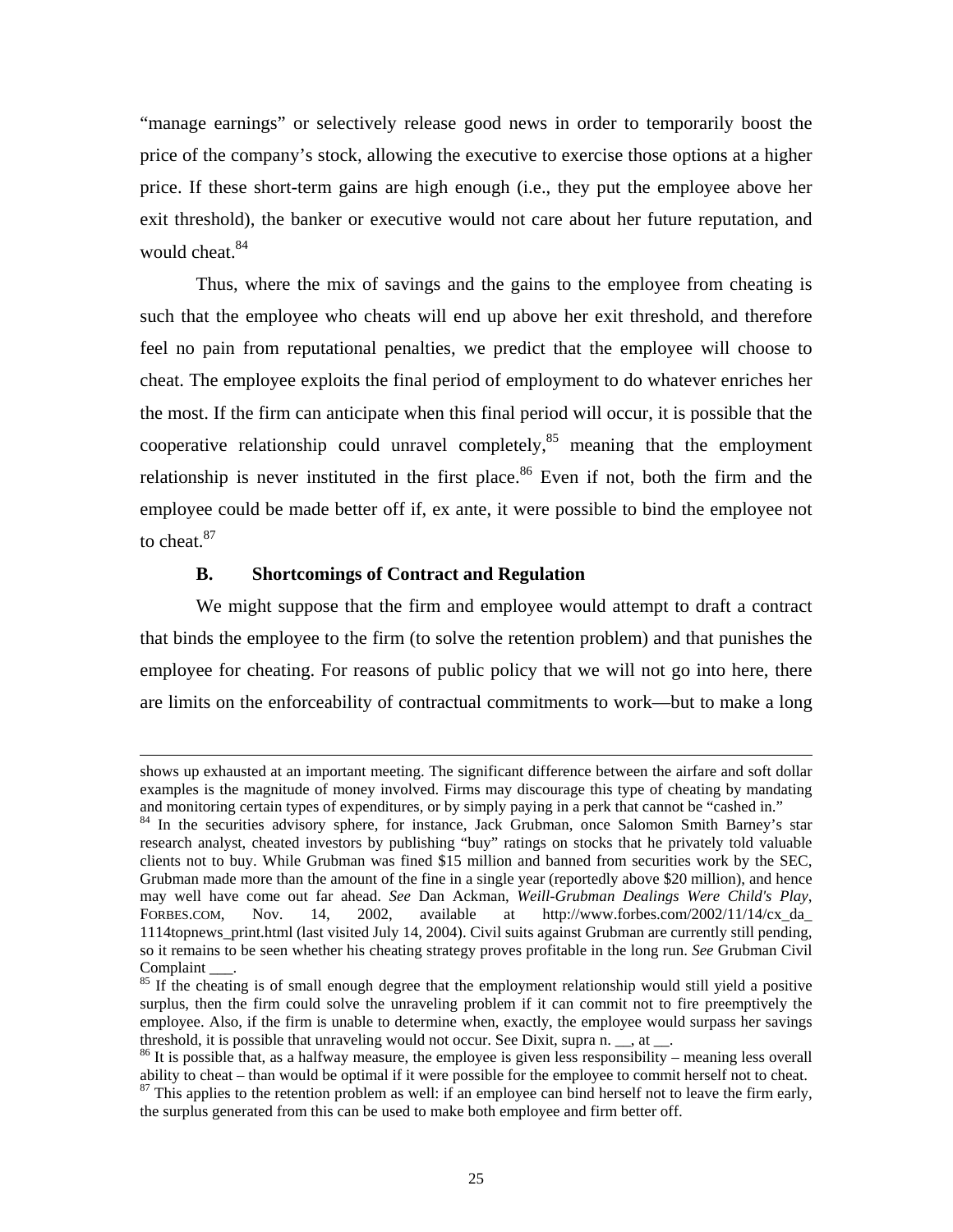"manage earnings" or selectively release good news in order to temporarily boost the price of the company's stock, allowing the executive to exercise those options at a higher price. If these short-term gains are high enough (i.e., they put the employee above her exit threshold), the banker or executive would not care about her future reputation, and would cheat.[84]

Thus, where the mix of savings and the gains to the employee from cheating is such that the employee who cheats will end up above her exit threshold, and therefore feel no pain from reputational penalties, we predict that the employee will choose to cheat. The employee exploits the final period of employment to do whatever enriches her the most. If the firm can anticipate when this final period will occur, it is possible that the cooperative relationship could unravel completely,[85] meaning that the employment relationship is never instituted in the first place.[86] Even if not, both the firm and the employee could be made better off if, ex ante, it were possible to bind the employee not to cheat.[87]

### B. Shortcomings of Contract and Regulation

We might suppose that the firm and employee would attempt to draft a contract that binds the employee to the firm (to solve the retention problem) and that punishes the employee for cheating. For reasons of public policy that we will not go into here, there are limits on the enforceability of contractual commitments to work—but to make a long

---

shows up exhausted at an important meeting. The significant difference between the airfare and soft dollar examples is the magnitude of money involved. Firms may discourage this type of cheating by mandating and monitoring certain types of expenditures, or by simply paying in a perk that cannot be "cashed in."

[84] In the securities advisory sphere, for instance, Jack Grubman, once Salomon Smith Barney's star research analyst, cheated investors by publishing "buy" ratings on stocks that he privately told valuable clients not to buy. While Grubman was fined \$15 million and banned from securities work by the SEC, Grubman made more than the amount of the fine in a single year (reportedly above \$20 million), and hence may well have come out far ahead. *See* Dan Ackman, *Weill-Grubman Dealings Were Child's Play*, FORBES.COM, Nov. 14, 2002, available at http://www.forbes.com/2002/11/14/cx_da_1114topnews_print.html (last visited July 14, 2004). Civil suits against Grubman are currently still pending, so it remains to be seen whether his cheating strategy proves profitable in the long run. *See* Grubman Civil Complaint ___.

[85] If the cheating is of small enough degree that the employment relationship would still yield a positive surplus, then the firm could solve the unraveling problem if it can commit not to fire preemptively the employee. Also, if the firm is unable to determine when, exactly, the employee would surpass her savings threshold, it is possible that unraveling would not occur. See Dixit, supra n. __, at __.

[86] It is possible that, as a halfway measure, the employee is given less responsibility – meaning less overall ability to cheat – than would be optimal if it were possible for the employee to commit herself not to cheat.

[87] This applies to the retention problem as well: if an employee can bind herself not to leave the firm early, the surplus generated from this can be used to make both employee and firm better off.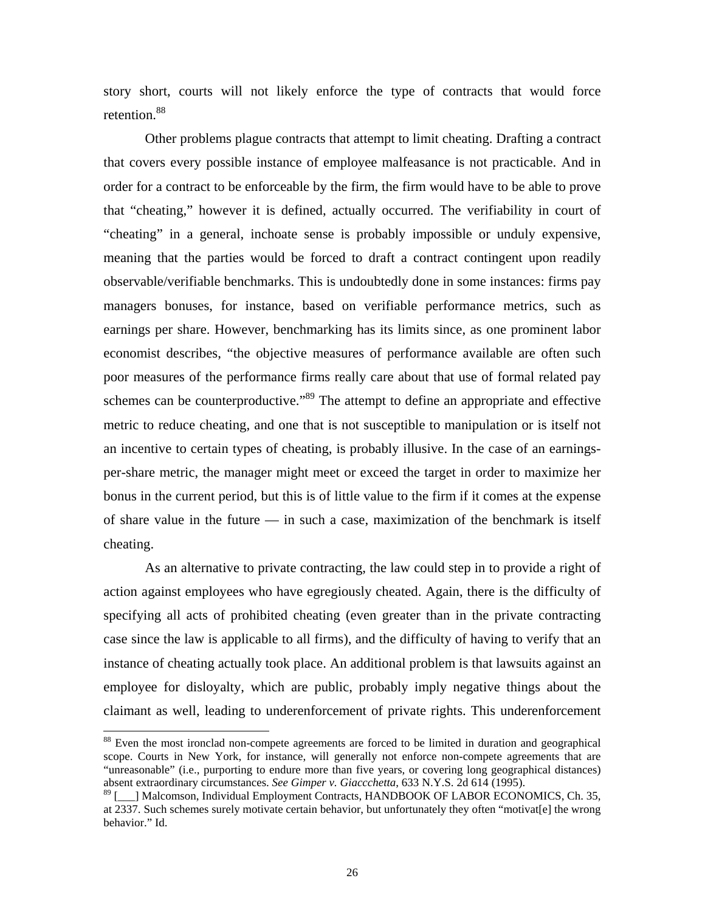story short, courts will not likely enforce the type of contracts that would force retention.[88]

Other problems plague contracts that attempt to limit cheating. Drafting a contract that covers every possible instance of employee malfeasance is not practicable. And in order for a contract to be enforceable by the firm, the firm would have to be able to prove that "cheating," however it is defined, actually occurred. The verifiability in court of "cheating" in a general, inchoate sense is probably impossible or unduly expensive, meaning that the parties would be forced to draft a contract contingent upon readily observable/verifiable benchmarks. This is undoubtedly done in some instances: firms pay managers bonuses, for instance, based on verifiable performance metrics, such as earnings per share. However, benchmarking has its limits since, as one prominent labor economist describes, "the objective measures of performance available are often such poor measures of the performance firms really care about that use of formal related pay schemes can be counterproductive."[89] The attempt to define an appropriate and effective metric to reduce cheating, and one that is not susceptible to manipulation or is itself not an incentive to certain types of cheating, is probably illusive. In the case of an earnings-per-share metric, the manager might meet or exceed the target in order to maximize her bonus in the current period, but this is of little value to the firm if it comes at the expense of share value in the future — in such a case, maximization of the benchmark is itself cheating.

As an alternative to private contracting, the law could step in to provide a right of action against employees who have egregiously cheated. Again, there is the difficulty of specifying all acts of prohibited cheating (even greater than in the private contracting case since the law is applicable to all firms), and the difficulty of having to verify that an instance of cheating actually took place. An additional problem is that lawsuits against an employee for disloyalty, which are public, probably imply negative things about the claimant as well, leading to underenforcement of private rights. This underenforcement

---

[88] Even the most ironclad non-compete agreements are forced to be limited in duration and geographical scope. Courts in New York, for instance, will generally not enforce non-compete agreements that are "unreasonable" (i.e., purporting to endure more than five years, or covering long geographical distances) absent extraordinary circumstances. *See Gimper v. Giaccchetta*, 633 N.Y.S. 2d 614 (1995).

[89] [___] Malcomson, Individual Employment Contracts, HANDBOOK OF LABOR ECONOMICS, Ch. 35, at 2337. Such schemes surely motivate certain behavior, but unfortunately they often "motivat[e] the wrong behavior." Id.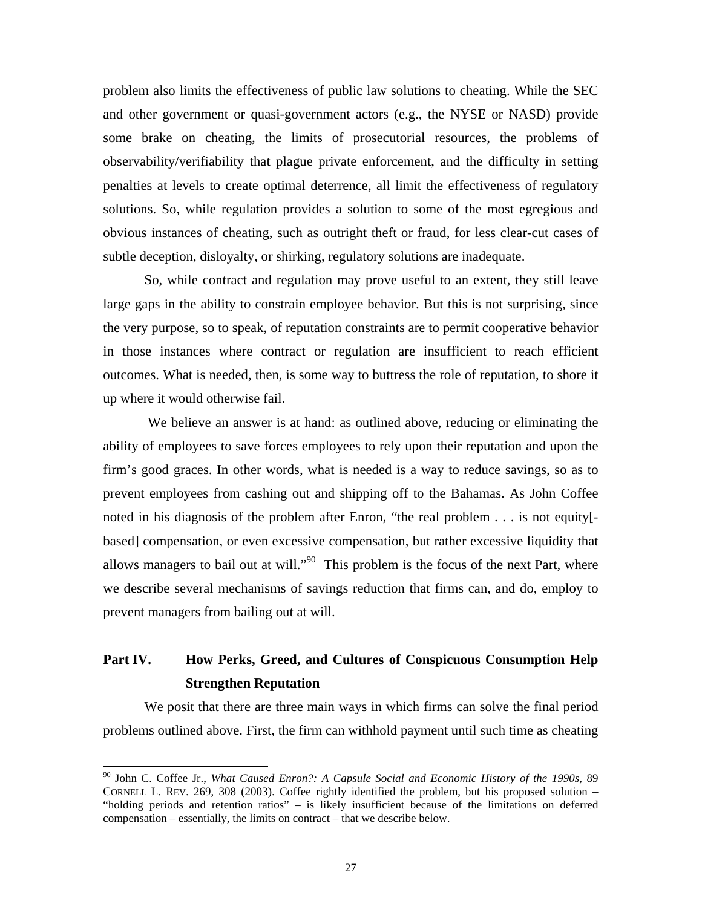problem also limits the effectiveness of public law solutions to cheating. While the SEC and other government or quasi-government actors (e.g., the NYSE or NASD) provide some brake on cheating, the limits of prosecutorial resources, the problems of observability/verifiability that plague private enforcement, and the difficulty in setting penalties at levels to create optimal deterrence, all limit the effectiveness of regulatory solutions. So, while regulation provides a solution to some of the most egregious and obvious instances of cheating, such as outright theft or fraud, for less clear-cut cases of subtle deception, disloyalty, or shirking, regulatory solutions are inadequate.

So, while contract and regulation may prove useful to an extent, they still leave large gaps in the ability to constrain employee behavior. But this is not surprising, since the very purpose, so to speak, of reputation constraints are to permit cooperative behavior in those instances where contract or regulation are insufficient to reach efficient outcomes. What is needed, then, is some way to buttress the role of reputation, to shore it up where it would otherwise fail.

We believe an answer is at hand: as outlined above, reducing or eliminating the ability of employees to save forces employees to rely upon their reputation and upon the firm's good graces. In other words, what is needed is a way to reduce savings, so as to prevent employees from cashing out and shipping off to the Bahamas. As John Coffee noted in his diagnosis of the problem after Enron, "the real problem . . . is not equity[-based] compensation, or even excessive compensation, but rather excessive liquidity that allows managers to bail out at will."[90] This problem is the focus of the next Part, where we describe several mechanisms of savings reduction that firms can, and do, employ to prevent managers from bailing out at will.

## Part IV. How Perks, Greed, and Cultures of Conspicuous Consumption Help Strengthen Reputation

We posit that there are three main ways in which firms can solve the final period problems outlined above. First, the firm can withhold payment until such time as cheating

---

[90] John C. Coffee Jr., *What Caused Enron?: A Capsule Social and Economic History of the 1990s*, 89 CORNELL L. REV. 269, 308 (2003). Coffee rightly identified the problem, but his proposed solution – "holding periods and retention ratios" – is likely insufficient because of the limitations on deferred compensation – essentially, the limits on contract – that we describe below.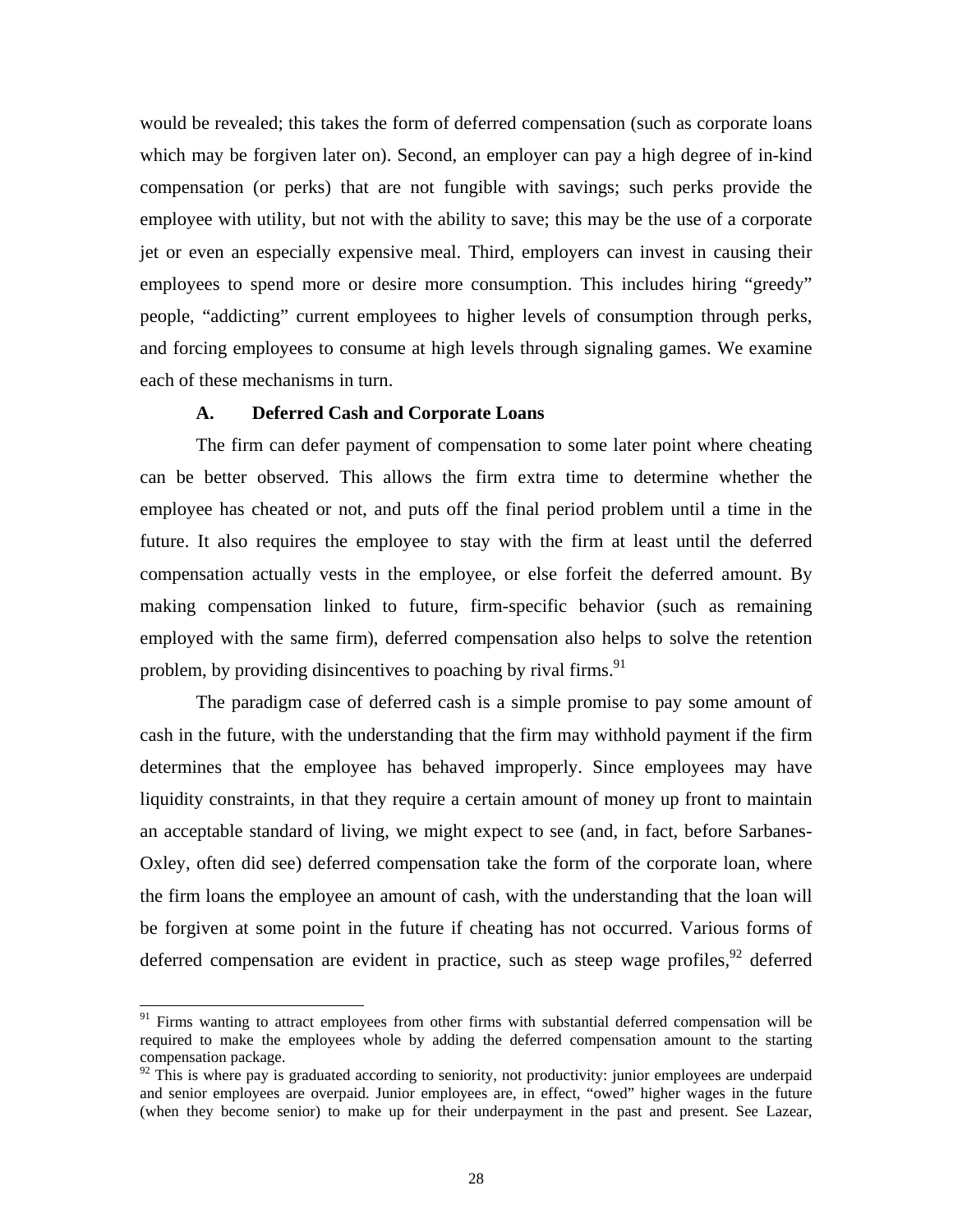would be revealed; this takes the form of deferred compensation (such as corporate loans which may be forgiven later on). Second, an employer can pay a high degree of in-kind compensation (or perks) that are not fungible with savings; such perks provide the employee with utility, but not with the ability to save; this may be the use of a corporate jet or even an especially expensive meal. Third, employers can invest in causing their employees to spend more or desire more consumption. This includes hiring "greedy" people, "addicting" current employees to higher levels of consumption through perks, and forcing employees to consume at high levels through signaling games. We examine each of these mechanisms in turn.

### A. Deferred Cash and Corporate Loans

The firm can defer payment of compensation to some later point where cheating can be better observed. This allows the firm extra time to determine whether the employee has cheated or not, and puts off the final period problem until a time in the future. It also requires the employee to stay with the firm at least until the deferred compensation actually vests in the employee, or else forfeit the deferred amount. By making compensation linked to future, firm-specific behavior (such as remaining employed with the same firm), deferred compensation also helps to solve the retention problem, by providing disincentives to poaching by rival firms.[91]

The paradigm case of deferred cash is a simple promise to pay some amount of cash in the future, with the understanding that the firm may withhold payment if the firm determines that the employee has behaved improperly. Since employees may have liquidity constraints, in that they require a certain amount of money up front to maintain an acceptable standard of living, we might expect to see (and, in fact, before Sarbanes-Oxley, often did see) deferred compensation take the form of the corporate loan, where the firm loans the employee an amount of cash, with the understanding that the loan will be forgiven at some point in the future if cheating has not occurred. Various forms of deferred compensation are evident in practice, such as steep wage profiles,[92] deferred

---

[91] Firms wanting to attract employees from other firms with substantial deferred compensation will be required to make the employees whole by adding the deferred compensation amount to the starting compensation package.

[92] This is where pay is graduated according to seniority, not productivity: junior employees are underpaid and senior employees are overpaid. Junior employees are, in effect, "owed" higher wages in the future (when they become senior) to make up for their underpayment in the past and present. See Lazear,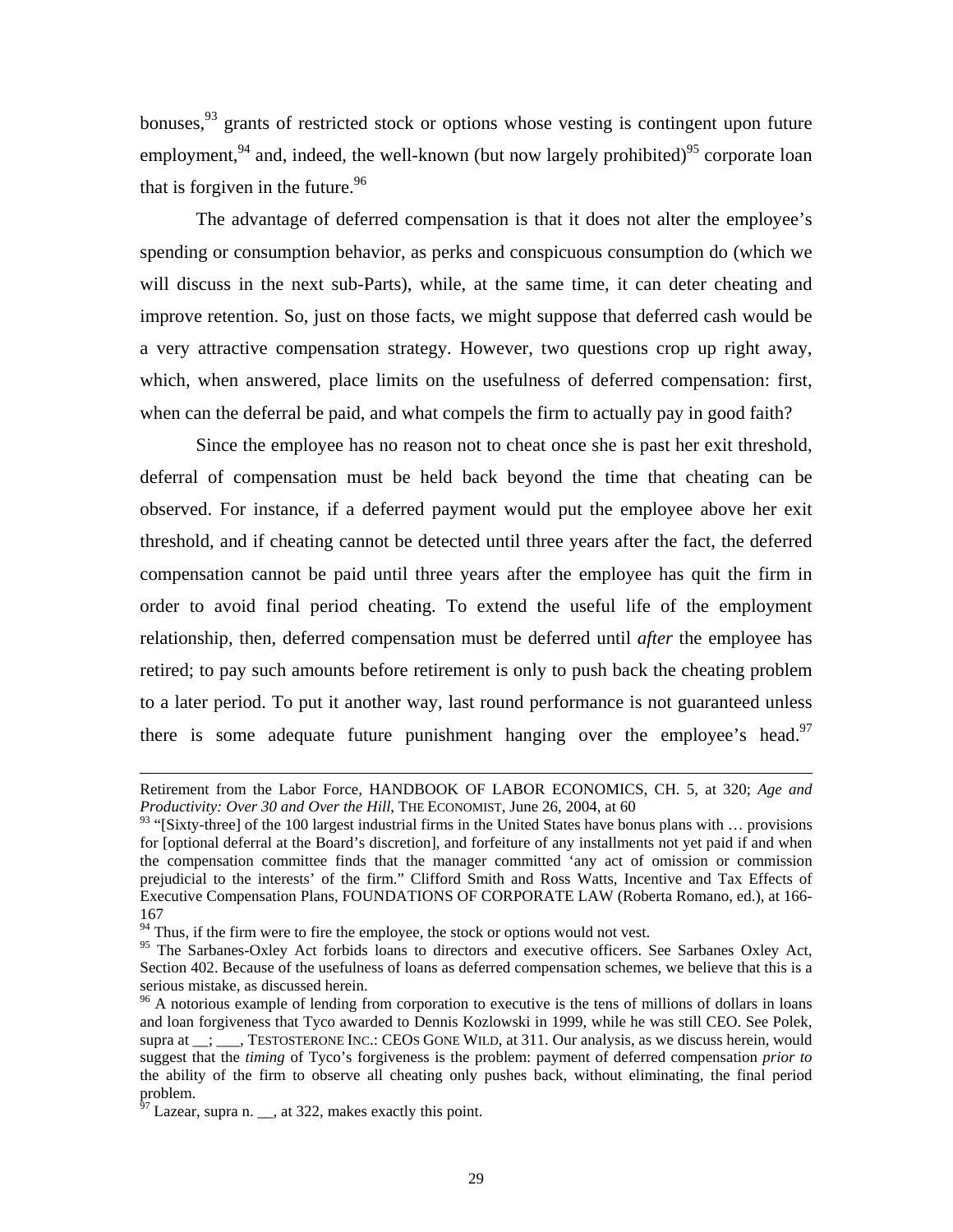bonuses,[93] grants of restricted stock or options whose vesting is contingent upon future employment,[94] and, indeed, the well-known (but now largely prohibited)[95] corporate loan that is forgiven in the future.[96]

The advantage of deferred compensation is that it does not alter the employee's spending or consumption behavior, as perks and conspicuous consumption do (which we will discuss in the next sub-Parts), while, at the same time, it can deter cheating and improve retention. So, just on those facts, we might suppose that deferred cash would be a very attractive compensation strategy. However, two questions crop up right away, which, when answered, place limits on the usefulness of deferred compensation: first, when can the deferral be paid, and what compels the firm to actually pay in good faith?

Since the employee has no reason not to cheat once she is past her exit threshold, deferral of compensation must be held back beyond the time that cheating can be observed. For instance, if a deferred payment would put the employee above her exit threshold, and if cheating cannot be detected until three years after the fact, the deferred compensation cannot be paid until three years after the employee has quit the firm in order to avoid final period cheating. To extend the useful life of the employment relationship, then, deferred compensation must be deferred until *after* the employee has retired; to pay such amounts before retirement is only to push back the cheating problem to a later period. To put it another way, last round performance is not guaranteed unless there is some adequate future punishment hanging over the employee's head.[97]

---

Retirement from the Labor Force, HANDBOOK OF LABOR ECONOMICS, CH. 5, at 320; *Age and Productivity: Over 30 and Over the Hill*, THE ECONOMIST, June 26, 2004, at 60

[93] "[Sixty-three] of the 100 largest industrial firms in the United States have bonus plans with … provisions for [optional deferral at the Board's discretion], and forfeiture of any installments not yet paid if and when the compensation committee finds that the manager committed 'any act of omission or commission prejudicial to the interests' of the firm." Clifford Smith and Ross Watts, Incentive and Tax Effects of Executive Compensation Plans, FOUNDATIONS OF CORPORATE LAW (Roberta Romano, ed.), at 166-167

[94] Thus, if the firm were to fire the employee, the stock or options would not vest.

[95] The Sarbanes-Oxley Act forbids loans to directors and executive officers. See Sarbanes Oxley Act, Section 402. Because of the usefulness of loans as deferred compensation schemes, we believe that this is a serious mistake, as discussed herein.

[96] A notorious example of lending from corporation to executive is the tens of millions of dollars in loans and loan forgiveness that Tyco awarded to Dennis Kozlowski in 1999, while he was still CEO. See Polek, supra at __; ___, TESTOSTERONE INC.: CEOS GONE WILD, at 311. Our analysis, as we discuss herein, would suggest that the *timing* of Tyco's forgiveness is the problem: payment of deferred compensation *prior to* the ability of the firm to observe all cheating only pushes back, without eliminating, the final period problem.

[97] Lazear, supra n. __, at 322, makes exactly this point.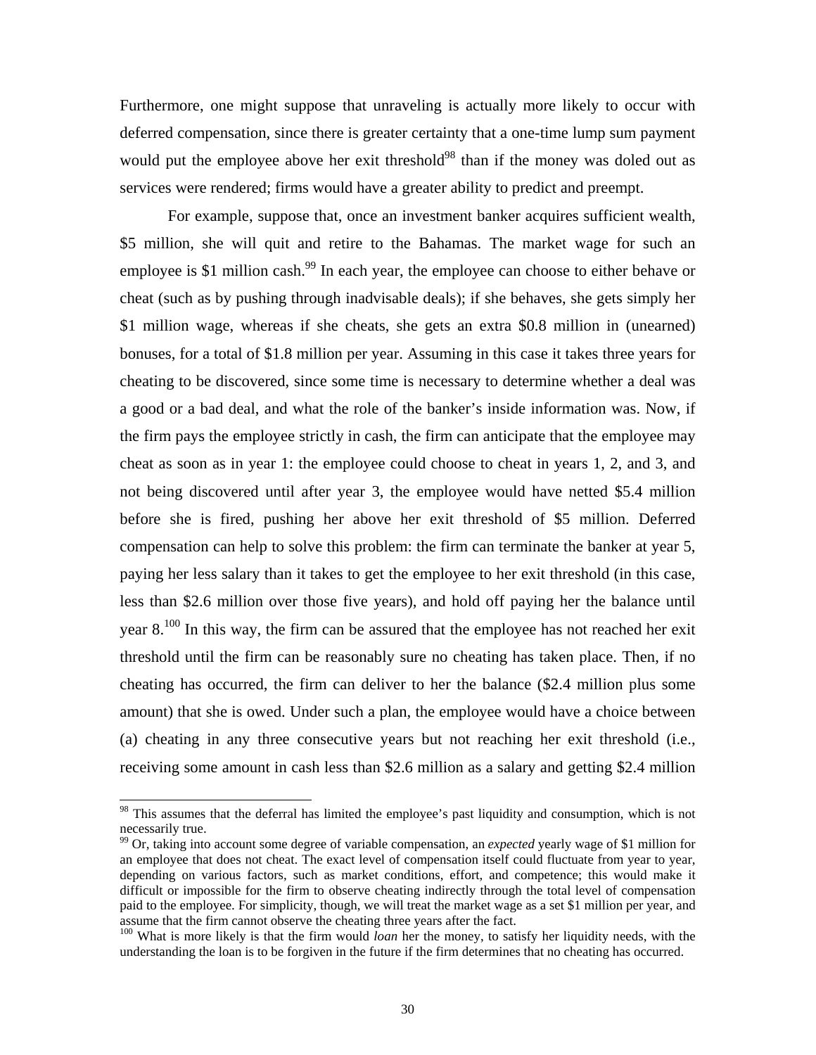Furthermore, one might suppose that unraveling is actually more likely to occur with deferred compensation, since there is greater certainty that a one-time lump sum payment would put the employee above her exit threshold[98] than if the money was doled out as services were rendered; firms would have a greater ability to predict and preempt.

For example, suppose that, once an investment banker acquires sufficient wealth, $5 million, she will quit and retire to the Bahamas. The market wage for such an employee is $1 million cash.[99] In each year, the employee can choose to either behave or cheat (such as by pushing through inadvisable deals); if she behaves, she gets simply her $1 million wage, whereas if she cheats, she gets an extra $0.8 million in (unearned) bonuses, for a total of $1.8 million per year. Assuming in this case it takes three years for cheating to be discovered, since some time is necessary to determine whether a deal was a good or a bad deal, and what the role of the banker's inside information was. Now, if the firm pays the employee strictly in cash, the firm can anticipate that the employee may cheat as soon as in year 1: the employee could choose to cheat in years 1, 2, and 3, and not being discovered until after year 3, the employee would have netted $5.4 million before she is fired, pushing her above her exit threshold of $5 million. Deferred compensation can help to solve this problem: the firm can terminate the banker at year 5, paying her less salary than it takes to get the employee to her exit threshold (in this case, less than $2.6 million over those five years), and hold off paying her the balance until year 8.[100] In this way, the firm can be assured that the employee has not reached her exit threshold until the firm can be reasonably sure no cheating has taken place. Then, if no cheating has occurred, the firm can deliver to her the balance ($2.4 million plus some amount) that she is owed. Under such a plan, the employee would have a choice between (a) cheating in any three consecutive years but not reaching her exit threshold (i.e., receiving some amount in cash less than $2.6 million as a salary and getting $2.4 million

---

[98] This assumes that the deferral has limited the employee's past liquidity and consumption, which is not necessarily true.

[99] Or, taking into account some degree of variable compensation, an *expected* yearly wage of $1 million for an employee that does not cheat. The exact level of compensation itself could fluctuate from year to year, depending on various factors, such as market conditions, effort, and competence; this would make it difficult or impossible for the firm to observe cheating indirectly through the total level of compensation paid to the employee. For simplicity, though, we will treat the market wage as a set $1 million per year, and assume that the firm cannot observe the cheating three years after the fact.

[100] What is more likely is that the firm would *loan* her the money, to satisfy her liquidity needs, with the understanding the loan is to be forgiven in the future if the firm determines that no cheating has occurred.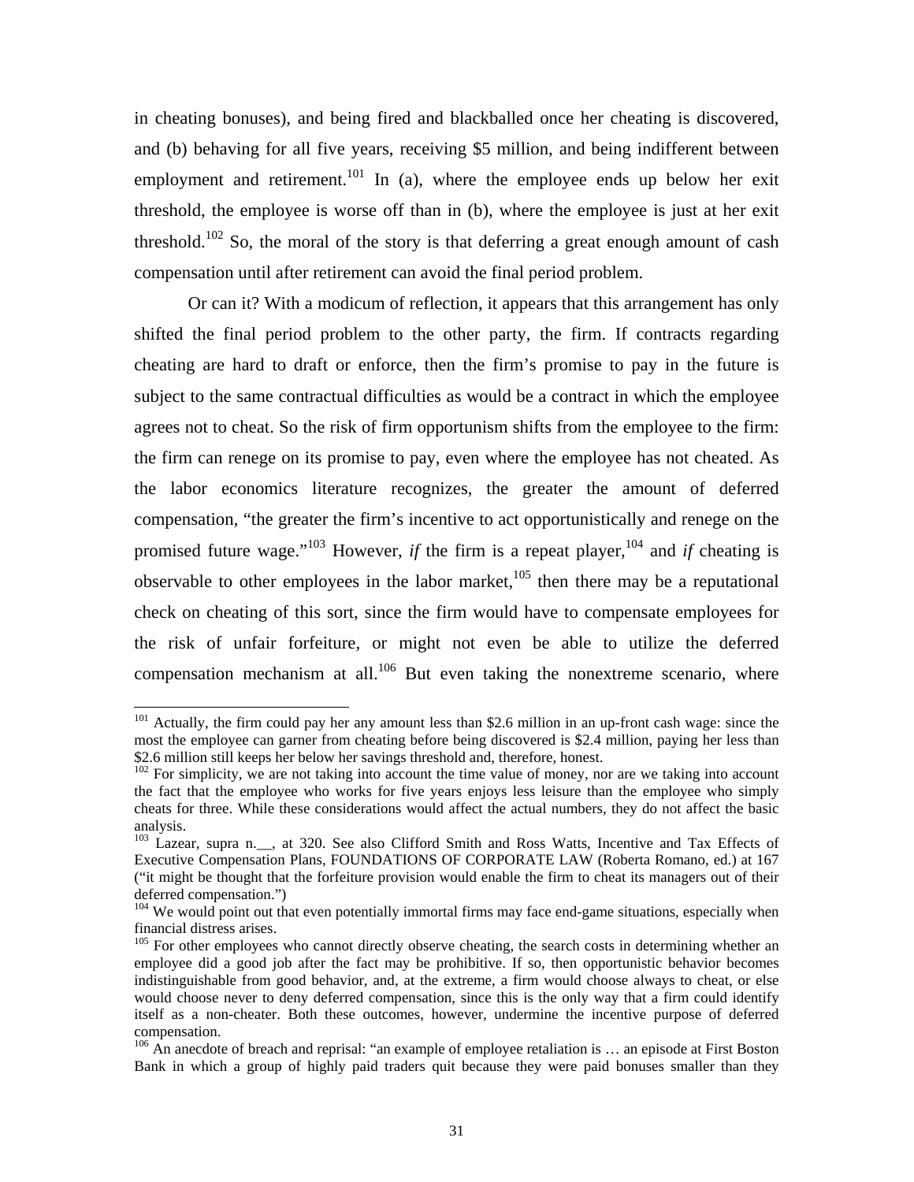in cheating bonuses), and being fired and blackballed once her cheating is discovered, and (b) behaving for all five years, receiving \$5 million, and being indifferent between employment and retirement.[101] In (a), where the employee ends up below her exit threshold, the employee is worse off than in (b), where the employee is just at her exit threshold.[102] So, the moral of the story is that deferring a great enough amount of cash compensation until after retirement can avoid the final period problem.

Or can it? With a modicum of reflection, it appears that this arrangement has only shifted the final period problem to the other party, the firm. If contracts regarding cheating are hard to draft or enforce, then the firm's promise to pay in the future is subject to the same contractual difficulties as would be a contract in which the employee agrees not to cheat. So the risk of firm opportunism shifts from the employee to the firm: the firm can renege on its promise to pay, even where the employee has not cheated. As the labor economics literature recognizes, the greater the amount of deferred compensation, "the greater the firm's incentive to act opportunistically and renege on the promised future wage."[103] However, *if* the firm is a repeat player,[104] and *if* cheating is observable to other employees in the labor market,[105] then there may be a reputational check on cheating of this sort, since the firm would have to compensate employees for the risk of unfair forfeiture, or might not even be able to utilize the deferred compensation mechanism at all.[106] But even taking the nonextreme scenario, where

---

[101] Actually, the firm could pay her any amount less than \$2.6 million in an up-front cash wage: since the most the employee can garner from cheating before being discovered is \$2.4 million, paying her less than \$2.6 million still keeps her below her savings threshold and, therefore, honest.

[102] For simplicity, we are not taking into account the time value of money, nor are we taking into account the fact that the employee who works for five years enjoys less leisure than the employee who simply cheats for three. While these considerations would affect the actual numbers, they do not affect the basic analysis.

[103] Lazear, supra n.__, at 320. See also Clifford Smith and Ross Watts, Incentive and Tax Effects of Executive Compensation Plans, FOUNDATIONS OF CORPORATE LAW (Roberta Romano, ed.) at 167 ("it might be thought that the forfeiture provision would enable the firm to cheat its managers out of their deferred compensation.")

[104] We would point out that even potentially immortal firms may face end-game situations, especially when financial distress arises.

[105] For other employees who cannot directly observe cheating, the search costs in determining whether an employee did a good job after the fact may be prohibitive. If so, then opportunistic behavior becomes indistinguishable from good behavior, and, at the extreme, a firm would choose always to cheat, or else would choose never to deny deferred compensation, since this is the only way that a firm could identify itself as a non-cheater. Both these outcomes, however, undermine the incentive purpose of deferred compensation.

[106] An anecdote of breach and reprisal: "an example of employee retaliation is … an episode at First Boston Bank in which a group of highly paid traders quit because they were paid bonuses smaller than they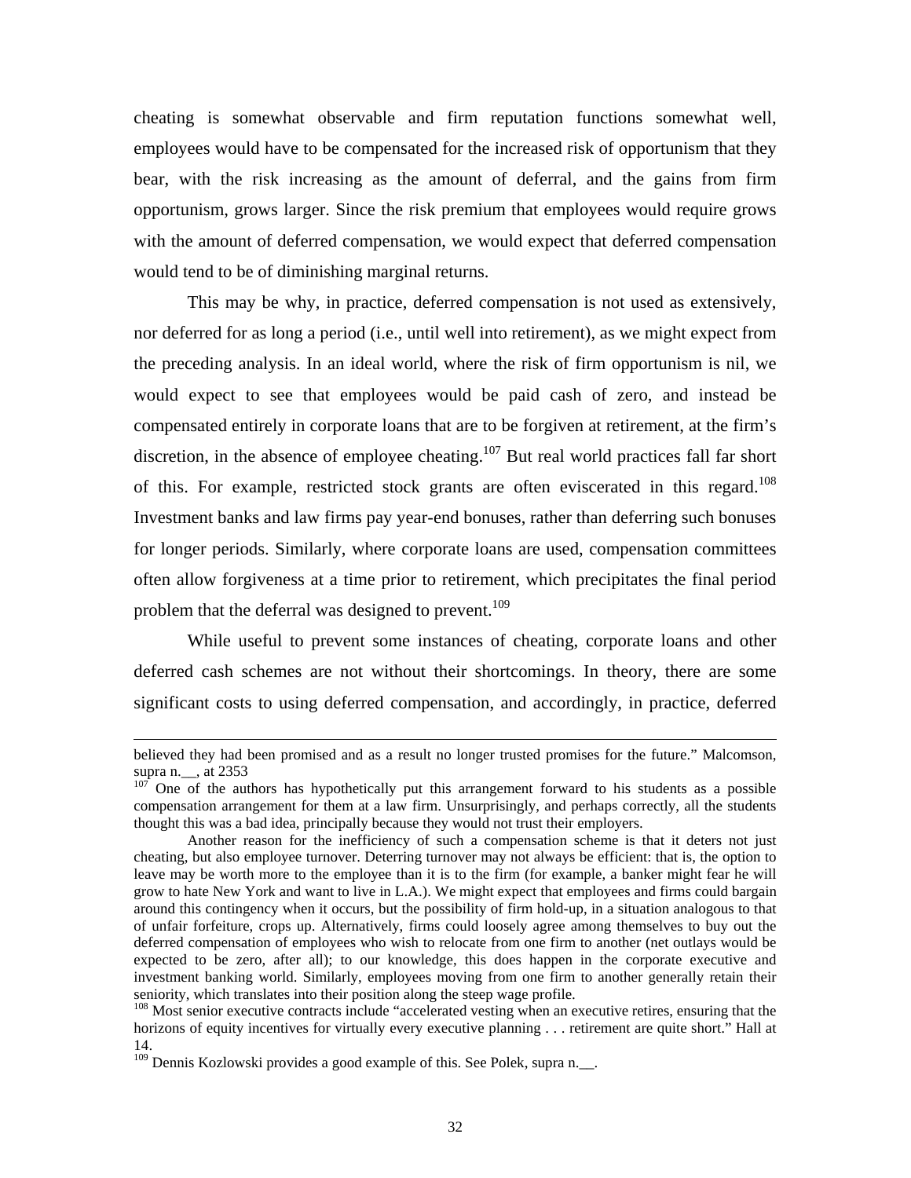cheating is somewhat observable and firm reputation functions somewhat well, employees would have to be compensated for the increased risk of opportunism that they bear, with the risk increasing as the amount of deferral, and the gains from firm opportunism, grows larger. Since the risk premium that employees would require grows with the amount of deferred compensation, we would expect that deferred compensation would tend to be of diminishing marginal returns.

This may be why, in practice, deferred compensation is not used as extensively, nor deferred for as long a period (i.e., until well into retirement), as we might expect from the preceding analysis. In an ideal world, where the risk of firm opportunism is nil, we would expect to see that employees would be paid cash of zero, and instead be compensated entirely in corporate loans that are to be forgiven at retirement, at the firm's discretion, in the absence of employee cheating.[107] But real world practices fall far short of this. For example, restricted stock grants are often eviscerated in this regard.[108] Investment banks and law firms pay year-end bonuses, rather than deferring such bonuses for longer periods. Similarly, where corporate loans are used, compensation committees often allow forgiveness at a time prior to retirement, which precipitates the final period problem that the deferral was designed to prevent.[109]

While useful to prevent some instances of cheating, corporate loans and other deferred cash schemes are not without their shortcomings. In theory, there are some significant costs to using deferred compensation, and accordingly, in practice, deferred

---

believed they had been promised and as a result no longer trusted promises for the future." Malcomson, supra n.__, at 2353

[107] One of the authors has hypothetically put this arrangement forward to his students as a possible compensation arrangement for them at a law firm. Unsurprisingly, and perhaps correctly, all the students thought this was a bad idea, principally because they would not trust their employers.

Another reason for the inefficiency of such a compensation scheme is that it deters not just cheating, but also employee turnover. Deterring turnover may not always be efficient: that is, the option to leave may be worth more to the employee than it is to the firm (for example, a banker might fear he will grow to hate New York and want to live in L.A.). We might expect that employees and firms could bargain around this contingency when it occurs, but the possibility of firm hold-up, in a situation analogous to that of unfair forfeiture, crops up. Alternatively, firms could loosely agree among themselves to buy out the deferred compensation of employees who wish to relocate from one firm to another (net outlays would be expected to be zero, after all); to our knowledge, this does happen in the corporate executive and investment banking world. Similarly, employees moving from one firm to another generally retain their seniority, which translates into their position along the steep wage profile.

[108] Most senior executive contracts include "accelerated vesting when an executive retires, ensuring that the horizons of equity incentives for virtually every executive planning . . . retirement are quite short." Hall at 14.

[109] Dennis Kozlowski provides a good example of this. See Polek, supra n.__.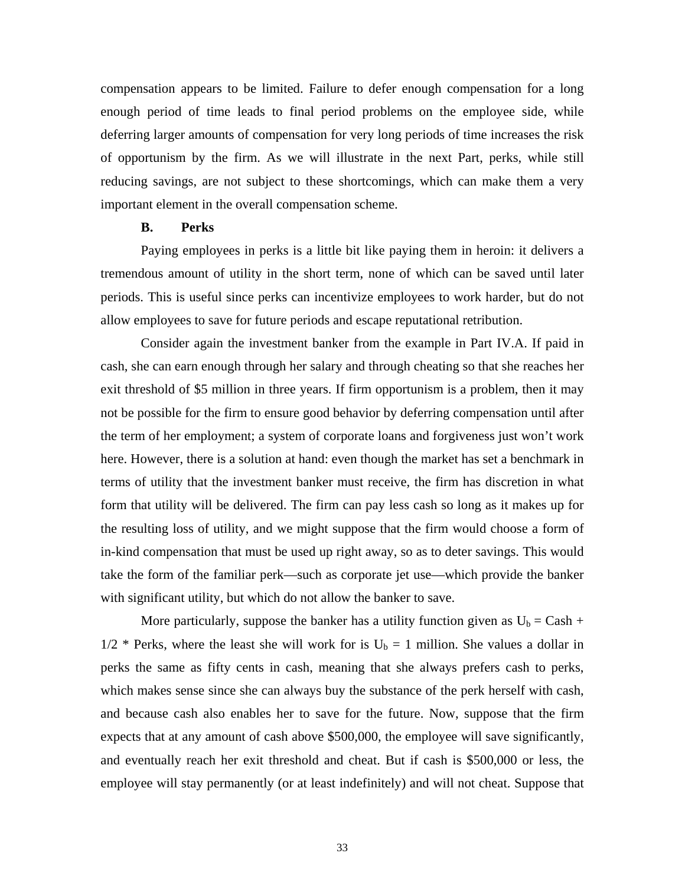compensation appears to be limited. Failure to defer enough compensation for a long enough period of time leads to final period problems on the employee side, while deferring larger amounts of compensation for very long periods of time increases the risk of opportunism by the firm. As we will illustrate in the next Part, perks, while still reducing savings, are not subject to these shortcomings, which can make them a very important element in the overall compensation scheme.

### B. Perks

Paying employees in perks is a little bit like paying them in heroin: it delivers a tremendous amount of utility in the short term, none of which can be saved until later periods. This is useful since perks can incentivize employees to work harder, but do not allow employees to save for future periods and escape reputational retribution.

Consider again the investment banker from the example in Part IV.A. If paid in cash, she can earn enough through her salary and through cheating so that she reaches her exit threshold of $5 million in three years. If firm opportunism is a problem, then it may not be possible for the firm to ensure good behavior by deferring compensation until after the term of her employment; a system of corporate loans and forgiveness just won't work here. However, there is a solution at hand: even though the market has set a benchmark in terms of utility that the investment banker must receive, the firm has discretion in what form that utility will be delivered. The firm can pay less cash so long as it makes up for the resulting loss of utility, and we might suppose that the firm would choose a form of in-kind compensation that must be used up right away, so as to deter savings. This would take the form of the familiar perk—such as corporate jet use—which provide the banker with significant utility, but which do not allow the banker to save.

More particularly, suppose the banker has a utility function given as $U_b = \text{Cash} + 1/2 * \text{Perks}$, where the least she will work for is $U_b = 1$ million. She values a dollar in perks the same as fifty cents in cash, meaning that she always prefers cash to perks, which makes sense since she can always buy the substance of the perk herself with cash, and because cash also enables her to save for the future. Now, suppose that the firm expects that at any amount of cash above $500,000, the employee will save significantly, and eventually reach her exit threshold and cheat. But if cash is $500,000 or less, the employee will stay permanently (or at least indefinitely) and will not cheat. Suppose that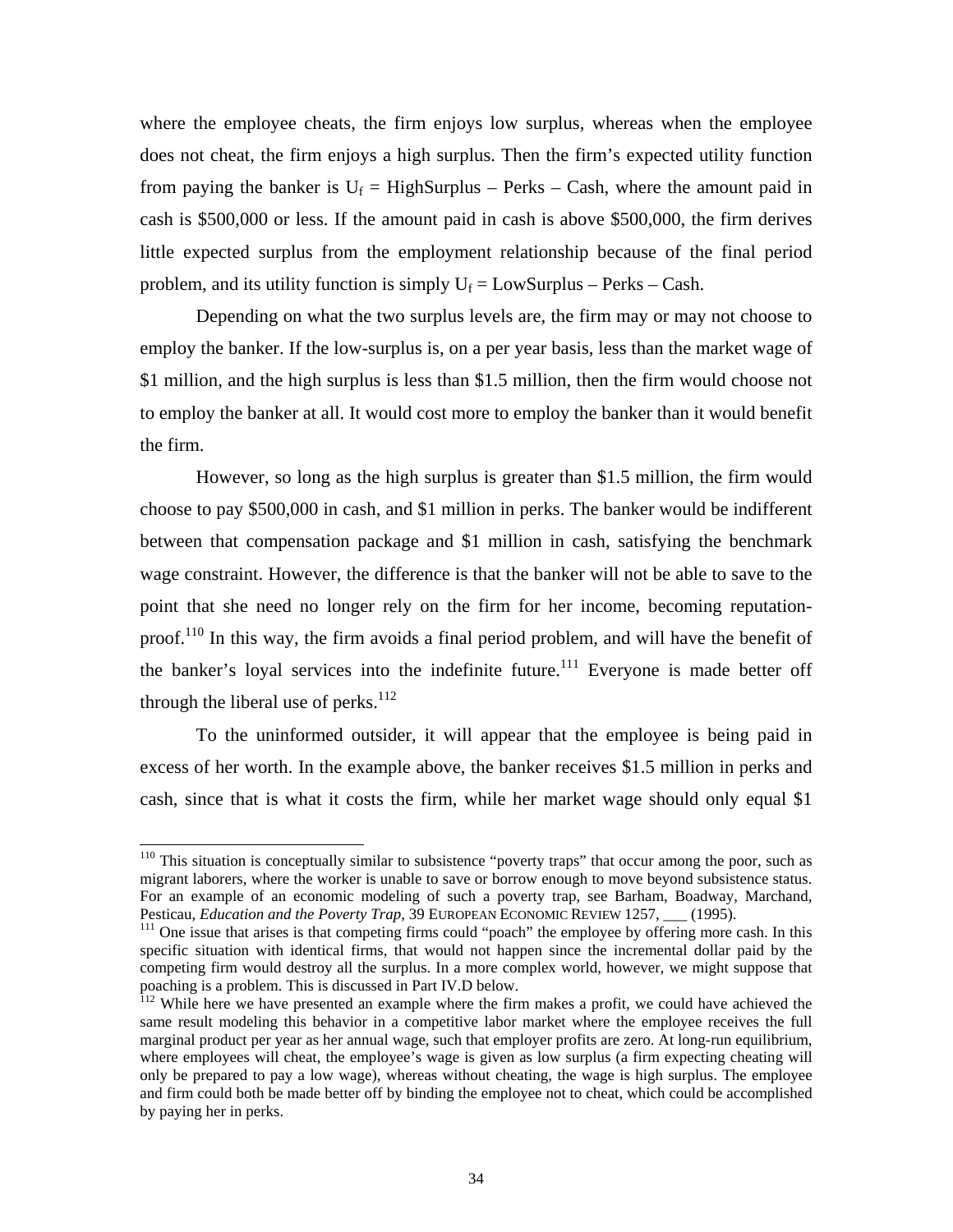where the employee cheats, the firm enjoys low surplus, whereas when the employee does not cheat, the firm enjoys a high surplus. Then the firm's expected utility function from paying the banker is $U_f$ = HighSurplus – Perks – Cash, where the amount paid in cash is $500,000 or less. If the amount paid in cash is above $500,000, the firm derives little expected surplus from the employment relationship because of the final period problem, and its utility function is simply $U_f$ = LowSurplus – Perks – Cash.

Depending on what the two surplus levels are, the firm may or may not choose to employ the banker. If the low-surplus is, on a per year basis, less than the market wage of $1 million, and the high surplus is less than $1.5 million, then the firm would choose not to employ the banker at all. It would cost more to employ the banker than it would benefit the firm.

However, so long as the high surplus is greater than $1.5 million, the firm would choose to pay $500,000 in cash, and $1 million in perks. The banker would be indifferent between that compensation package and $1 million in cash, satisfying the benchmark wage constraint. However, the difference is that the banker will not be able to save to the point that she need no longer rely on the firm for her income, becoming reputation-proof.[110] In this way, the firm avoids a final period problem, and will have the benefit of the banker's loyal services into the indefinite future.[111] Everyone is made better off through the liberal use of perks.[112]

To the uninformed outsider, it will appear that the employee is being paid in excess of her worth. In the example above, the banker receives $1.5 million in perks and cash, since that is what it costs the firm, while her market wage should only equal $1

---

[110] This situation is conceptually similar to subsistence "poverty traps" that occur among the poor, such as migrant laborers, where the worker is unable to save or borrow enough to move beyond subsistence status. For an example of an economic modeling of such a poverty trap, see Barham, Boadway, Marchand, Pesticau, *Education and the Poverty Trap*, 39 EUROPEAN ECONOMIC REVIEW 1257, ___ (1995).

[111] One issue that arises is that competing firms could "poach" the employee by offering more cash. In this specific situation with identical firms, that would not happen since the incremental dollar paid by the competing firm would destroy all the surplus. In a more complex world, however, we might suppose that poaching is a problem. This is discussed in Part IV.D below.

[112] While here we have presented an example where the firm makes a profit, we could have achieved the same result modeling this behavior in a competitive labor market where the employee receives the full marginal product per year as her annual wage, such that employer profits are zero. At long-run equilibrium, where employees will cheat, the employee's wage is given as low surplus (a firm expecting cheating will only be prepared to pay a low wage), whereas without cheating, the wage is high surplus. The employee and firm could both be made better off by binding the employee not to cheat, which could be accomplished by paying her in perks.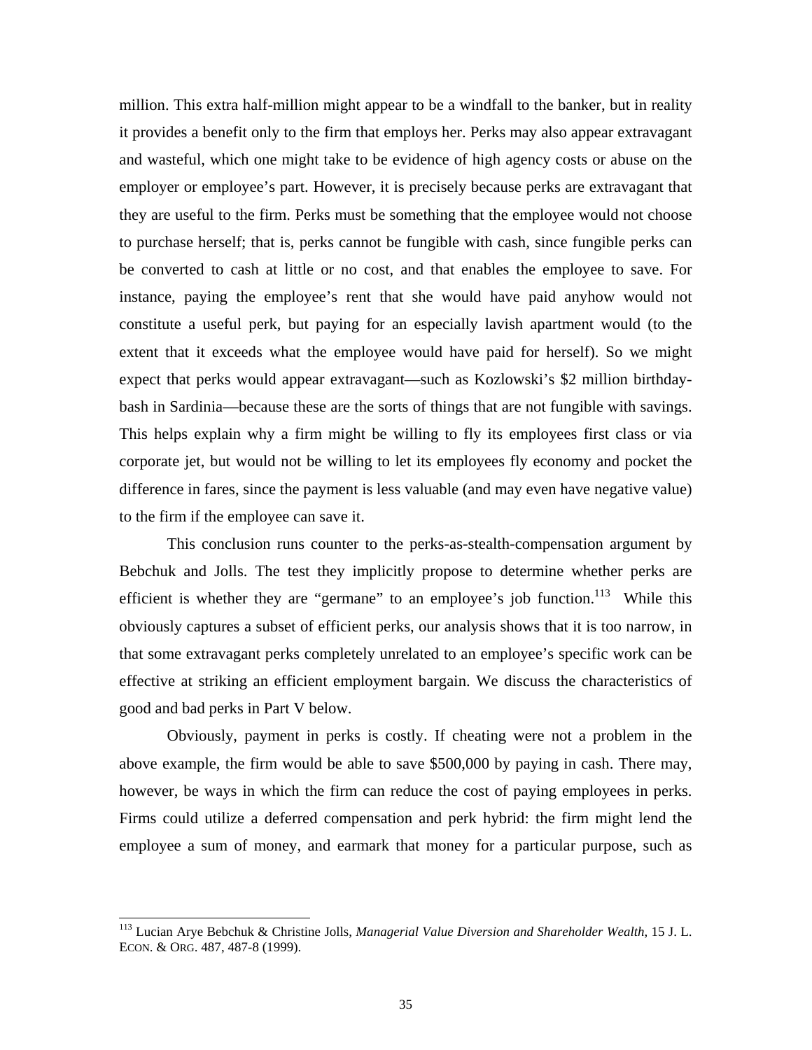million. This extra half-million might appear to be a windfall to the banker, but in reality it provides a benefit only to the firm that employs her. Perks may also appear extravagant and wasteful, which one might take to be evidence of high agency costs or abuse on the employer or employee's part. However, it is precisely because perks are extravagant that they are useful to the firm. Perks must be something that the employee would not choose to purchase herself; that is, perks cannot be fungible with cash, since fungible perks can be converted to cash at little or no cost, and that enables the employee to save. For instance, paying the employee's rent that she would have paid anyhow would not constitute a useful perk, but paying for an especially lavish apartment would (to the extent that it exceeds what the employee would have paid for herself). So we might expect that perks would appear extravagant—such as Kozlowski's $2 million birthday-bash in Sardinia—because these are the sorts of things that are not fungible with savings. This helps explain why a firm might be willing to fly its employees first class or via corporate jet, but would not be willing to let its employees fly economy and pocket the difference in fares, since the payment is less valuable (and may even have negative value) to the firm if the employee can save it.

This conclusion runs counter to the perks-as-stealth-compensation argument by Bebchuk and Jolls. The test they implicitly propose to determine whether perks are efficient is whether they are "germane" to an employee's job function.[113] While this obviously captures a subset of efficient perks, our analysis shows that it is too narrow, in that some extravagant perks completely unrelated to an employee's specific work can be effective at striking an efficient employment bargain. We discuss the characteristics of good and bad perks in Part V below.

Obviously, payment in perks is costly. If cheating were not a problem in the above example, the firm would be able to save $500,000 by paying in cash. There may, however, be ways in which the firm can reduce the cost of paying employees in perks. Firms could utilize a deferred compensation and perk hybrid: the firm might lend the employee a sum of money, and earmark that money for a particular purpose, such as

[113] Lucian Arye Bebchuk & Christine Jolls, *Managerial Value Diversion and Shareholder Wealth*, 15 J. L. ECON. & ORG. 487, 487-8 (1999).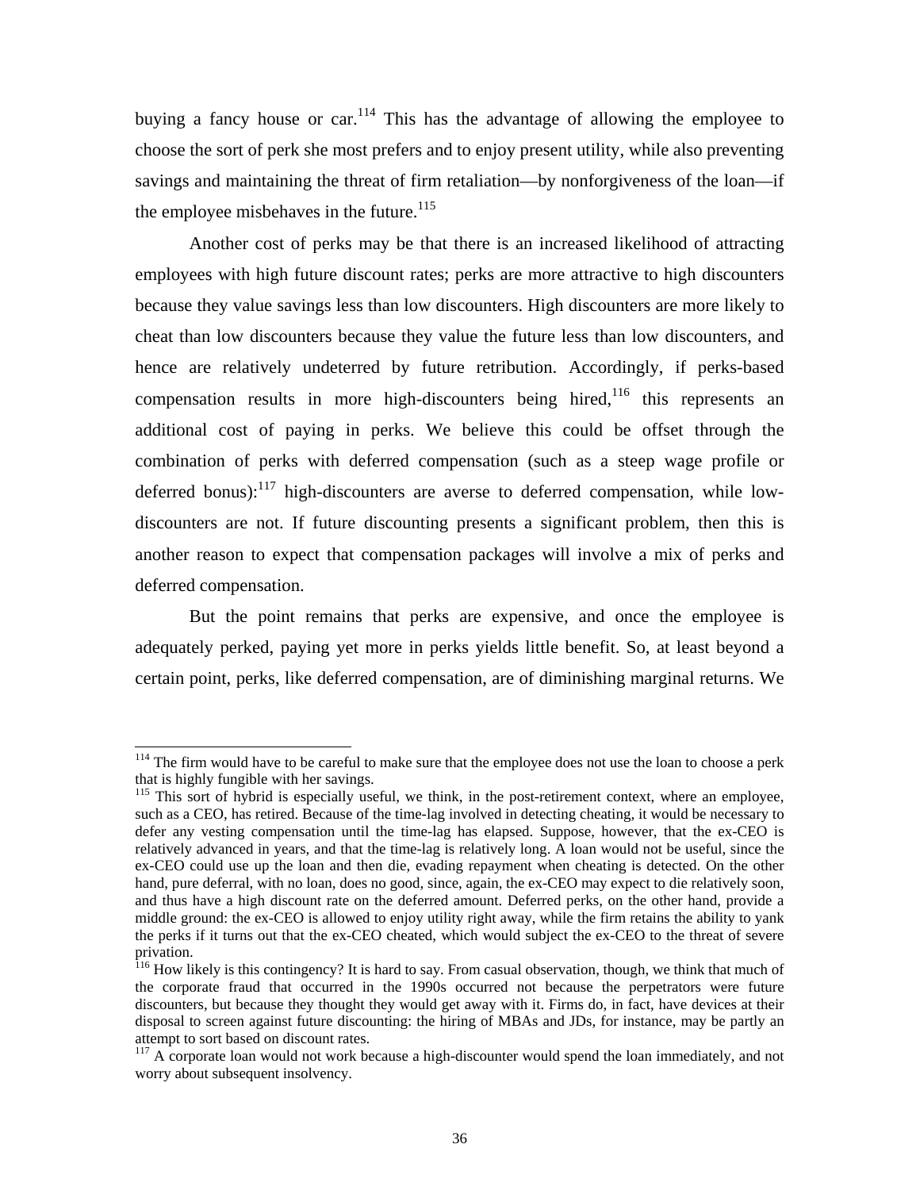buying a fancy house or car.[114] This has the advantage of allowing the employee to choose the sort of perk she most prefers and to enjoy present utility, while also preventing savings and maintaining the threat of firm retaliation—by nonforgiveness of the loan—if the employee misbehaves in the future.[115]

Another cost of perks may be that there is an increased likelihood of attracting employees with high future discount rates; perks are more attractive to high discounters because they value savings less than low discounters. High discounters are more likely to cheat than low discounters because they value the future less than low discounters, and hence are relatively undeterred by future retribution. Accordingly, if perks-based compensation results in more high-discounters being hired,[116] this represents an additional cost of paying in perks. We believe this could be offset through the combination of perks with deferred compensation (such as a steep wage profile or deferred bonus):[117] high-discounters are averse to deferred compensation, while low-discounters are not. If future discounting presents a significant problem, then this is another reason to expect that compensation packages will involve a mix of perks and deferred compensation.

But the point remains that perks are expensive, and once the employee is adequately perked, paying yet more in perks yields little benefit. So, at least beyond a certain point, perks, like deferred compensation, are of diminishing marginal returns. We

---

[114] The firm would have to be careful to make sure that the employee does not use the loan to choose a perk that is highly fungible with her savings.

[115] This sort of hybrid is especially useful, we think, in the post-retirement context, where an employee, such as a CEO, has retired. Because of the time-lag involved in detecting cheating, it would be necessary to defer any vesting compensation until the time-lag has elapsed. Suppose, however, that the ex-CEO is relatively advanced in years, and that the time-lag is relatively long. A loan would not be useful, since the ex-CEO could use up the loan and then die, evading repayment when cheating is detected. On the other hand, pure deferral, with no loan, does no good, since, again, the ex-CEO may expect to die relatively soon, and thus have a high discount rate on the deferred amount. Deferred perks, on the other hand, provide a middle ground: the ex-CEO is allowed to enjoy utility right away, while the firm retains the ability to yank the perks if it turns out that the ex-CEO cheated, which would subject the ex-CEO to the threat of severe privation.

[116] How likely is this contingency? It is hard to say. From casual observation, though, we think that much of the corporate fraud that occurred in the 1990s occurred not because the perpetrators were future discounters, but because they thought they would get away with it. Firms do, in fact, have devices at their disposal to screen against future discounting: the hiring of MBAs and JDs, for instance, may be partly an attempt to sort based on discount rates.

[117] A corporate loan would not work because a high-discounter would spend the loan immediately, and not worry about subsequent insolvency.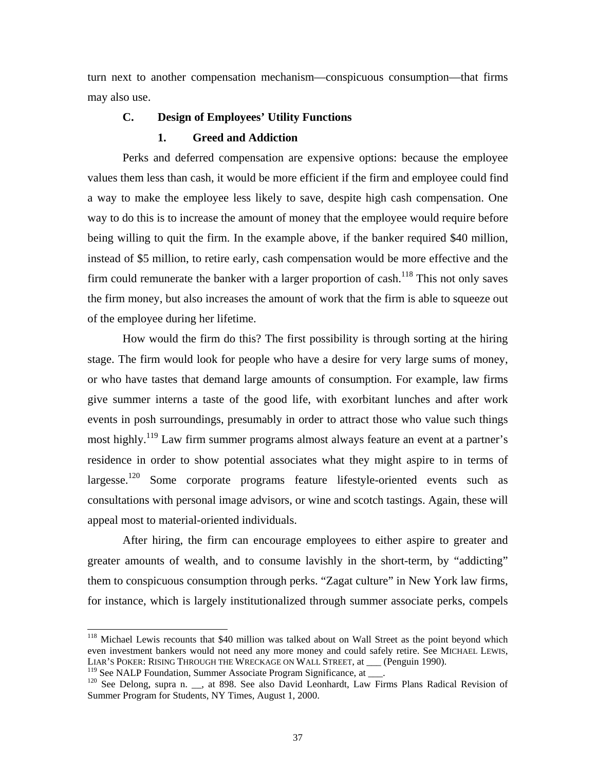turn next to another compensation mechanism—conspicuous consumption—that firms may also use.

### C. Design of Employees' Utility Functions

#### 1. Greed and Addiction

Perks and deferred compensation are expensive options: because the employee values them less than cash, it would be more efficient if the firm and employee could find a way to make the employee less likely to save, despite high cash compensation. One way to do this is to increase the amount of money that the employee would require before being willing to quit the firm. In the example above, if the banker required $40 million, instead of $5 million, to retire early, cash compensation would be more effective and the firm could remunerate the banker with a larger proportion of cash.[118] This not only saves the firm money, but also increases the amount of work that the firm is able to squeeze out of the employee during her lifetime.

How would the firm do this? The first possibility is through sorting at the hiring stage. The firm would look for people who have a desire for very large sums of money, or who have tastes that demand large amounts of consumption. For example, law firms give summer interns a taste of the good life, with exorbitant lunches and after work events in posh surroundings, presumably in order to attract those who value such things most highly.[119] Law firm summer programs almost always feature an event at a partner's residence in order to show potential associates what they might aspire to in terms of largesse.[120] Some corporate programs feature lifestyle-oriented events such as consultations with personal image advisors, or wine and scotch tastings. Again, these will appeal most to material-oriented individuals.

After hiring, the firm can encourage employees to either aspire to greater and greater amounts of wealth, and to consume lavishly in the short-term, by "addicting" them to conspicuous consumption through perks. "Zagat culture" in New York law firms, for instance, which is largely institutionalized through summer associate perks, compels

---

[118] Michael Lewis recounts that $40 million was talked about on Wall Street as the point beyond which even investment bankers would not need any more money and could safely retire. See MICHAEL LEWIS, LIAR'S POKER: RISING THROUGH THE WRECKAGE ON WALL STREET, at ___ (Penguin 1990).

[119] See NALP Foundation, Summer Associate Program Significance, at ___.

[120] See Delong, supra n. __, at 898. See also David Leonhardt, Law Firms Plans Radical Revision of Summer Program for Students, NY Times, August 1, 2000.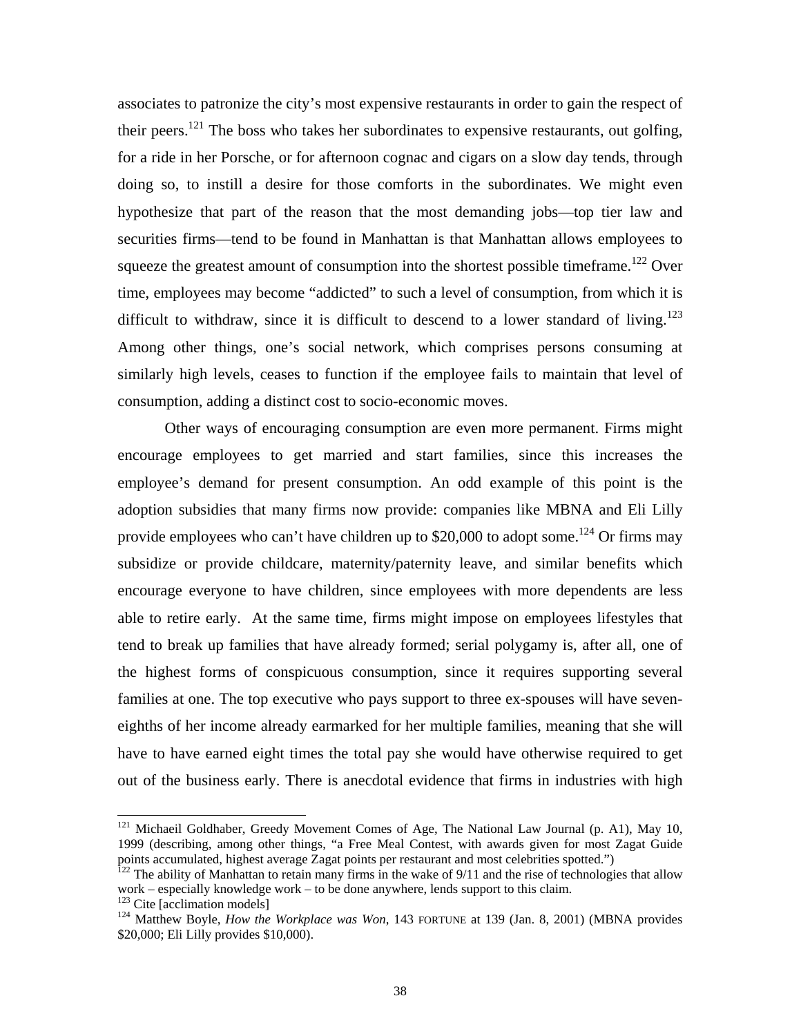associates to patronize the city's most expensive restaurants in order to gain the respect of their peers.[121] The boss who takes her subordinates to expensive restaurants, out golfing, for a ride in her Porsche, or for afternoon cognac and cigars on a slow day tends, through doing so, to instill a desire for those comforts in the subordinates. We might even hypothesize that part of the reason that the most demanding jobs—top tier law and securities firms—tend to be found in Manhattan is that Manhattan allows employees to squeeze the greatest amount of consumption into the shortest possible timeframe.[122] Over time, employees may become "addicted" to such a level of consumption, from which it is difficult to withdraw, since it is difficult to descend to a lower standard of living.[123] Among other things, one's social network, which comprises persons consuming at similarly high levels, ceases to function if the employee fails to maintain that level of consumption, adding a distinct cost to socio-economic moves.

Other ways of encouraging consumption are even more permanent. Firms might encourage employees to get married and start families, since this increases the employee's demand for present consumption. An odd example of this point is the adoption subsidies that many firms now provide: companies like MBNA and Eli Lilly provide employees who can't have children up to $20,000 to adopt some.[124] Or firms may subsidize or provide childcare, maternity/paternity leave, and similar benefits which encourage everyone to have children, since employees with more dependents are less able to retire early. At the same time, firms might impose on employees lifestyles that tend to break up families that have already formed; serial polygamy is, after all, one of the highest forms of conspicuous consumption, since it requires supporting several families at one. The top executive who pays support to three ex-spouses will have seven-eighths of her income already earmarked for her multiple families, meaning that she will have to have earned eight times the total pay she would have otherwise required to get out of the business early. There is anecdotal evidence that firms in industries with high

---

[121] Michaeil Goldhaber, Greedy Movement Comes of Age, The National Law Journal (p. A1), May 10, 1999 (describing, among other things, "a Free Meal Contest, with awards given for most Zagat Guide points accumulated, highest average Zagat points per restaurant and most celebrities spotted.")

[122] The ability of Manhattan to retain many firms in the wake of 9/11 and the rise of technologies that allow work – especially knowledge work – to be done anywhere, lends support to this claim.

[123] Cite [acclimation models]

[124] Matthew Boyle, *How the Workplace was Won*, 143 FORTUNE at 139 (Jan. 8, 2001) (MBNA provides $20,000; Eli Lilly provides $10,000).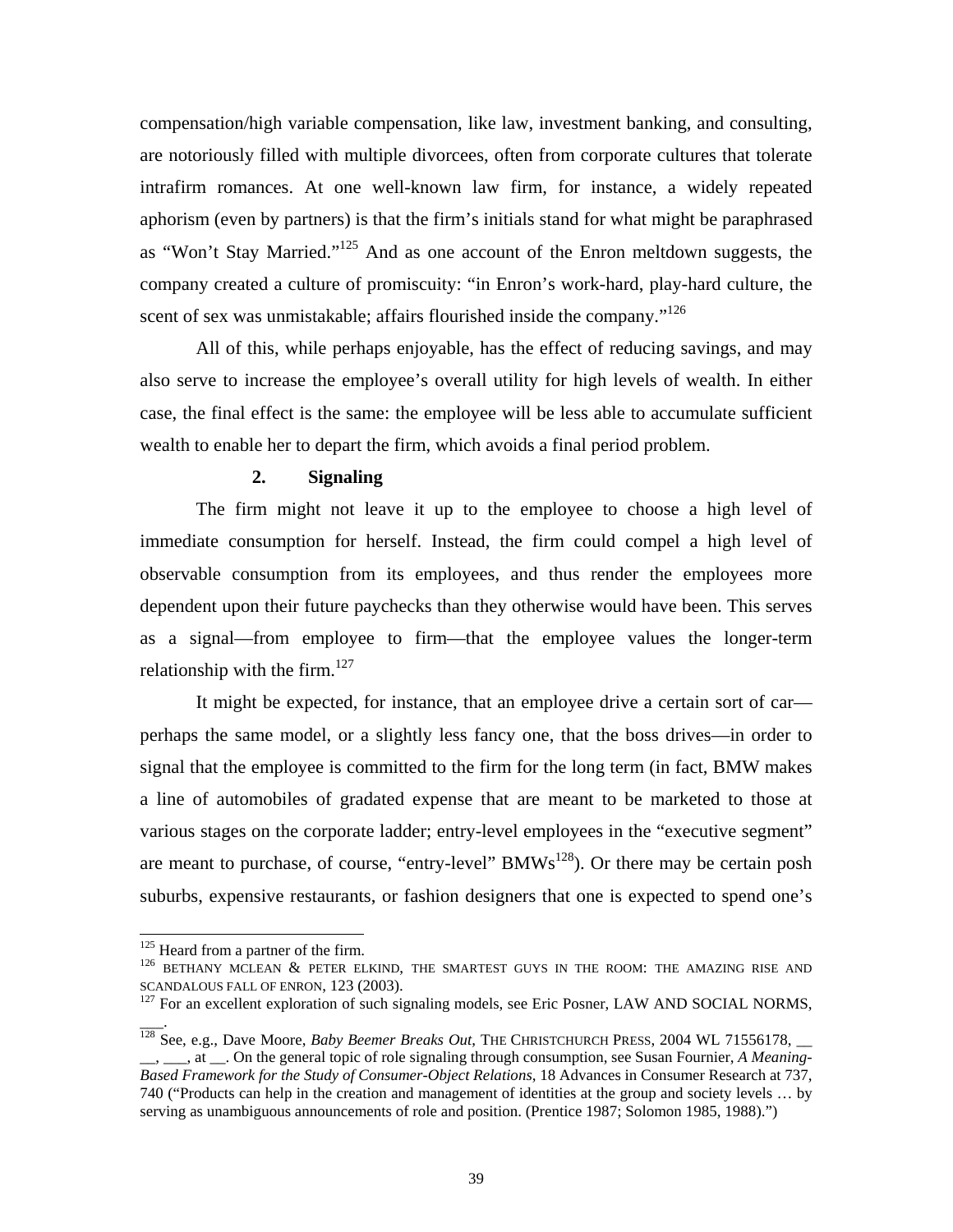compensation/high variable compensation, like law, investment banking, and consulting, are notoriously filled with multiple divorcees, often from corporate cultures that tolerate intrafirm romances. At one well-known law firm, for instance, a widely repeated aphorism (even by partners) is that the firm's initials stand for what might be paraphrased as "Won't Stay Married."[125] And as one account of the Enron meltdown suggests, the company created a culture of promiscuity: "in Enron's work-hard, play-hard culture, the scent of sex was unmistakable; affairs flourished inside the company."[126]

All of this, while perhaps enjoyable, has the effect of reducing savings, and may also serve to increase the employee's overall utility for high levels of wealth. In either case, the final effect is the same: the employee will be less able to accumulate sufficient wealth to enable her to depart the firm, which avoids a final period problem.

**2. Signaling**

The firm might not leave it up to the employee to choose a high level of immediate consumption for herself. Instead, the firm could compel a high level of observable consumption from its employees, and thus render the employees more dependent upon their future paychecks than they otherwise would have been. This serves as a signal—from employee to firm—that the employee values the longer-term relationship with the firm.[127]

It might be expected, for instance, that an employee drive a certain sort of car—perhaps the same model, or a slightly less fancy one, that the boss drives—in order to signal that the employee is committed to the firm for the long term (in fact, BMW makes a line of automobiles of gradated expense that are meant to be marketed to those at various stages on the corporate ladder; entry-level employees in the "executive segment" are meant to purchase, of course, "entry-level" BMWs[128]). Or there may be certain posh suburbs, expensive restaurants, or fashion designers that one is expected to spend one's

---

[125] Heard from a partner of the firm.

[126] BETHANY MCLEAN & PETER ELKIND, THE SMARTEST GUYS IN THE ROOM: THE AMAZING RISE AND SCANDALOUS FALL OF ENRON, 123 (2003).

[127] For an excellent exploration of such signaling models, see Eric Posner, LAW AND SOCIAL NORMS, ___.

[128] See, e.g., Dave Moore, *Baby Beemer Breaks Out*, THE CHRISTCHURCH PRESS, 2004 WL 71556178, __ __, ___, at __. On the general topic of role signaling through consumption, see Susan Fournier, *A Meaning-Based Framework for the Study of Consumer-Object Relations*, 18 Advances in Consumer Research at 737, 740 ("Products can help in the creation and management of identities at the group and society levels … by serving as unambiguous announcements of role and position. (Prentice 1987; Solomon 1985, 1988).")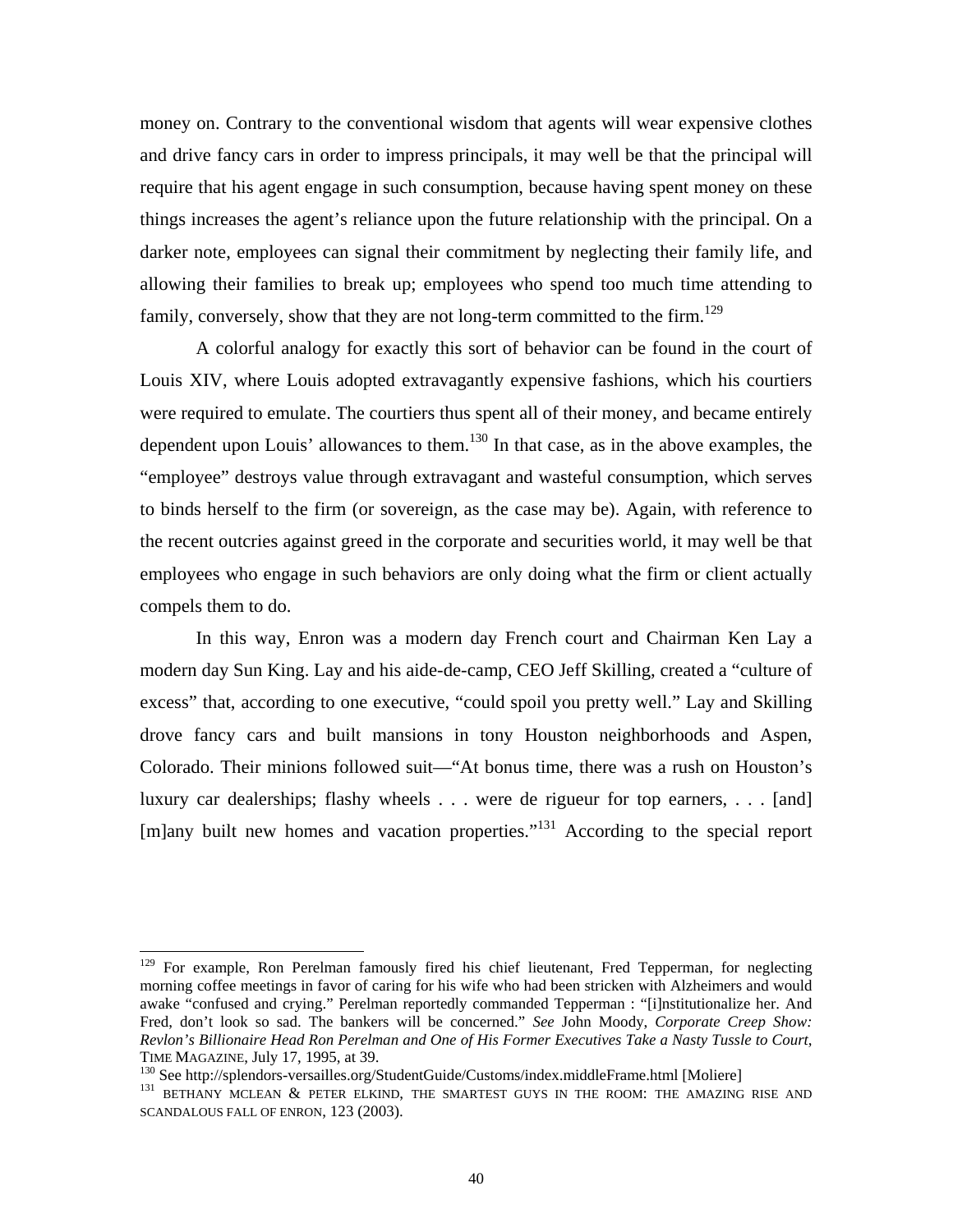money on. Contrary to the conventional wisdom that agents will wear expensive clothes and drive fancy cars in order to impress principals, it may well be that the principal will require that his agent engage in such consumption, because having spent money on these things increases the agent's reliance upon the future relationship with the principal. On a darker note, employees can signal their commitment by neglecting their family life, and allowing their families to break up; employees who spend too much time attending to family, conversely, show that they are not long-term committed to the firm.[129]

A colorful analogy for exactly this sort of behavior can be found in the court of Louis XIV, where Louis adopted extravagantly expensive fashions, which his courtiers were required to emulate. The courtiers thus spent all of their money, and became entirely dependent upon Louis' allowances to them.[130] In that case, as in the above examples, the "employee" destroys value through extravagant and wasteful consumption, which serves to binds herself to the firm (or sovereign, as the case may be). Again, with reference to the recent outcries against greed in the corporate and securities world, it may well be that employees who engage in such behaviors are only doing what the firm or client actually compels them to do.

In this way, Enron was a modern day French court and Chairman Ken Lay a modern day Sun King. Lay and his aide-de-camp, CEO Jeff Skilling, created a "culture of excess" that, according to one executive, "could spoil you pretty well." Lay and Skilling drove fancy cars and built mansions in tony Houston neighborhoods and Aspen, Colorado. Their minions followed suit—"At bonus time, there was a rush on Houston's luxury car dealerships; flashy wheels . . . were de rigueur for top earners, . . . [and] [m]any built new homes and vacation properties."[131] According to the special report

---

[129] For example, Ron Perelman famously fired his chief lieutenant, Fred Tepperman, for neglecting morning coffee meetings in favor of caring for his wife who had been stricken with Alzheimers and would awake "confused and crying." Perelman reportedly commanded Tepperman : "[i]nstitutionalize her. And Fred, don't look so sad. The bankers will be concerned." *See* John Moody, *Corporate Creep Show: Revlon's Billionaire Head Ron Perelman and One of His Former Executives Take a Nasty Tussle to Court*, TIME MAGAZINE, July 17, 1995, at 39.

[130] See http://splendors-versailles.org/StudentGuide/Customs/index.middleFrame.html [Moliere]

[131] BETHANY MCLEAN & PETER ELKIND, THE SMARTEST GUYS IN THE ROOM: THE AMAZING RISE AND SCANDALOUS FALL OF ENRON, 123 (2003).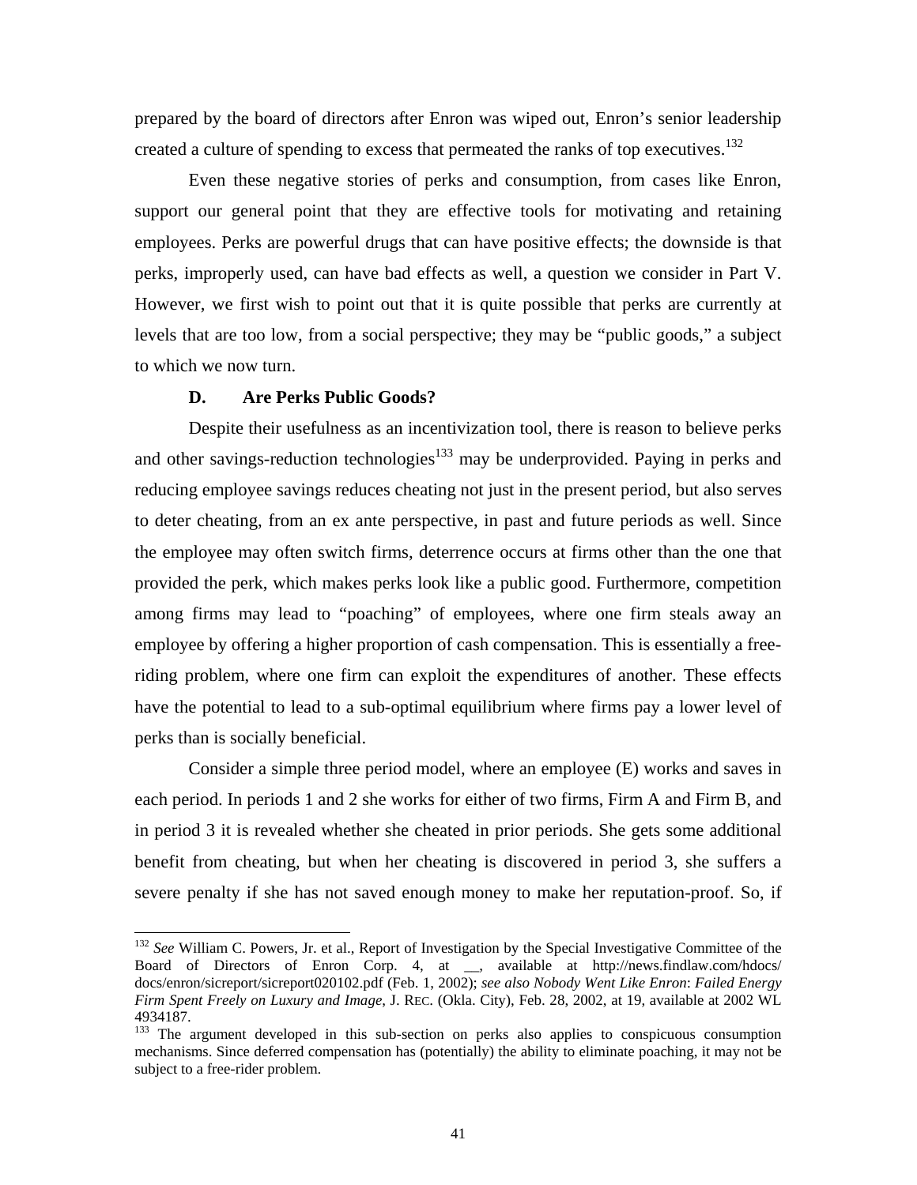prepared by the board of directors after Enron was wiped out, Enron's senior leadership created a culture of spending to excess that permeated the ranks of top executives.[132]

Even these negative stories of perks and consumption, from cases like Enron, support our general point that they are effective tools for motivating and retaining employees. Perks are powerful drugs that can have positive effects; the downside is that perks, improperly used, can have bad effects as well, a question we consider in Part V. However, we first wish to point out that it is quite possible that perks are currently at levels that are too low, from a social perspective; they may be "public goods," a subject to which we now turn.

### D. Are Perks Public Goods?

Despite their usefulness as an incentivization tool, there is reason to believe perks and other savings-reduction technologies[133] may be underprovided. Paying in perks and reducing employee savings reduces cheating not just in the present period, but also serves to deter cheating, from an ex ante perspective, in past and future periods as well. Since the employee may often switch firms, deterrence occurs at firms other than the one that provided the perk, which makes perks look like a public good. Furthermore, competition among firms may lead to "poaching" of employees, where one firm steals away an employee by offering a higher proportion of cash compensation. This is essentially a free-riding problem, where one firm can exploit the expenditures of another. These effects have the potential to lead to a sub-optimal equilibrium where firms pay a lower level of perks than is socially beneficial.

Consider a simple three period model, where an employee (E) works and saves in each period. In periods 1 and 2 she works for either of two firms, Firm A and Firm B, and in period 3 it is revealed whether she cheated in prior periods. She gets some additional benefit from cheating, but when her cheating is discovered in period 3, she suffers a severe penalty if she has not saved enough money to make her reputation-proof. So, if

---

[132] *See* William C. Powers, Jr. et al., Report of Investigation by the Special Investigative Committee of the Board of Directors of Enron Corp. 4, at __, available at http://news.findlaw.com/hdocs/docs/enron/sicreport/sicreport020102.pdf (Feb. 1, 2002); *see also Nobody Went Like Enron*: *Failed Energy Firm Spent Freely on Luxury and Image*, J. REC. (Okla. City), Feb. 28, 2002, at 19, available at 2002 WL 4934187.

[133] The argument developed in this sub-section on perks also applies to conspicuous consumption mechanisms. Since deferred compensation has (potentially) the ability to eliminate poaching, it may not be subject to a free-rider problem.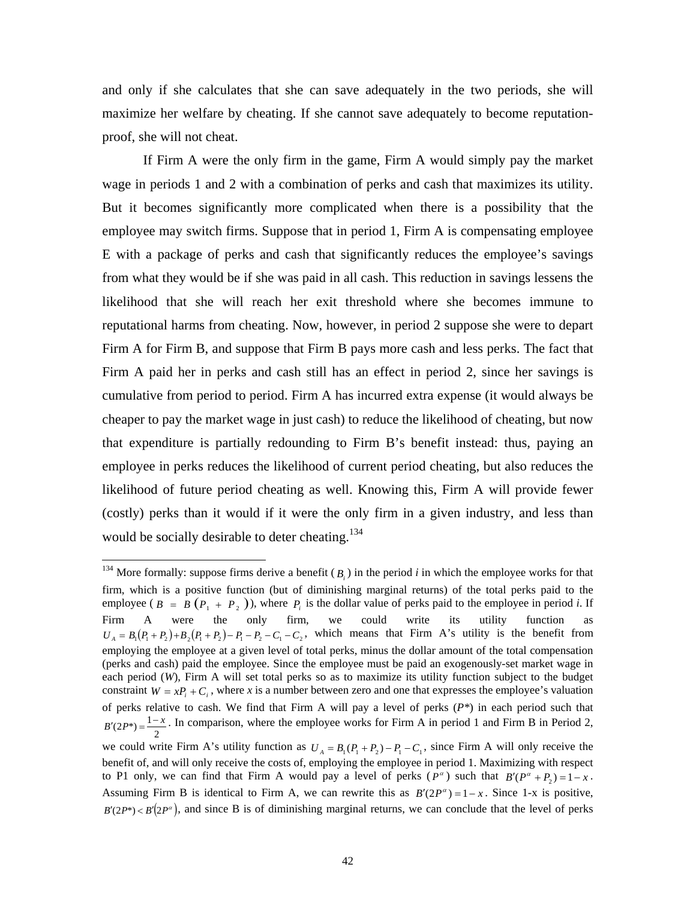and only if she calculates that she can save adequately in the two periods, she will maximize her welfare by cheating. If she cannot save adequately to become reputation-proof, she will not cheat.

If Firm A were the only firm in the game, Firm A would simply pay the market wage in periods 1 and 2 with a combination of perks and cash that maximizes its utility. But it becomes significantly more complicated when there is a possibility that the employee may switch firms. Suppose that in period 1, Firm A is compensating employee E with a package of perks and cash that significantly reduces the employee's savings from what they would be if she was paid in all cash. This reduction in savings lessens the likelihood that she will reach her exit threshold where she becomes immune to reputational harms from cheating. Now, however, in period 2 suppose she were to depart Firm A for Firm B, and suppose that Firm B pays more cash and less perks. The fact that Firm A paid her in perks and cash still has an effect in period 2, since her savings is cumulative from period to period. Firm A has incurred extra expense (it would always be cheaper to pay the market wage in just cash) to reduce the likelihood of cheating, but now that expenditure is partially redounding to Firm B's benefit instead: thus, paying an employee in perks reduces the likelihood of current period cheating, but also reduces the likelihood of future period cheating as well. Knowing this, Firm A will provide fewer (costly) perks than it would if it were the only firm in a given industry, and less than would be socially desirable to deter cheating.[134]

---

[134] More formally: suppose firms derive a benefit ($B_i$) in the period *i* in which the employee works for that firm, which is a positive function (but of diminishing marginal returns) of the total perks paid to the employee ($B = B(P_1 + P_2)$), where $P_i$ is the dollar value of perks paid to the employee in period *i*. If Firm A were the only firm, we could write its utility function as $U_A = B_1(P_1 + P_2) + B_2(P_1 + P_2) - P_1 - P_2 - C_1 - C_2$, which means that Firm A's utility is the benefit from employing the employee at a given level of total perks, minus the dollar amount of the total compensation (perks and cash) paid the employee. Since the employee must be paid an exogenously-set market wage in each period (*W*), Firm A will set total perks so as to maximize its utility function subject to the budget constraint $W = xP_i + C_i$, where *x* is a number between zero and one that expresses the employee's valuation of perks relative to cash. We find that Firm A will pay a level of perks (*P\**) in each period such that $B'(2P^*) = \frac{1-x}{2}$. In comparison, where the employee works for Firm A in period 1 and Firm B in Period 2, we could write Firm A's utility function as $U_A = B_1(P_1 + P_2) - P_1 - C_1$, since Firm A will only receive the benefit of, and will only receive the costs of, employing the employee in period 1. Maximizing with respect to P1 only, we can find that Firm A would pay a level of perks ($P^{\alpha}$) such that $B'(P^{\alpha} + P_2) = 1 - x$. Assuming Firm B is identical to Firm A, we can rewrite this as $B'(2P^{\alpha}) = 1 - x$. Since 1-x is positive, $B'(2P^*) < B'(2P^{\alpha})$, and since B is of diminishing marginal returns, we can conclude that the level of perks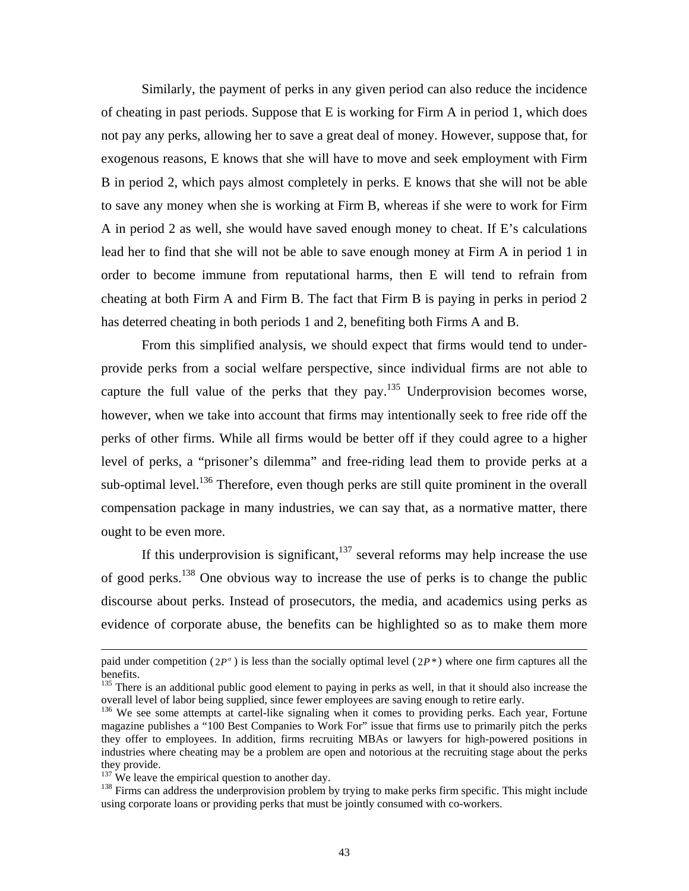Similarly, the payment of perks in any given period can also reduce the incidence of cheating in past periods. Suppose that E is working for Firm A in period 1, which does not pay any perks, allowing her to save a great deal of money. However, suppose that, for exogenous reasons, E knows that she will have to move and seek employment with Firm B in period 2, which pays almost completely in perks. E knows that she will not be able to save any money when she is working at Firm B, whereas if she were to work for Firm A in period 2 as well, she would have saved enough money to cheat. If E's calculations lead her to find that she will not be able to save enough money at Firm A in period 1 in order to become immune from reputational harms, then E will tend to refrain from cheating at both Firm A and Firm B. The fact that Firm B is paying in perks in period 2 has deterred cheating in both periods 1 and 2, benefiting both Firms A and B.

From this simplified analysis, we should expect that firms would tend to under-provide perks from a social welfare perspective, since individual firms are not able to capture the full value of the perks that they pay.[135] Underprovision becomes worse, however, when we take into account that firms may intentionally seek to free ride off the perks of other firms. While all firms would be better off if they could agree to a higher level of perks, a "prisoner's dilemma" and free-riding lead them to provide perks at a sub-optimal level.[136] Therefore, even though perks are still quite prominent in the overall compensation package in many industries, we can say that, as a normative matter, there ought to be even more.

If this underprovision is significant,[137] several reforms may help increase the use of good perks.[138] One obvious way to increase the use of perks is to change the public discourse about perks. Instead of prosecutors, the media, and academics using perks as evidence of corporate abuse, the benefits can be highlighted so as to make them more

---

paid under competition ($2P^{\alpha}$) is less than the socially optimal level ($2P^{*}$) where one firm captures all the benefits.

[135] There is an additional public good element to paying in perks as well, in that it should also increase the overall level of labor being supplied, since fewer employees are saving enough to retire early.

[136] We see some attempts at cartel-like signaling when it comes to providing perks. Each year, Fortune magazine publishes a "100 Best Companies to Work For" issue that firms use to primarily pitch the perks they offer to employees. In addition, firms recruiting MBAs or lawyers for high-powered positions in industries where cheating may be a problem are open and notorious at the recruiting stage about the perks they provide.

[137] We leave the empirical question to another day.

[138] Firms can address the underprovision problem by trying to make perks firm specific. This might include using corporate loans or providing perks that must be jointly consumed with co-workers.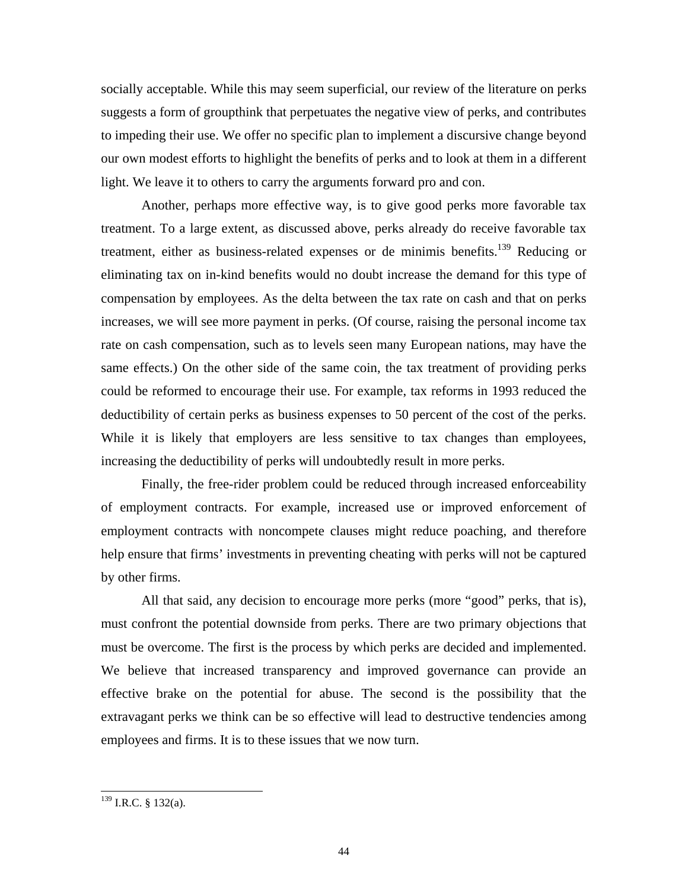socially acceptable. While this may seem superficial, our review of the literature on perks suggests a form of groupthink that perpetuates the negative view of perks, and contributes to impeding their use. We offer no specific plan to implement a discursive change beyond our own modest efforts to highlight the benefits of perks and to look at them in a different light. We leave it to others to carry the arguments forward pro and con.

Another, perhaps more effective way, is to give good perks more favorable tax treatment. To a large extent, as discussed above, perks already do receive favorable tax treatment, either as business-related expenses or de minimis benefits.[139] Reducing or eliminating tax on in-kind benefits would no doubt increase the demand for this type of compensation by employees. As the delta between the tax rate on cash and that on perks increases, we will see more payment in perks. (Of course, raising the personal income tax rate on cash compensation, such as to levels seen many European nations, may have the same effects.) On the other side of the same coin, the tax treatment of providing perks could be reformed to encourage their use. For example, tax reforms in 1993 reduced the deductibility of certain perks as business expenses to 50 percent of the cost of the perks. While it is likely that employers are less sensitive to tax changes than employees, increasing the deductibility of perks will undoubtedly result in more perks.

Finally, the free-rider problem could be reduced through increased enforceability of employment contracts. For example, increased use or improved enforcement of employment contracts with noncompete clauses might reduce poaching, and therefore help ensure that firms' investments in preventing cheating with perks will not be captured by other firms.

All that said, any decision to encourage more perks (more "good" perks, that is), must confront the potential downside from perks. There are two primary objections that must be overcome. The first is the process by which perks are decided and implemented. We believe that increased transparency and improved governance can provide an effective brake on the potential for abuse. The second is the possibility that the extravagant perks we think can be so effective will lead to destructive tendencies among employees and firms. It is to these issues that we now turn.

---

[139] I.R.C. § 132(a).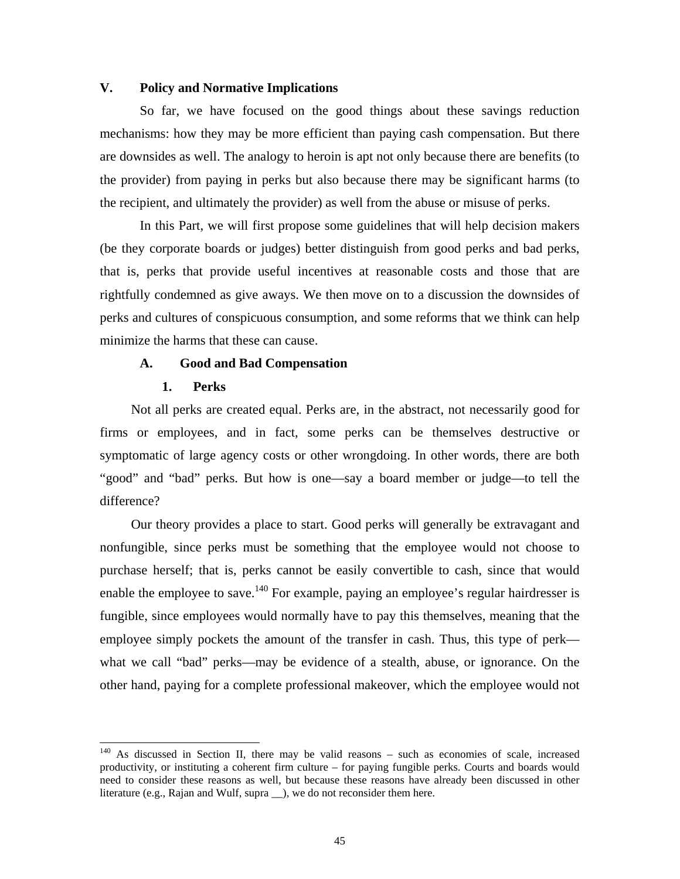## V. Policy and Normative Implications

So far, we have focused on the good things about these savings reduction mechanisms: how they may be more efficient than paying cash compensation. But there are downsides as well. The analogy to heroin is apt not only because there are benefits (to the provider) from paying in perks but also because there may be significant harms (to the recipient, and ultimately the provider) as well from the abuse or misuse of perks.

In this Part, we will first propose some guidelines that will help decision makers (be they corporate boards or judges) better distinguish from good perks and bad perks, that is, perks that provide useful incentives at reasonable costs and those that are rightfully condemned as give aways. We then move on to a discussion the downsides of perks and cultures of conspicuous consumption, and some reforms that we think can help minimize the harms that these can cause.

### A. Good and Bad Compensation

#### 1. Perks

Not all perks are created equal. Perks are, in the abstract, not necessarily good for firms or employees, and in fact, some perks can be themselves destructive or symptomatic of large agency costs or other wrongdoing. In other words, there are both "good" and "bad" perks. But how is one—say a board member or judge—to tell the difference?

Our theory provides a place to start. Good perks will generally be extravagant and nonfungible, since perks must be something that the employee would not choose to purchase herself; that is, perks cannot be easily convertible to cash, since that would enable the employee to save.[140] For example, paying an employee's regular hairdresser is fungible, since employees would normally have to pay this themselves, meaning that the employee simply pockets the amount of the transfer in cash. Thus, this type of perk—what we call "bad" perks—may be evidence of a stealth, abuse, or ignorance. On the other hand, paying for a complete professional makeover, which the employee would not

---

[140] As discussed in Section II, there may be valid reasons – such as economies of scale, increased productivity, or instituting a coherent firm culture – for paying fungible perks. Courts and boards would need to consider these reasons as well, but because these reasons have already been discussed in other literature (e.g., Rajan and Wulf, supra __), we do not reconsider them here.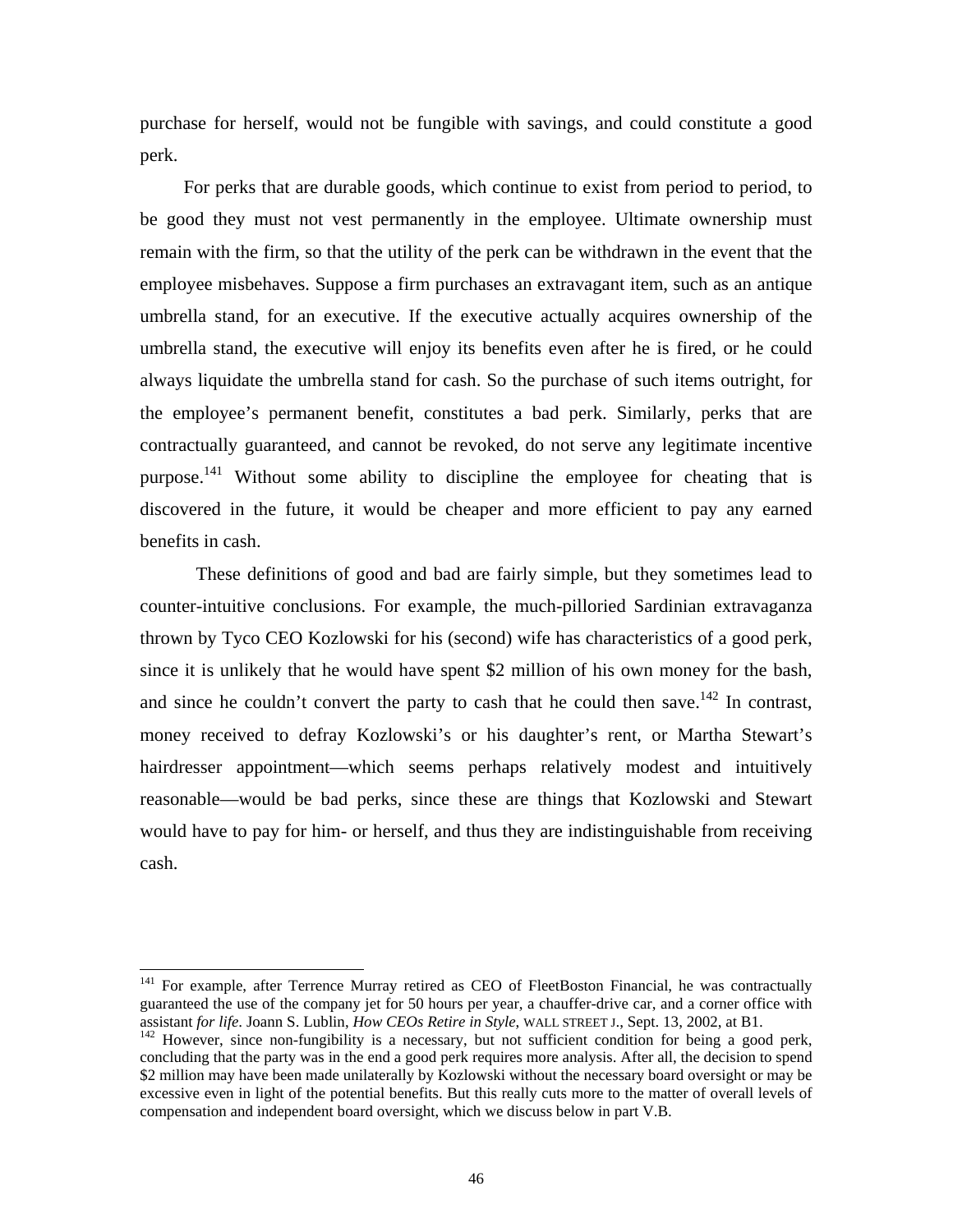purchase for herself, would not be fungible with savings, and could constitute a good perk.

For perks that are durable goods, which continue to exist from period to period, to be good they must not vest permanently in the employee. Ultimate ownership must remain with the firm, so that the utility of the perk can be withdrawn in the event that the employee misbehaves. Suppose a firm purchases an extravagant item, such as an antique umbrella stand, for an executive. If the executive actually acquires ownership of the umbrella stand, the executive will enjoy its benefits even after he is fired, or he could always liquidate the umbrella stand for cash. So the purchase of such items outright, for the employee's permanent benefit, constitutes a bad perk. Similarly, perks that are contractually guaranteed, and cannot be revoked, do not serve any legitimate incentive purpose.[141] Without some ability to discipline the employee for cheating that is discovered in the future, it would be cheaper and more efficient to pay any earned benefits in cash.

These definitions of good and bad are fairly simple, but they sometimes lead to counter-intuitive conclusions. For example, the much-pilloried Sardinian extravaganza thrown by Tyco CEO Kozlowski for his (second) wife has characteristics of a good perk, since it is unlikely that he would have spent $2 million of his own money for the bash, and since he couldn't convert the party to cash that he could then save.[142] In contrast, money received to defray Kozlowski's or his daughter's rent, or Martha Stewart's hairdresser appointment—which seems perhaps relatively modest and intuitively reasonable—would be bad perks, since these are things that Kozlowski and Stewart would have to pay for him- or herself, and thus they are indistinguishable from receiving cash.

---

[141] For example, after Terrence Murray retired as CEO of FleetBoston Financial, he was contractually guaranteed the use of the company jet for 50 hours per year, a chauffer-drive car, and a corner office with assistant *for life*. Joann S. Lublin, *How CEOs Retire in Style*, WALL STREET J., Sept. 13, 2002, at B1.

[142] However, since non-fungibility is a necessary, but not sufficient condition for being a good perk, concluding that the party was in the end a good perk requires more analysis. After all, the decision to spend $2 million may have been made unilaterally by Kozlowski without the necessary board oversight or may be excessive even in light of the potential benefits. But this really cuts more to the matter of overall levels of compensation and independent board oversight, which we discuss below in part V.B.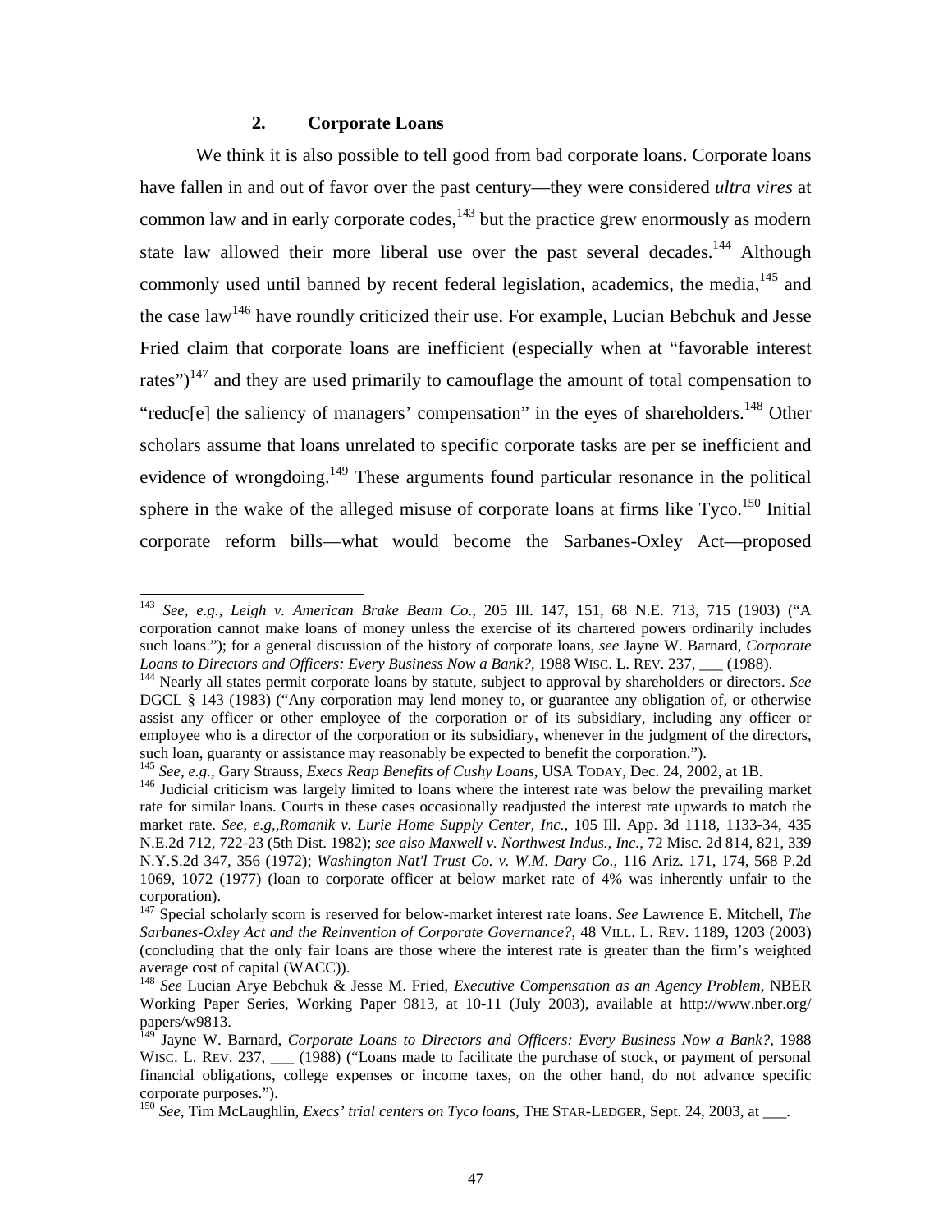### 2. Corporate Loans

We think it is also possible to tell good from bad corporate loans. Corporate loans have fallen in and out of favor over the past century—they were considered *ultra vires* at common law and in early corporate codes,[143] but the practice grew enormously as modern state law allowed their more liberal use over the past several decades.[144] Although commonly used until banned by recent federal legislation, academics, the media,[145] and the case law[146] have roundly criticized their use. For example, Lucian Bebchuk and Jesse Fried claim that corporate loans are inefficient (especially when at "favorable interest rates")[147] and they are used primarily to camouflage the amount of total compensation to "reduc[e] the saliency of managers' compensation" in the eyes of shareholders.[148] Other scholars assume that loans unrelated to specific corporate tasks are per se inefficient and evidence of wrongdoing.[149] These arguments found particular resonance in the political sphere in the wake of the alleged misuse of corporate loans at firms like Tyco.[150] Initial corporate reform bills—what would become the Sarbanes-Oxley Act—proposed

---

[143] *See, e.g., Leigh v. American Brake Beam Co.*, 205 Ill. 147, 151, 68 N.E. 713, 715 (1903) ("A corporation cannot make loans of money unless the exercise of its chartered powers ordinarily includes such loans."); for a general discussion of the history of corporate loans, *see* Jayne W. Barnard, *Corporate Loans to Directors and Officers: Every Business Now a Bank?*, 1988 WISC. L. REV. 237, ___ (1988).

[144] Nearly all states permit corporate loans by statute, subject to approval by shareholders or directors. *See* DGCL § 143 (1983) ("Any corporation may lend money to, or guarantee any obligation of, or otherwise assist any officer or other employee of the corporation or of its subsidiary, including any officer or employee who is a director of the corporation or its subsidiary, whenever in the judgment of the directors, such loan, guaranty or assistance may reasonably be expected to benefit the corporation.").

[145] *See, e.g.,* Gary Strauss, *Execs Reap Benefits of Cushy Loans*, USA TODAY, Dec. 24, 2002, at 1B.

[146] Judicial criticism was largely limited to loans where the interest rate was below the prevailing market rate for similar loans. Courts in these cases occasionally readjusted the interest rate upwards to match the market rate. *See, e.g,,Romanik v. Lurie Home Supply Center, Inc.*, 105 Ill. App. 3d 1118, 1133-34, 435 N.E.2d 712, 722-23 (5th Dist. 1982); *see also Maxwell v. Northwest Indus., Inc.*, 72 Misc. 2d 814, 821, 339 N.Y.S.2d 347, 356 (1972); *Washington Nat'l Trust Co. v. W.M. Dary Co.*, 116 Ariz. 171, 174, 568 P.2d 1069, 1072 (1977) (loan to corporate officer at below market rate of 4% was inherently unfair to the corporation).

[147] Special scholarly scorn is reserved for below-market interest rate loans. *See* Lawrence E. Mitchell, *The Sarbanes-Oxley Act and the Reinvention of Corporate Governance?*, 48 VILL. L. REV. 1189, 1203 (2003) (concluding that the only fair loans are those where the interest rate is greater than the firm's weighted average cost of capital (WACC)).

[148] *See* Lucian Arye Bebchuk & Jesse M. Fried, *Executive Compensation as an Agency Problem*, NBER Working Paper Series, Working Paper 9813, at 10-11 (July 2003), available at http://www.nber.org/papers/w9813.

[149] Jayne W. Barnard, *Corporate Loans to Directors and Officers: Every Business Now a Bank?*, 1988 WISC. L. REV. 237, ___ (1988) ("Loans made to facilitate the purchase of stock, or payment of personal financial obligations, college expenses or income taxes, on the other hand, do not advance specific corporate purposes.").

[150] *See*, Tim McLaughlin, *Execs' trial centers on Tyco loans*, THE STAR-LEDGER, Sept. 24, 2003, at ___.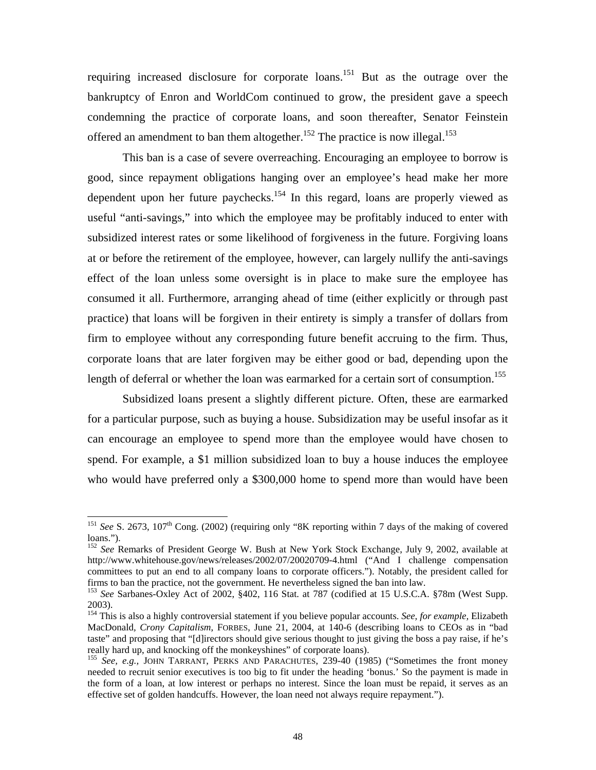requiring increased disclosure for corporate loans.[151] But as the outrage over the bankruptcy of Enron and WorldCom continued to grow, the president gave a speech condemning the practice of corporate loans, and soon thereafter, Senator Feinstein offered an amendment to ban them altogether.[152] The practice is now illegal.[153]

This ban is a case of severe overreaching. Encouraging an employee to borrow is good, since repayment obligations hanging over an employee's head make her more dependent upon her future paychecks.[154] In this regard, loans are properly viewed as useful "anti-savings," into which the employee may be profitably induced to enter with subsidized interest rates or some likelihood of forgiveness in the future. Forgiving loans at or before the retirement of the employee, however, can largely nullify the anti-savings effect of the loan unless some oversight is in place to make sure the employee has consumed it all. Furthermore, arranging ahead of time (either explicitly or through past practice) that loans will be forgiven in their entirety is simply a transfer of dollars from firm to employee without any corresponding future benefit accruing to the firm. Thus, corporate loans that are later forgiven may be either good or bad, depending upon the length of deferral or whether the loan was earmarked for a certain sort of consumption.[155]

Subsidized loans present a slightly different picture. Often, these are earmarked for a particular purpose, such as buying a house. Subsidization may be useful insofar as it can encourage an employee to spend more than the employee would have chosen to spend. For example, a $1 million subsidized loan to buy a house induces the employee who would have preferred only a $300,000 home to spend more than would have been

---

[151] *See* S. 2673, 107th Cong. (2002) (requiring only "8K reporting within 7 days of the making of covered loans.").

[152] *See* Remarks of President George W. Bush at New York Stock Exchange, July 9, 2002, available at http://www.whitehouse.gov/news/releases/2002/07/20020709-4.html ("And I challenge compensation committees to put an end to all company loans to corporate officers."). Notably, the president called for firms to ban the practice, not the government. He nevertheless signed the ban into law.

[153] *See* Sarbanes-Oxley Act of 2002, §402, 116 Stat. at 787 (codified at 15 U.S.C.A. §78m (West Supp. 2003).

[154] This is also a highly controversial statement if you believe popular accounts. *See, for example*, Elizabeth MacDonald, *Crony Capitalism*, FORBES, June 21, 2004, at 140-6 (describing loans to CEOs as in "bad taste" and proposing that "[d]irectors should give serious thought to just giving the boss a pay raise, if he's really hard up, and knocking off the monkeyshines" of corporate loans).

[155] *See, e.g.*, JOHN TARRANT, PERKS AND PARACHUTES, 239-40 (1985) ("Sometimes the front money needed to recruit senior executives is too big to fit under the heading 'bonus.' So the payment is made in the form of a loan, at low interest or perhaps no interest. Since the loan must be repaid, it serves as an effective set of golden handcuffs. However, the loan need not always require repayment.").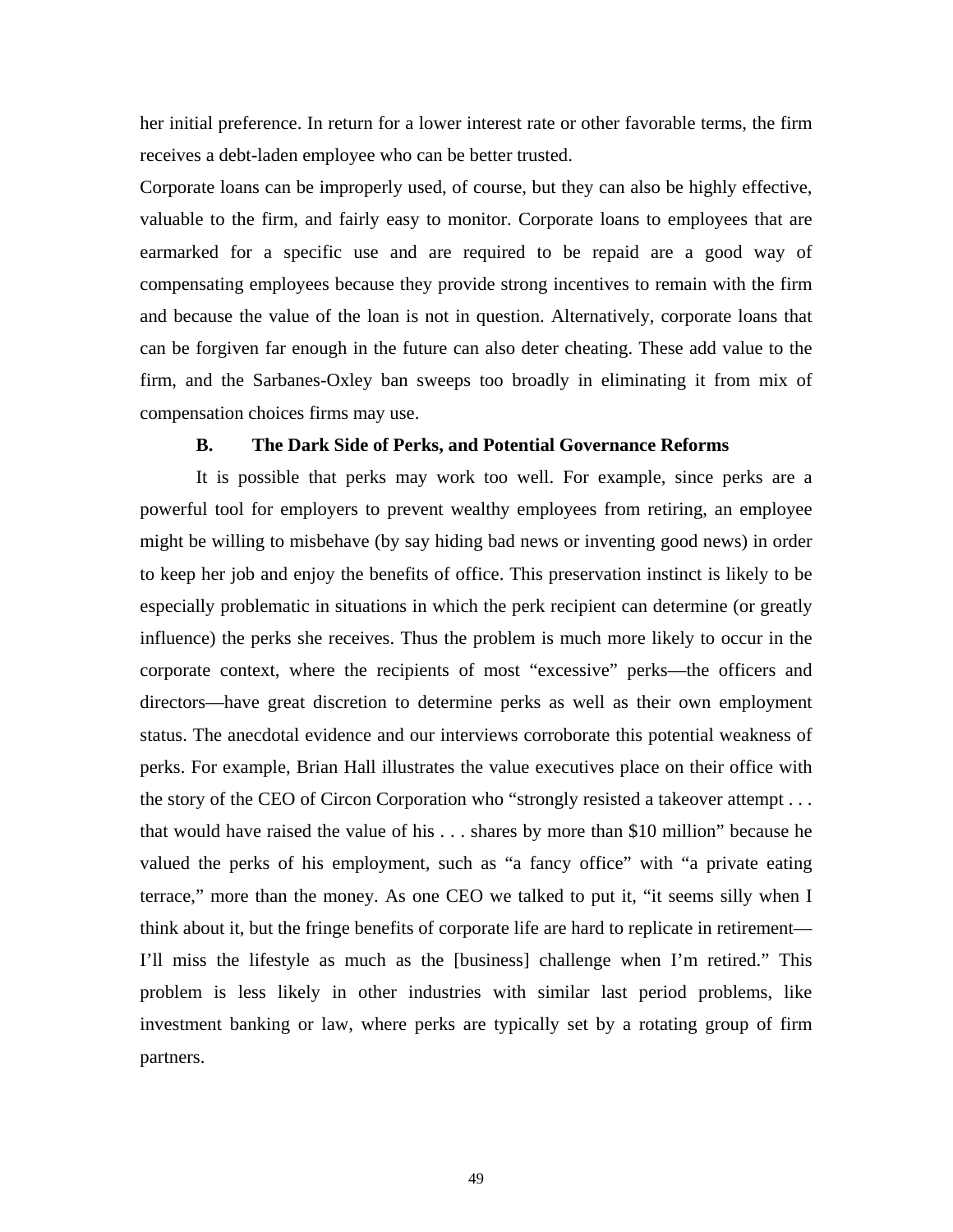her initial preference. In return for a lower interest rate or other favorable terms, the firm receives a debt-laden employee who can be better trusted.

Corporate loans can be improperly used, of course, but they can also be highly effective, valuable to the firm, and fairly easy to monitor. Corporate loans to employees that are earmarked for a specific use and are required to be repaid are a good way of compensating employees because they provide strong incentives to remain with the firm and because the value of the loan is not in question. Alternatively, corporate loans that can be forgiven far enough in the future can also deter cheating. These add value to the firm, and the Sarbanes-Oxley ban sweeps too broadly in eliminating it from mix of compensation choices firms may use.

### B. The Dark Side of Perks, and Potential Governance Reforms

It is possible that perks may work too well. For example, since perks are a powerful tool for employers to prevent wealthy employees from retiring, an employee might be willing to misbehave (by say hiding bad news or inventing good news) in order to keep her job and enjoy the benefits of office. This preservation instinct is likely to be especially problematic in situations in which the perk recipient can determine (or greatly influence) the perks she receives. Thus the problem is much more likely to occur in the corporate context, where the recipients of most "excessive" perks—the officers and directors—have great discretion to determine perks as well as their own employment status. The anecdotal evidence and our interviews corroborate this potential weakness of perks. For example, Brian Hall illustrates the value executives place on their office with the story of the CEO of Circon Corporation who "strongly resisted a takeover attempt . . . that would have raised the value of his . . . shares by more than $10 million" because he valued the perks of his employment, such as "a fancy office" with "a private eating terrace," more than the money. As one CEO we talked to put it, "it seems silly when I think about it, but the fringe benefits of corporate life are hard to replicate in retirement—I'll miss the lifestyle as much as the [business] challenge when I'm retired." This problem is less likely in other industries with similar last period problems, like investment banking or law, where perks are typically set by a rotating group of firm partners.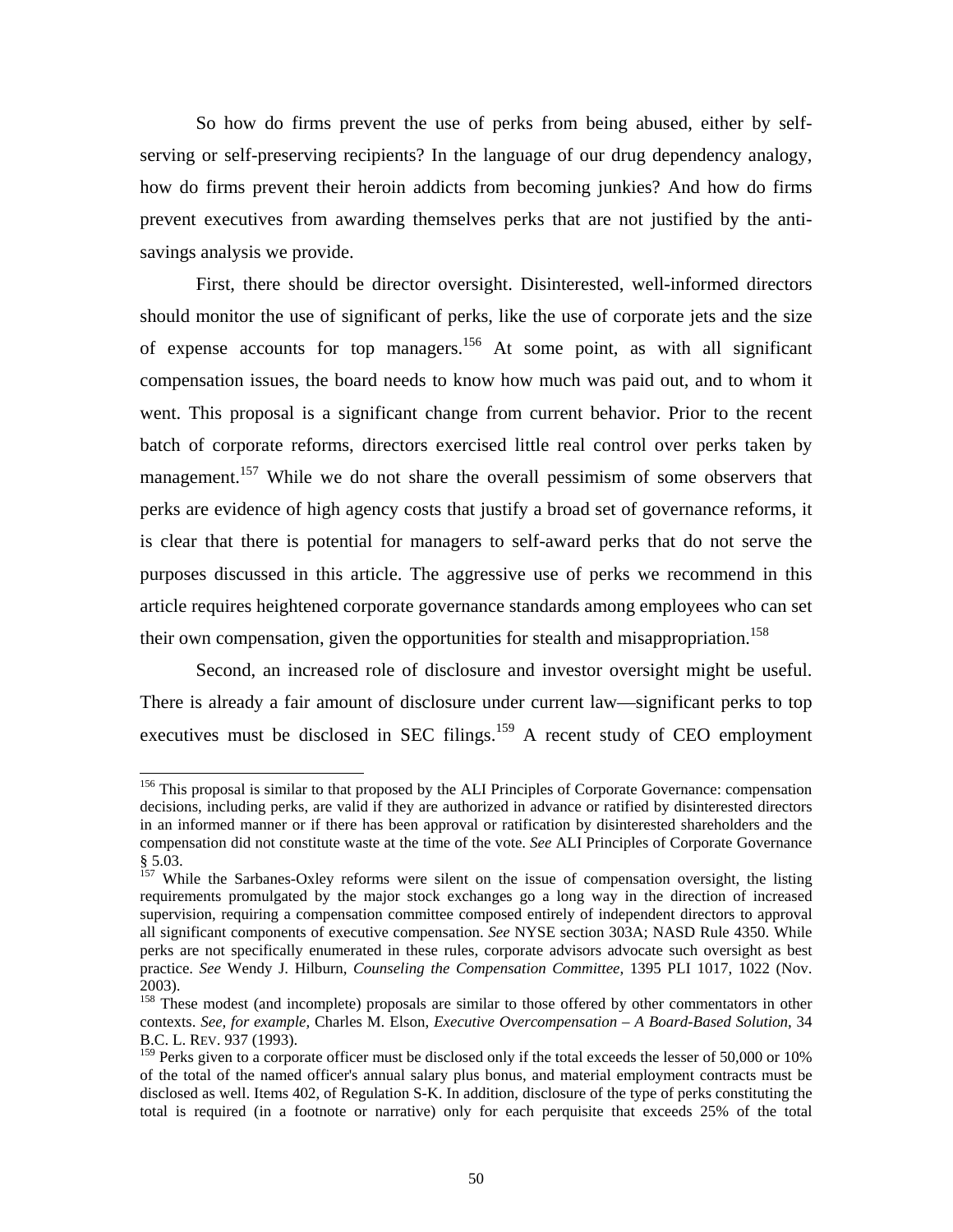So how do firms prevent the use of perks from being abused, either by self-serving or self-preserving recipients? In the language of our drug dependency analogy, how do firms prevent their heroin addicts from becoming junkies? And how do firms prevent executives from awarding themselves perks that are not justified by the anti-savings analysis we provide.

First, there should be director oversight. Disinterested, well-informed directors should monitor the use of significant of perks, like the use of corporate jets and the size of expense accounts for top managers.[156] At some point, as with all significant compensation issues, the board needs to know how much was paid out, and to whom it went. This proposal is a significant change from current behavior. Prior to the recent batch of corporate reforms, directors exercised little real control over perks taken by management.[157] While we do not share the overall pessimism of some observers that perks are evidence of high agency costs that justify a broad set of governance reforms, it is clear that there is potential for managers to self-award perks that do not serve the purposes discussed in this article. The aggressive use of perks we recommend in this article requires heightened corporate governance standards among employees who can set their own compensation, given the opportunities for stealth and misappropriation.[158]

Second, an increased role of disclosure and investor oversight might be useful. There is already a fair amount of disclosure under current law—significant perks to top executives must be disclosed in SEC filings.[159] A recent study of CEO employment

---

[156] This proposal is similar to that proposed by the ALI Principles of Corporate Governance: compensation decisions, including perks, are valid if they are authorized in advance or ratified by disinterested directors in an informed manner or if there has been approval or ratification by disinterested shareholders and the compensation did not constitute waste at the time of the vote. *See* ALI Principles of Corporate Governance § 5.03.

[157] While the Sarbanes-Oxley reforms were silent on the issue of compensation oversight, the listing requirements promulgated by the major stock exchanges go a long way in the direction of increased supervision, requiring a compensation committee composed entirely of independent directors to approval all significant components of executive compensation. *See* NYSE section 303A; NASD Rule 4350. While perks are not specifically enumerated in these rules, corporate advisors advocate such oversight as best practice. *See* Wendy J. Hilburn, *Counseling the Compensation Committee*, 1395 PLI 1017, 1022 (Nov. 2003).

[158] These modest (and incomplete) proposals are similar to those offered by other commentators in other contexts. *See, for example,* Charles M. Elson, *Executive Overcompensation – A Board-Based Solution*, 34 B.C. L. REV. 937 (1993).

[159] Perks given to a corporate officer must be disclosed only if the total exceeds the lesser of 50,000 or 10% of the total of the named officer's annual salary plus bonus, and material employment contracts must be disclosed as well. Items 402, of Regulation S-K. In addition, disclosure of the type of perks constituting the total is required (in a footnote or narrative) only for each perquisite that exceeds 25% of the total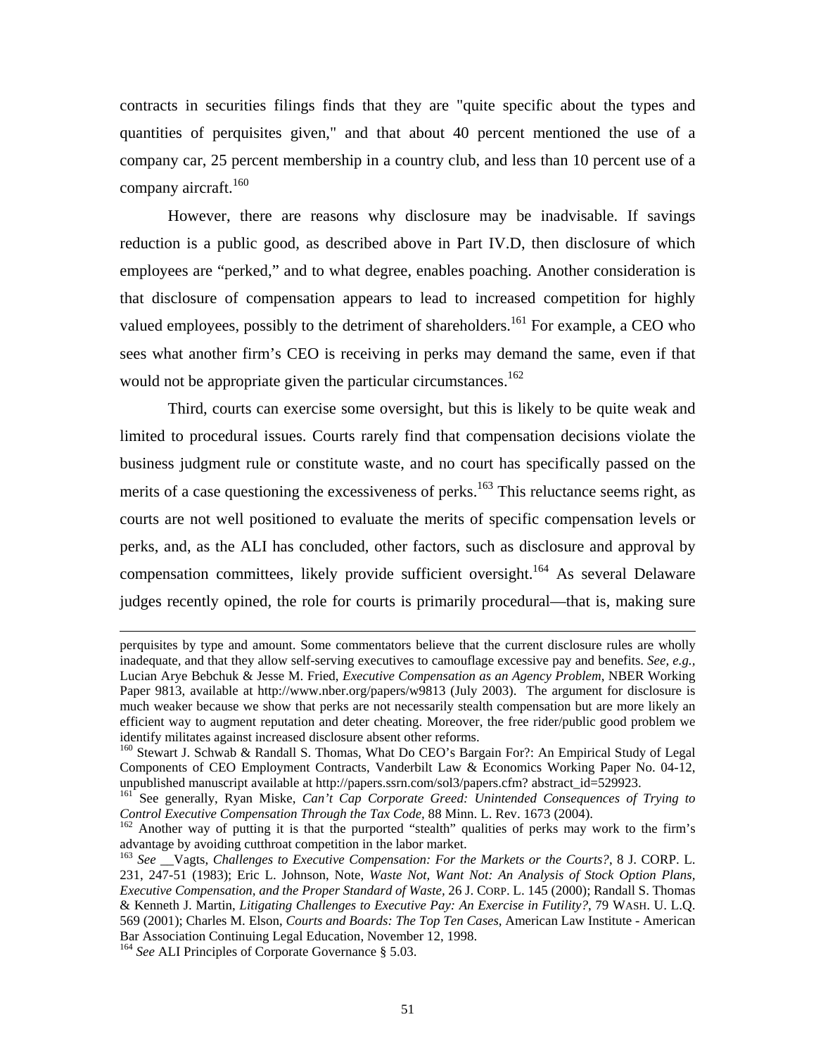contracts in securities filings finds that they are "quite specific about the types and quantities of perquisites given," and that about 40 percent mentioned the use of a company car, 25 percent membership in a country club, and less than 10 percent use of a company aircraft.[160]

However, there are reasons why disclosure may be inadvisable. If savings reduction is a public good, as described above in Part IV.D, then disclosure of which employees are "perked," and to what degree, enables poaching. Another consideration is that disclosure of compensation appears to lead to increased competition for highly valued employees, possibly to the detriment of shareholders.[161] For example, a CEO who sees what another firm's CEO is receiving in perks may demand the same, even if that would not be appropriate given the particular circumstances.[162]

Third, courts can exercise some oversight, but this is likely to be quite weak and limited to procedural issues. Courts rarely find that compensation decisions violate the business judgment rule or constitute waste, and no court has specifically passed on the merits of a case questioning the excessiveness of perks.[163] This reluctance seems right, as courts are not well positioned to evaluate the merits of specific compensation levels or perks, and, as the ALI has concluded, other factors, such as disclosure and approval by compensation committees, likely provide sufficient oversight.[164] As several Delaware judges recently opined, the role for courts is primarily procedural—that is, making sure

---

perquisites by type and amount. Some commentators believe that the current disclosure rules are wholly inadequate, and that they allow self-serving executives to camouflage excessive pay and benefits. *See, e.g.*, Lucian Arye Bebchuk & Jesse M. Fried, *Executive Compensation as an Agency Problem*, NBER Working Paper 9813, available at http://www.nber.org/papers/w9813 (July 2003). The argument for disclosure is much weaker because we show that perks are not necessarily stealth compensation but are more likely an efficient way to augment reputation and deter cheating. Moreover, the free rider/public good problem we identify militates against increased disclosure absent other reforms.

[160] Stewart J. Schwab & Randall S. Thomas, What Do CEO's Bargain For?: An Empirical Study of Legal Components of CEO Employment Contracts, Vanderbilt Law & Economics Working Paper No. 04-12, unpublished manuscript available at http://papers.ssrn.com/sol3/papers.cfm? abstract_id=529923.

[161] See generally, Ryan Miske, *Can't Cap Corporate Greed: Unintended Consequences of Trying to Control Executive Compensation Through the Tax Code*, 88 Minn. L. Rev. 1673 (2004).

[162] Another way of putting it is that the purported "stealth" qualities of perks may work to the firm's advantage by avoiding cutthroat competition in the labor market.

[163] *See* __Vagts, *Challenges to Executive Compensation: For the Markets or the Courts?*, 8 J. CORP. L. 231, 247-51 (1983); Eric L. Johnson, Note, *Waste Not, Want Not: An Analysis of Stock Option Plans, Executive Compensation, and the Proper Standard of Waste*, 26 J. CORP. L. 145 (2000); Randall S. Thomas & Kenneth J. Martin, *Litigating Challenges to Executive Pay: An Exercise in Futility?*, 79 WASH. U. L.Q. 569 (2001); Charles M. Elson, *Courts and Boards: The Top Ten Cases*, American Law Institute - American Bar Association Continuing Legal Education, November 12, 1998.

[164] *See* ALI Principles of Corporate Governance § 5.03.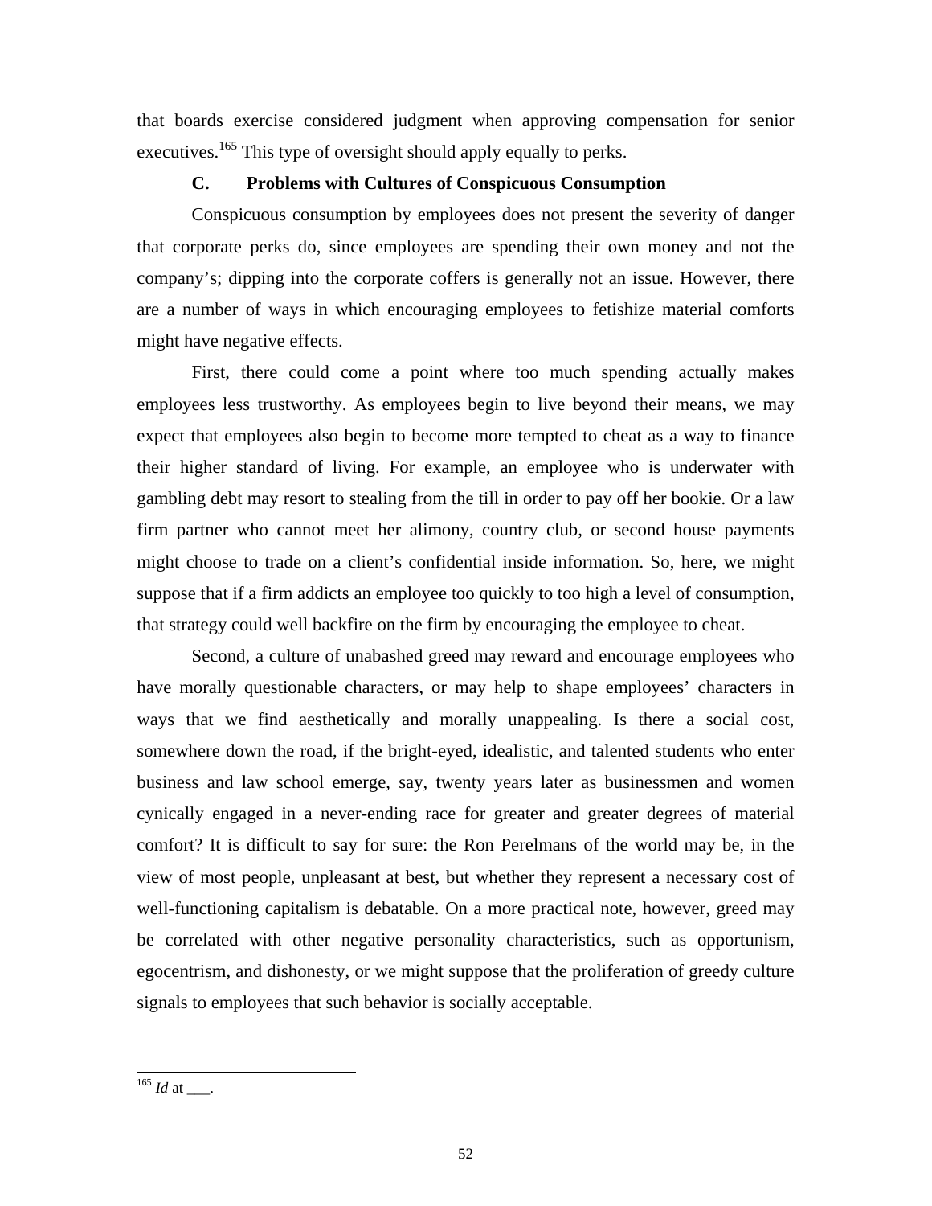that boards exercise considered judgment when approving compensation for senior executives.[165] This type of oversight should apply equally to perks.

### C. Problems with Cultures of Conspicuous Consumption

Conspicuous consumption by employees does not present the severity of danger that corporate perks do, since employees are spending their own money and not the company's; dipping into the corporate coffers is generally not an issue. However, there are a number of ways in which encouraging employees to fetishize material comforts might have negative effects.

First, there could come a point where too much spending actually makes employees less trustworthy. As employees begin to live beyond their means, we may expect that employees also begin to become more tempted to cheat as a way to finance their higher standard of living. For example, an employee who is underwater with gambling debt may resort to stealing from the till in order to pay off her bookie. Or a law firm partner who cannot meet her alimony, country club, or second house payments might choose to trade on a client's confidential inside information. So, here, we might suppose that if a firm addicts an employee too quickly to too high a level of consumption, that strategy could well backfire on the firm by encouraging the employee to cheat.

Second, a culture of unabashed greed may reward and encourage employees who have morally questionable characters, or may help to shape employees' characters in ways that we find aesthetically and morally unappealing. Is there a social cost, somewhere down the road, if the bright-eyed, idealistic, and talented students who enter business and law school emerge, say, twenty years later as businessmen and women cynically engaged in a never-ending race for greater and greater degrees of material comfort? It is difficult to say for sure: the Ron Perelmans of the world may be, in the view of most people, unpleasant at best, but whether they represent a necessary cost of well-functioning capitalism is debatable. On a more practical note, however, greed may be correlated with other negative personality characteristics, such as opportunism, egocentrism, and dishonesty, or we might suppose that the proliferation of greedy culture signals to employees that such behavior is socially acceptable.

---

[165] *Id* at ___.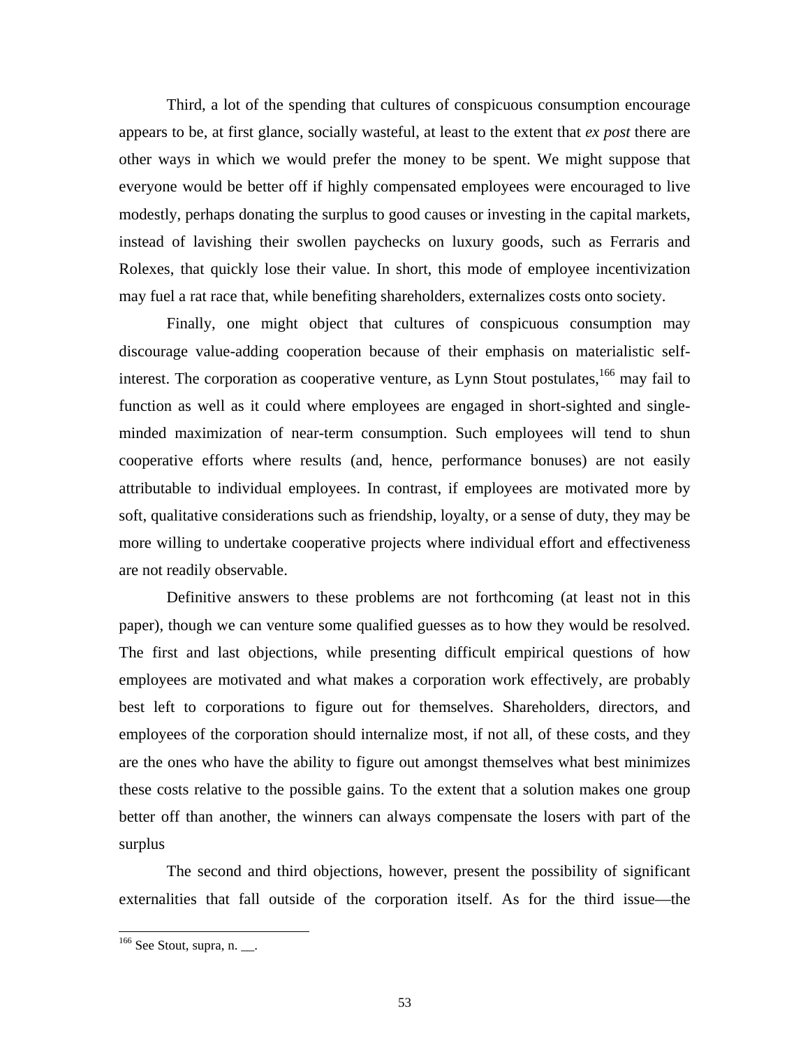Third, a lot of the spending that cultures of conspicuous consumption encourage appears to be, at first glance, socially wasteful, at least to the extent that *ex post* there are other ways in which we would prefer the money to be spent. We might suppose that everyone would be better off if highly compensated employees were encouraged to live modestly, perhaps donating the surplus to good causes or investing in the capital markets, instead of lavishing their swollen paychecks on luxury goods, such as Ferraris and Rolexes, that quickly lose their value. In short, this mode of employee incentivization may fuel a rat race that, while benefiting shareholders, externalizes costs onto society.

Finally, one might object that cultures of conspicuous consumption may discourage value-adding cooperation because of their emphasis on materialistic self-interest. The corporation as cooperative venture, as Lynn Stout postulates,[166] may fail to function as well as it could where employees are engaged in short-sighted and single-minded maximization of near-term consumption. Such employees will tend to shun cooperative efforts where results (and, hence, performance bonuses) are not easily attributable to individual employees. In contrast, if employees are motivated more by soft, qualitative considerations such as friendship, loyalty, or a sense of duty, they may be more willing to undertake cooperative projects where individual effort and effectiveness are not readily observable.

Definitive answers to these problems are not forthcoming (at least not in this paper), though we can venture some qualified guesses as to how they would be resolved. The first and last objections, while presenting difficult empirical questions of how employees are motivated and what makes a corporation work effectively, are probably best left to corporations to figure out for themselves. Shareholders, directors, and employees of the corporation should internalize most, if not all, of these costs, and they are the ones who have the ability to figure out amongst themselves what best minimizes these costs relative to the possible gains. To the extent that a solution makes one group better off than another, the winners can always compensate the losers with part of the surplus

The second and third objections, however, present the possibility of significant externalities that fall outside of the corporation itself. As for the third issue—the

[166] See Stout, supra, n. __.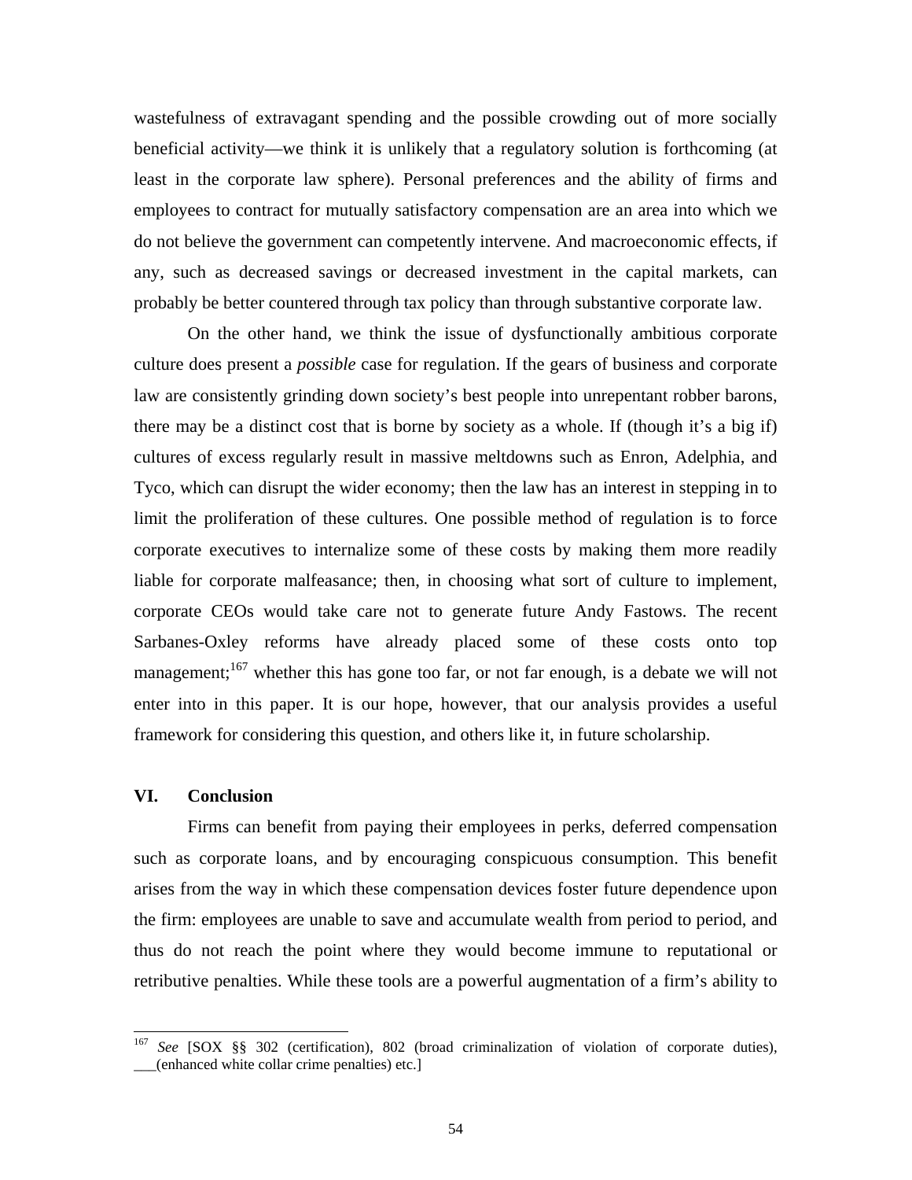wastefulness of extravagant spending and the possible crowding out of more socially beneficial activity—we think it is unlikely that a regulatory solution is forthcoming (at least in the corporate law sphere). Personal preferences and the ability of firms and employees to contract for mutually satisfactory compensation are an area into which we do not believe the government can competently intervene. And macroeconomic effects, if any, such as decreased savings or decreased investment in the capital markets, can probably be better countered through tax policy than through substantive corporate law.

On the other hand, we think the issue of dysfunctionally ambitious corporate culture does present a *possible* case for regulation. If the gears of business and corporate law are consistently grinding down society's best people into unrepentant robber barons, there may be a distinct cost that is borne by society as a whole. If (though it's a big if) cultures of excess regularly result in massive meltdowns such as Enron, Adelphia, and Tyco, which can disrupt the wider economy; then the law has an interest in stepping in to limit the proliferation of these cultures. One possible method of regulation is to force corporate executives to internalize some of these costs by making them more readily liable for corporate malfeasance; then, in choosing what sort of culture to implement, corporate CEOs would take care not to generate future Andy Fastows. The recent Sarbanes-Oxley reforms have already placed some of these costs onto top management;[167] whether this has gone too far, or not far enough, is a debate we will not enter into in this paper. It is our hope, however, that our analysis provides a useful framework for considering this question, and others like it, in future scholarship.

## VI. Conclusion

Firms can benefit from paying their employees in perks, deferred compensation such as corporate loans, and by encouraging conspicuous consumption. This benefit arises from the way in which these compensation devices foster future dependence upon the firm: employees are unable to save and accumulate wealth from period to period, and thus do not reach the point where they would become immune to reputational or retributive penalties. While these tools are a powerful augmentation of a firm's ability to

---

[167] *See* [SOX §§ 302 (certification), 802 (broad criminalization of violation of corporate duties), ___(enhanced white collar crime penalties) etc.]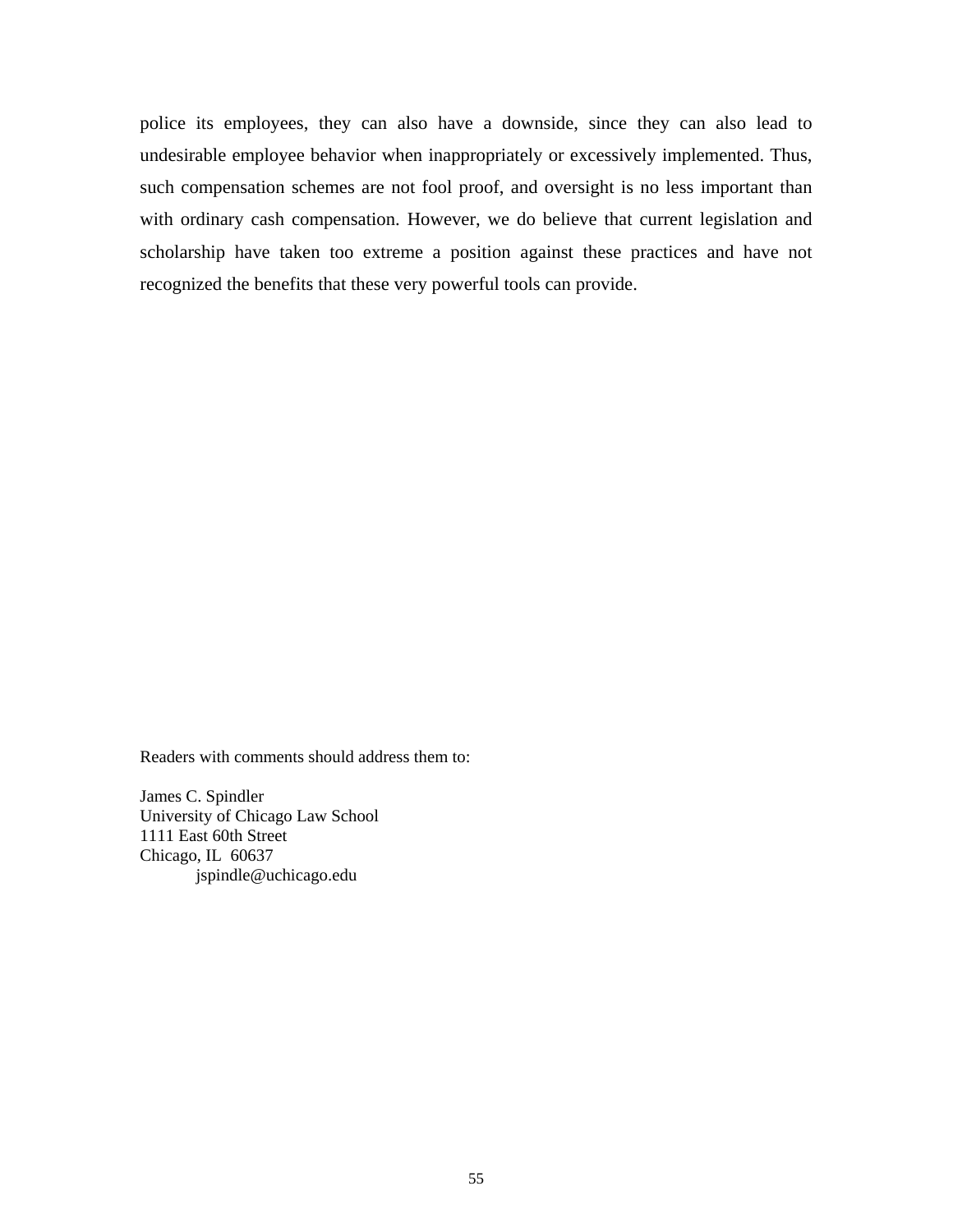police its employees, they can also have a downside, since they can also lead to undesirable employee behavior when inappropriately or excessively implemented. Thus, such compensation schemes are not fool proof, and oversight is no less important than with ordinary cash compensation. However, we do believe that current legislation and scholarship have taken too extreme a position against these practices and have not recognized the benefits that these very powerful tools can provide.

Readers with comments should address them to:

James C. Spindler
University of Chicago Law School
1111 East 60th Street
Chicago, IL 60637
jspindle@uchicago.edu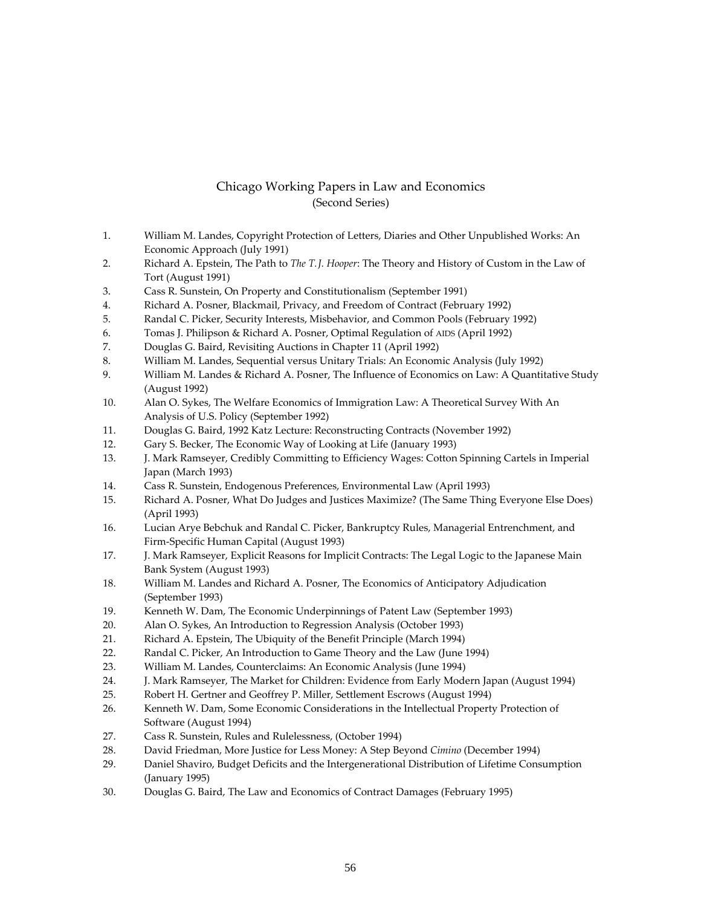# Chicago Working Papers in Law and Economics
(Second Series)

1. William M. Landes, Copyright Protection of Letters, Diaries and Other Unpublished Works: An Economic Approach (July 1991)
2. Richard A. Epstein, The Path to *The T. J. Hooper*: The Theory and History of Custom in the Law of Tort (August 1991)
3. Cass R. Sunstein, On Property and Constitutionalism (September 1991)
4. Richard A. Posner, Blackmail, Privacy, and Freedom of Contract (February 1992)
5. Randal C. Picker, Security Interests, Misbehavior, and Common Pools (February 1992)
6. Tomas J. Philipson & Richard A. Posner, Optimal Regulation of AIDS (April 1992)
7. Douglas G. Baird, Revisiting Auctions in Chapter 11 (April 1992)
8. William M. Landes, Sequential versus Unitary Trials: An Economic Analysis (July 1992)
9. William M. Landes & Richard A. Posner, The Influence of Economics on Law: A Quantitative Study (August 1992)
10. Alan O. Sykes, The Welfare Economics of Immigration Law: A Theoretical Survey With An Analysis of U.S. Policy (September 1992)
11. Douglas G. Baird, 1992 Katz Lecture: Reconstructing Contracts (November 1992)
12. Gary S. Becker, The Economic Way of Looking at Life (January 1993)
13. J. Mark Ramseyer, Credibly Committing to Efficiency Wages: Cotton Spinning Cartels in Imperial Japan (March 1993)
14. Cass R. Sunstein, Endogenous Preferences, Environmental Law (April 1993)
15. Richard A. Posner, What Do Judges and Justices Maximize? (The Same Thing Everyone Else Does) (April 1993)
16. Lucian Arye Bebchuk and Randal C. Picker, Bankruptcy Rules, Managerial Entrenchment, and Firm-Specific Human Capital (August 1993)
17. J. Mark Ramseyer, Explicit Reasons for Implicit Contracts: The Legal Logic to the Japanese Main Bank System (August 1993)
18. William M. Landes and Richard A. Posner, The Economics of Anticipatory Adjudication (September 1993)
19. Kenneth W. Dam, The Economic Underpinnings of Patent Law (September 1993)
20. Alan O. Sykes, An Introduction to Regression Analysis (October 1993)
21. Richard A. Epstein, The Ubiquity of the Benefit Principle (March 1994)
22. Randal C. Picker, An Introduction to Game Theory and the Law (June 1994)
23. William M. Landes, Counterclaims: An Economic Analysis (June 1994)
24. J. Mark Ramseyer, The Market for Children: Evidence from Early Modern Japan (August 1994)
25. Robert H. Gertner and Geoffrey P. Miller, Settlement Escrows (August 1994)
26. Kenneth W. Dam, Some Economic Considerations in the Intellectual Property Protection of Software (August 1994)
27. Cass R. Sunstein, Rules and Rulelessness, (October 1994)
28. David Friedman, More Justice for Less Money: A Step Beyond *Cimino* (December 1994)
29. Daniel Shaviro, Budget Deficits and the Intergenerational Distribution of Lifetime Consumption (January 1995)
30. Douglas G. Baird, The Law and Economics of Contract Damages (February 1995)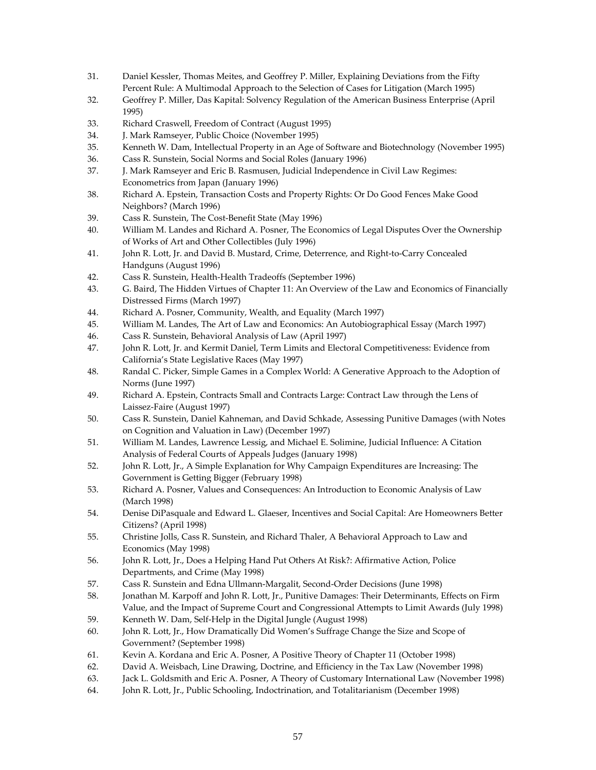31. Daniel Kessler, Thomas Meites, and Geoffrey P. Miller, Explaining Deviations from the Fifty Percent Rule: A Multimodal Approach to the Selection of Cases for Litigation (March 1995)
32. Geoffrey P. Miller, Das Kapital: Solvency Regulation of the American Business Enterprise (April 1995)
33. Richard Craswell, Freedom of Contract (August 1995)
34. J. Mark Ramseyer, Public Choice (November 1995)
35. Kenneth W. Dam, Intellectual Property in an Age of Software and Biotechnology (November 1995)
36. Cass R. Sunstein, Social Norms and Social Roles (January 1996)
37. J. Mark Ramseyer and Eric B. Rasmusen, Judicial Independence in Civil Law Regimes: Econometrics from Japan (January 1996)
38. Richard A. Epstein, Transaction Costs and Property Rights: Or Do Good Fences Make Good Neighbors? (March 1996)
39. Cass R. Sunstein, The Cost-Benefit State (May 1996)
40. William M. Landes and Richard A. Posner, The Economics of Legal Disputes Over the Ownership of Works of Art and Other Collectibles (July 1996)
41. John R. Lott, Jr. and David B. Mustard, Crime, Deterrence, and Right-to-Carry Concealed Handguns (August 1996)
42. Cass R. Sunstein, Health-Health Tradeoffs (September 1996)
43. G. Baird, The Hidden Virtues of Chapter 11: An Overview of the Law and Economics of Financially Distressed Firms (March 1997)
44. Richard A. Posner, Community, Wealth, and Equality (March 1997)
45. William M. Landes, The Art of Law and Economics: An Autobiographical Essay (March 1997)
46. Cass R. Sunstein, Behavioral Analysis of Law (April 1997)
47. John R. Lott, Jr. and Kermit Daniel, Term Limits and Electoral Competitiveness: Evidence from California's State Legislative Races (May 1997)
48. Randal C. Picker, Simple Games in a Complex World: A Generative Approach to the Adoption of Norms (June 1997)
49. Richard A. Epstein, Contracts Small and Contracts Large: Contract Law through the Lens of Laissez-Faire (August 1997)
50. Cass R. Sunstein, Daniel Kahneman, and David Schkade, Assessing Punitive Damages (with Notes on Cognition and Valuation in Law) (December 1997)
51. William M. Landes, Lawrence Lessig, and Michael E. Solimine, Judicial Influence: A Citation Analysis of Federal Courts of Appeals Judges (January 1998)
52. John R. Lott, Jr., A Simple Explanation for Why Campaign Expenditures are Increasing: The Government is Getting Bigger (February 1998)
53. Richard A. Posner, Values and Consequences: An Introduction to Economic Analysis of Law (March 1998)
54. Denise DiPasquale and Edward L. Glaeser, Incentives and Social Capital: Are Homeowners Better Citizens? (April 1998)
55. Christine Jolls, Cass R. Sunstein, and Richard Thaler, A Behavioral Approach to Law and Economics (May 1998)
56. John R. Lott, Jr., Does a Helping Hand Put Others At Risk?: Affirmative Action, Police Departments, and Crime (May 1998)
57. Cass R. Sunstein and Edna Ullmann-Margalit, Second-Order Decisions (June 1998)
58. Jonathan M. Karpoff and John R. Lott, Jr., Punitive Damages: Their Determinants, Effects on Firm Value, and the Impact of Supreme Court and Congressional Attempts to Limit Awards (July 1998)
59. Kenneth W. Dam, Self-Help in the Digital Jungle (August 1998)
60. John R. Lott, Jr., How Dramatically Did Women's Suffrage Change the Size and Scope of Government? (September 1998)
61. Kevin A. Kordana and Eric A. Posner, A Positive Theory of Chapter 11 (October 1998)
62. David A. Weisbach, Line Drawing, Doctrine, and Efficiency in the Tax Law (November 1998)
63. Jack L. Goldsmith and Eric A. Posner, A Theory of Customary International Law (November 1998)
64. John R. Lott, Jr., Public Schooling, Indoctrination, and Totalitarianism (December 1998)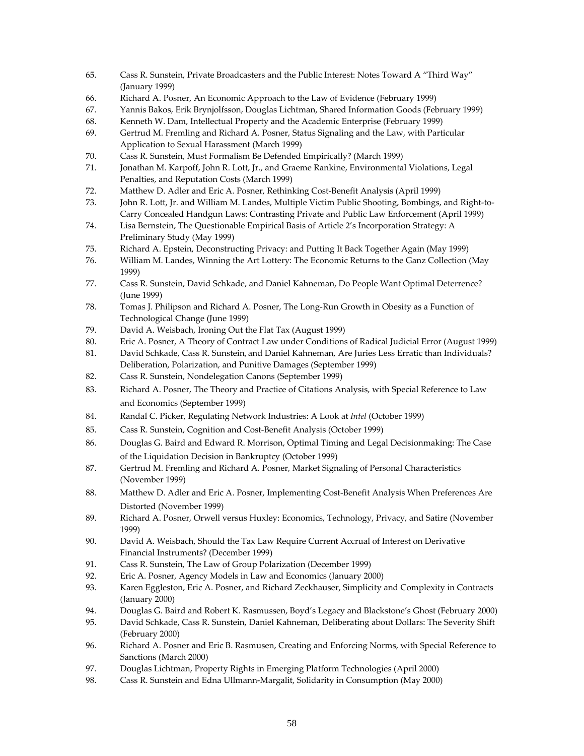65. Cass R. Sunstein, Private Broadcasters and the Public Interest: Notes Toward A "Third Way" (January 1999)
66. Richard A. Posner, An Economic Approach to the Law of Evidence (February 1999)
67. Yannis Bakos, Erik Brynjolfsson, Douglas Lichtman, Shared Information Goods (February 1999)
68. Kenneth W. Dam, Intellectual Property and the Academic Enterprise (February 1999)
69. Gertrud M. Fremling and Richard A. Posner, Status Signaling and the Law, with Particular Application to Sexual Harassment (March 1999)
70. Cass R. Sunstein, Must Formalism Be Defended Empirically? (March 1999)
71. Jonathan M. Karpoff, John R. Lott, Jr., and Graeme Rankine, Environmental Violations, Legal Penalties, and Reputation Costs (March 1999)
72. Matthew D. Adler and Eric A. Posner, Rethinking Cost-Benefit Analysis (April 1999)
73. John R. Lott, Jr. and William M. Landes, Multiple Victim Public Shooting, Bombings, and Right-to-Carry Concealed Handgun Laws: Contrasting Private and Public Law Enforcement (April 1999)
74. Lisa Bernstein, The Questionable Empirical Basis of Article 2's Incorporation Strategy: A Preliminary Study (May 1999)
75. Richard A. Epstein, Deconstructing Privacy: and Putting It Back Together Again (May 1999)
76. William M. Landes, Winning the Art Lottery: The Economic Returns to the Ganz Collection (May 1999)
77. Cass R. Sunstein, David Schkade, and Daniel Kahneman, Do People Want Optimal Deterrence? (June 1999)
78. Tomas J. Philipson and Richard A. Posner, The Long-Run Growth in Obesity as a Function of Technological Change (June 1999)
79. David A. Weisbach, Ironing Out the Flat Tax (August 1999)
80. Eric A. Posner, A Theory of Contract Law under Conditions of Radical Judicial Error (August 1999)
81. David Schkade, Cass R. Sunstein, and Daniel Kahneman, Are Juries Less Erratic than Individuals? Deliberation, Polarization, and Punitive Damages (September 1999)
82. Cass R. Sunstein, Nondelegation Canons (September 1999)
83. Richard A. Posner, The Theory and Practice of Citations Analysis, with Special Reference to Law and Economics (September 1999)
84. Randal C. Picker, Regulating Network Industries: A Look at *Intel* (October 1999)
85. Cass R. Sunstein, Cognition and Cost-Benefit Analysis (October 1999)
86. Douglas G. Baird and Edward R. Morrison, Optimal Timing and Legal Decisionmaking: The Case of the Liquidation Decision in Bankruptcy (October 1999)
87. Gertrud M. Fremling and Richard A. Posner, Market Signaling of Personal Characteristics (November 1999)
88. Matthew D. Adler and Eric A. Posner, Implementing Cost-Benefit Analysis When Preferences Are Distorted (November 1999)
89. Richard A. Posner, Orwell versus Huxley: Economics, Technology, Privacy, and Satire (November 1999)
90. David A. Weisbach, Should the Tax Law Require Current Accrual of Interest on Derivative Financial Instruments? (December 1999)
91. Cass R. Sunstein, The Law of Group Polarization (December 1999)
92. Eric A. Posner, Agency Models in Law and Economics (January 2000)
93. Karen Eggleston, Eric A. Posner, and Richard Zeckhauser, Simplicity and Complexity in Contracts (January 2000)
94. Douglas G. Baird and Robert K. Rasmussen, Boyd's Legacy and Blackstone's Ghost (February 2000)
95. David Schkade, Cass R. Sunstein, Daniel Kahneman, Deliberating about Dollars: The Severity Shift (February 2000)
96. Richard A. Posner and Eric B. Rasmusen, Creating and Enforcing Norms, with Special Reference to Sanctions (March 2000)
97. Douglas Lichtman, Property Rights in Emerging Platform Technologies (April 2000)
98. Cass R. Sunstein and Edna Ullmann-Margalit, Solidarity in Consumption (May 2000)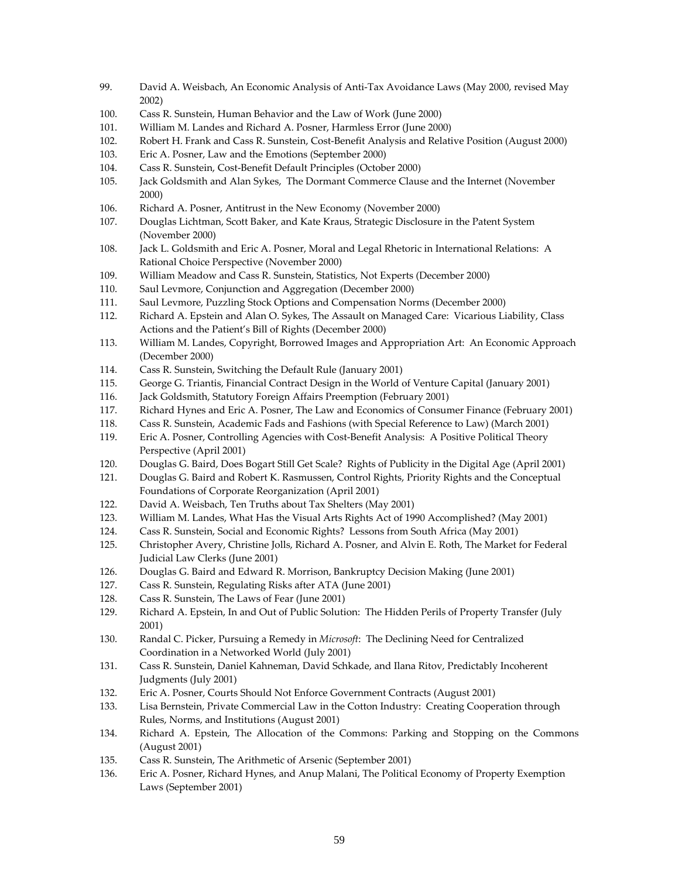99. David A. Weisbach, An Economic Analysis of Anti-Tax Avoidance Laws (May 2000, revised May 2002)
100. Cass R. Sunstein, Human Behavior and the Law of Work (June 2000)
101. William M. Landes and Richard A. Posner, Harmless Error (June 2000)
102. Robert H. Frank and Cass R. Sunstein, Cost-Benefit Analysis and Relative Position (August 2000)
103. Eric A. Posner, Law and the Emotions (September 2000)
104. Cass R. Sunstein, Cost-Benefit Default Principles (October 2000)
105. Jack Goldsmith and Alan Sykes, The Dormant Commerce Clause and the Internet (November 2000)
106. Richard A. Posner, Antitrust in the New Economy (November 2000)
107. Douglas Lichtman, Scott Baker, and Kate Kraus, Strategic Disclosure in the Patent System (November 2000)
108. Jack L. Goldsmith and Eric A. Posner, Moral and Legal Rhetoric in International Relations: A Rational Choice Perspective (November 2000)
109. William Meadow and Cass R. Sunstein, Statistics, Not Experts (December 2000)
110. Saul Levmore, Conjunction and Aggregation (December 2000)
111. Saul Levmore, Puzzling Stock Options and Compensation Norms (December 2000)
112. Richard A. Epstein and Alan O. Sykes, The Assault on Managed Care: Vicarious Liability, Class Actions and the Patient's Bill of Rights (December 2000)
113. William M. Landes, Copyright, Borrowed Images and Appropriation Art: An Economic Approach (December 2000)
114. Cass R. Sunstein, Switching the Default Rule (January 2001)
115. George G. Triantis, Financial Contract Design in the World of Venture Capital (January 2001)
116. Jack Goldsmith, Statutory Foreign Affairs Preemption (February 2001)
117. Richard Hynes and Eric A. Posner, The Law and Economics of Consumer Finance (February 2001)
118. Cass R. Sunstein, Academic Fads and Fashions (with Special Reference to Law) (March 2001)
119. Eric A. Posner, Controlling Agencies with Cost-Benefit Analysis: A Positive Political Theory Perspective (April 2001)
120. Douglas G. Baird, Does Bogart Still Get Scale? Rights of Publicity in the Digital Age (April 2001)
121. Douglas G. Baird and Robert K. Rasmussen, Control Rights, Priority Rights and the Conceptual Foundations of Corporate Reorganization (April 2001)
122. David A. Weisbach, Ten Truths about Tax Shelters (May 2001)
123. William M. Landes, What Has the Visual Arts Rights Act of 1990 Accomplished? (May 2001)
124. Cass R. Sunstein, Social and Economic Rights? Lessons from South Africa (May 2001)
125. Christopher Avery, Christine Jolls, Richard A. Posner, and Alvin E. Roth, The Market for Federal Judicial Law Clerks (June 2001)
126. Douglas G. Baird and Edward R. Morrison, Bankruptcy Decision Making (June 2001)
127. Cass R. Sunstein, Regulating Risks after ATA (June 2001)
128. Cass R. Sunstein, The Laws of Fear (June 2001)
129. Richard A. Epstein, In and Out of Public Solution: The Hidden Perils of Property Transfer (July 2001)
130. Randal C. Picker, Pursuing a Remedy in *Microsoft*: The Declining Need for Centralized Coordination in a Networked World (July 2001)
131. Cass R. Sunstein, Daniel Kahneman, David Schkade, and Ilana Ritov, Predictably Incoherent Judgments (July 2001)
132. Eric A. Posner, Courts Should Not Enforce Government Contracts (August 2001)
133. Lisa Bernstein, Private Commercial Law in the Cotton Industry: Creating Cooperation through Rules, Norms, and Institutions (August 2001)
134. Richard A. Epstein, The Allocation of the Commons: Parking and Stopping on the Commons (August 2001)
135. Cass R. Sunstein, The Arithmetic of Arsenic (September 2001)
136. Eric A. Posner, Richard Hynes, and Anup Malani, The Political Economy of Property Exemption Laws (September 2001)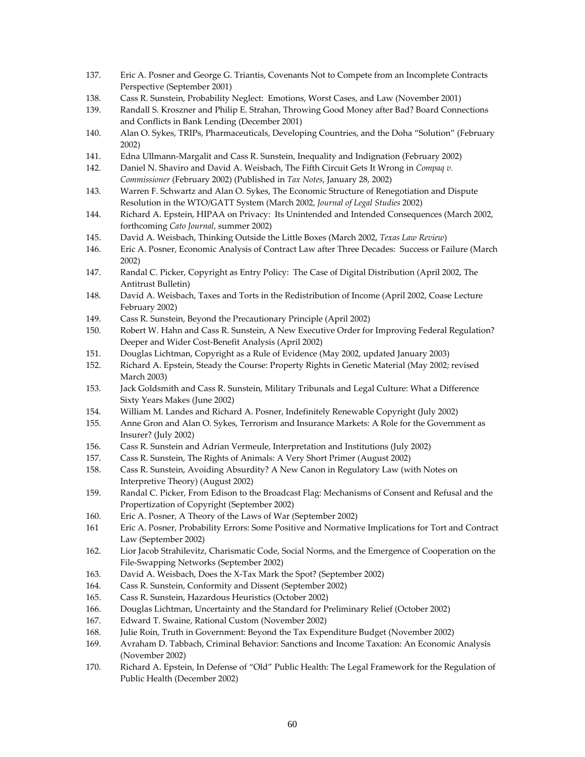137. Eric A. Posner and George G. Triantis, Covenants Not to Compete from an Incomplete Contracts Perspective (September 2001)
138. Cass R. Sunstein, Probability Neglect: Emotions, Worst Cases, and Law (November 2001)
139. Randall S. Kroszner and Philip E. Strahan, Throwing Good Money after Bad? Board Connections and Conflicts in Bank Lending (December 2001)
140. Alan O. Sykes, TRIPs, Pharmaceuticals, Developing Countries, and the Doha “Solution” (February 2002)
141. Edna Ullmann-Margalit and Cass R. Sunstein, Inequality and Indignation (February 2002)
142. Daniel N. Shaviro and David A. Weisbach, The Fifth Circuit Gets It Wrong in *Compaq v. Commissioner* (February 2002) (Published in *Tax Notes*, January 28, 2002)
143. Warren F. Schwartz and Alan O. Sykes, The Economic Structure of Renegotiation and Dispute Resolution in the WTO/GATT System (March 2002, *Journal of Legal Studies* 2002)
144. Richard A. Epstein, HIPAA on Privacy: Its Unintended and Intended Consequences (March 2002, forthcoming *Cato Journal*, summer 2002)
145. David A. Weisbach, Thinking Outside the Little Boxes (March 2002, *Texas Law Review*)
146. Eric A. Posner, Economic Analysis of Contract Law after Three Decades: Success or Failure (March 2002)
147. Randal C. Picker, Copyright as Entry Policy: The Case of Digital Distribution (April 2002, The Antitrust Bulletin)
148. David A. Weisbach, Taxes and Torts in the Redistribution of Income (April 2002, Coase Lecture February 2002)
149. Cass R. Sunstein, Beyond the Precautionary Principle (April 2002)
150. Robert W. Hahn and Cass R. Sunstein, A New Executive Order for Improving Federal Regulation? Deeper and Wider Cost-Benefit Analysis (April 2002)
151. Douglas Lichtman, Copyright as a Rule of Evidence (May 2002, updated January 2003)
152. Richard A. Epstein, Steady the Course: Property Rights in Genetic Material (May 2002; revised March 2003)
153. Jack Goldsmith and Cass R. Sunstein, Military Tribunals and Legal Culture: What a Difference Sixty Years Makes (June 2002)
154. William M. Landes and Richard A. Posner, Indefinitely Renewable Copyright (July 2002)
155. Anne Gron and Alan O. Sykes, Terrorism and Insurance Markets: A Role for the Government as Insurer? (July 2002)
156. Cass R. Sunstein and Adrian Vermeule, Interpretation and Institutions (July 2002)
157. Cass R. Sunstein, The Rights of Animals: A Very Short Primer (August 2002)
158. Cass R. Sunstein, Avoiding Absurdity? A New Canon in Regulatory Law (with Notes on Interpretive Theory) (August 2002)
159. Randal C. Picker, From Edison to the Broadcast Flag: Mechanisms of Consent and Refusal and the Propertization of Copyright (September 2002)
160. Eric A. Posner, A Theory of the Laws of War (September 2002)
161 Eric A. Posner, Probability Errors: Some Positive and Normative Implications for Tort and Contract Law (September 2002)
162. Lior Jacob Strahilevitz, Charismatic Code, Social Norms, and the Emergence of Cooperation on the File-Swapping Networks (September 2002)
163. David A. Weisbach, Does the X-Tax Mark the Spot? (September 2002)
164. Cass R. Sunstein, Conformity and Dissent (September 2002)
165. Cass R. Sunstein, Hazardous Heuristics (October 2002)
166. Douglas Lichtman, Uncertainty and the Standard for Preliminary Relief (October 2002)
167. Edward T. Swaine, Rational Custom (November 2002)
168. Julie Roin, Truth in Government: Beyond the Tax Expenditure Budget (November 2002)
169. Avraham D. Tabbach, Criminal Behavior: Sanctions and Income Taxation: An Economic Analysis (November 2002)
170. Richard A. Epstein, In Defense of “Old” Public Health: The Legal Framework for the Regulation of Public Health (December 2002)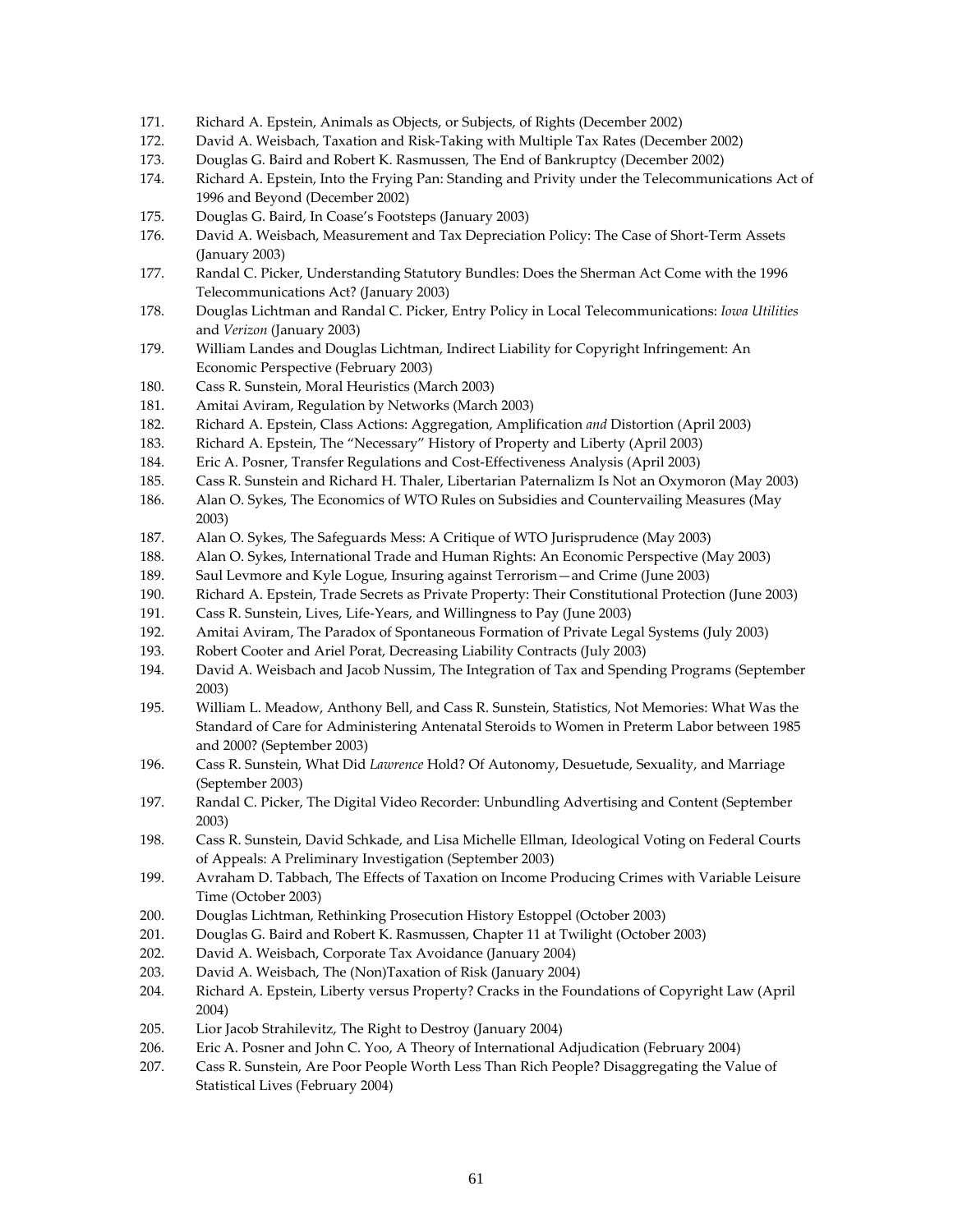171. Richard A. Epstein, Animals as Objects, or Subjects, of Rights (December 2002)
172. David A. Weisbach, Taxation and Risk-Taking with Multiple Tax Rates (December 2002)
173. Douglas G. Baird and Robert K. Rasmussen, The End of Bankruptcy (December 2002)
174. Richard A. Epstein, Into the Frying Pan: Standing and Privity under the Telecommunications Act of 1996 and Beyond (December 2002)
175. Douglas G. Baird, In Coase's Footsteps (January 2003)
176. David A. Weisbach, Measurement and Tax Depreciation Policy: The Case of Short-Term Assets (January 2003)
177. Randal C. Picker, Understanding Statutory Bundles: Does the Sherman Act Come with the 1996 Telecommunications Act? (January 2003)
178. Douglas Lichtman and Randal C. Picker, Entry Policy in Local Telecommunications: *Iowa Utilities* and *Verizon* (January 2003)
179. William Landes and Douglas Lichtman, Indirect Liability for Copyright Infringement: An Economic Perspective (February 2003)
180. Cass R. Sunstein, Moral Heuristics (March 2003)
181. Amitai Aviram, Regulation by Networks (March 2003)
182. Richard A. Epstein, Class Actions: Aggregation, Amplification *and* Distortion (April 2003)
183. Richard A. Epstein, The "Necessary" History of Property and Liberty (April 2003)
184. Eric A. Posner, Transfer Regulations and Cost-Effectiveness Analysis (April 2003)
185. Cass R. Sunstein and Richard H. Thaler, Libertarian Paternalizm Is Not an Oxymoron (May 2003)
186. Alan O. Sykes, The Economics of WTO Rules on Subsidies and Countervailing Measures (May 2003)
187. Alan O. Sykes, The Safeguards Mess: A Critique of WTO Jurisprudence (May 2003)
188. Alan O. Sykes, International Trade and Human Rights: An Economic Perspective (May 2003)
189. Saul Levmore and Kyle Logue, Insuring against Terrorism—and Crime (June 2003)
190. Richard A. Epstein, Trade Secrets as Private Property: Their Constitutional Protection (June 2003)
191. Cass R. Sunstein, Lives, Life-Years, and Willingness to Pay (June 2003)
192. Amitai Aviram, The Paradox of Spontaneous Formation of Private Legal Systems (July 2003)
193. Robert Cooter and Ariel Porat, Decreasing Liability Contracts (July 2003)
194. David A. Weisbach and Jacob Nussim, The Integration of Tax and Spending Programs (September 2003)
195. William L. Meadow, Anthony Bell, and Cass R. Sunstein, Statistics, Not Memories: What Was the Standard of Care for Administering Antenatal Steroids to Women in Preterm Labor between 1985 and 2000? (September 2003)
196. Cass R. Sunstein, What Did *Lawrence* Hold? Of Autonomy, Desuetude, Sexuality, and Marriage (September 2003)
197. Randal C. Picker, The Digital Video Recorder: Unbundling Advertising and Content (September 2003)
198. Cass R. Sunstein, David Schkade, and Lisa Michelle Ellman, Ideological Voting on Federal Courts of Appeals: A Preliminary Investigation (September 2003)
199. Avraham D. Tabbach, The Effects of Taxation on Income Producing Crimes with Variable Leisure Time (October 2003)
200. Douglas Lichtman, Rethinking Prosecution History Estoppel (October 2003)
201. Douglas G. Baird and Robert K. Rasmussen, Chapter 11 at Twilight (October 2003)
202. David A. Weisbach, Corporate Tax Avoidance (January 2004)
203. David A. Weisbach, The (Non)Taxation of Risk (January 2004)
204. Richard A. Epstein, Liberty versus Property? Cracks in the Foundations of Copyright Law (April 2004)
205. Lior Jacob Strahilevitz, The Right to Destroy (January 2004)
206. Eric A. Posner and John C. Yoo, A Theory of International Adjudication (February 2004)
207. Cass R. Sunstein, Are Poor People Worth Less Than Rich People? Disaggregating the Value of Statistical Lives (February 2004)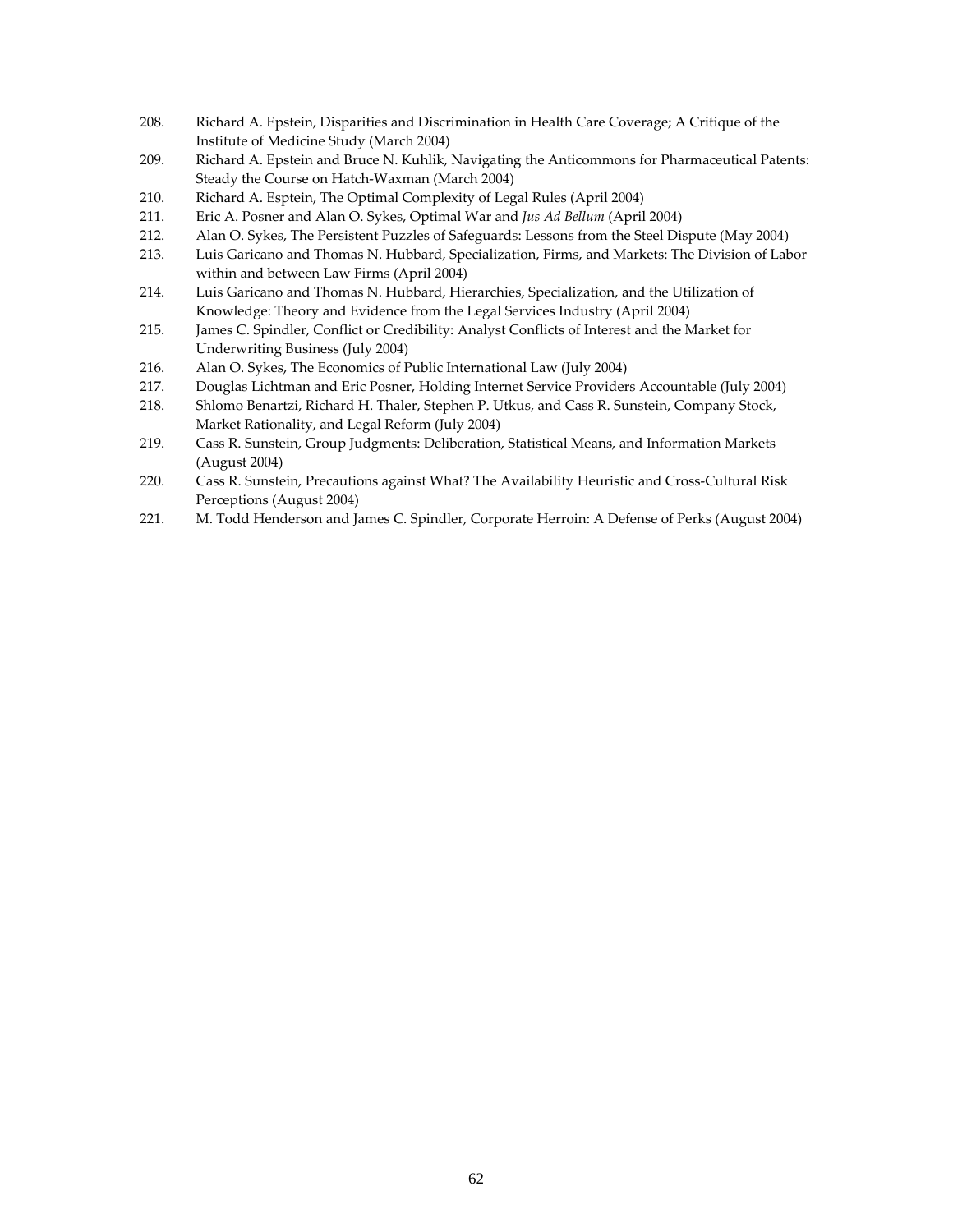208. Richard A. Epstein, Disparities and Discrimination in Health Care Coverage; A Critique of the Institute of Medicine Study (March 2004)
209. Richard A. Epstein and Bruce N. Kuhlik, Navigating the Anticommons for Pharmaceutical Patents: Steady the Course on Hatch-Waxman (March 2004)
210. Richard A. Esptein, The Optimal Complexity of Legal Rules (April 2004)
211. Eric A. Posner and Alan O. Sykes, Optimal War and *Jus Ad Bellum* (April 2004)
212. Alan O. Sykes, The Persistent Puzzles of Safeguards: Lessons from the Steel Dispute (May 2004)
213. Luis Garicano and Thomas N. Hubbard, Specialization, Firms, and Markets: The Division of Labor within and between Law Firms (April 2004)
214. Luis Garicano and Thomas N. Hubbard, Hierarchies, Specialization, and the Utilization of Knowledge: Theory and Evidence from the Legal Services Industry (April 2004)
215. James C. Spindler, Conflict or Credibility: Analyst Conflicts of Interest and the Market for Underwriting Business (July 2004)
216. Alan O. Sykes, The Economics of Public International Law (July 2004)
217. Douglas Lichtman and Eric Posner, Holding Internet Service Providers Accountable (July 2004)
218. Shlomo Benartzi, Richard H. Thaler, Stephen P. Utkus, and Cass R. Sunstein, Company Stock, Market Rationality, and Legal Reform (July 2004)
219. Cass R. Sunstein, Group Judgments: Deliberation, Statistical Means, and Information Markets (August 2004)
220. Cass R. Sunstein, Precautions against What? The Availability Heuristic and Cross-Cultural Risk Perceptions (August 2004)
221. M. Todd Henderson and James C. Spindler, Corporate Herroin: A Defense of Perks (August 2004)